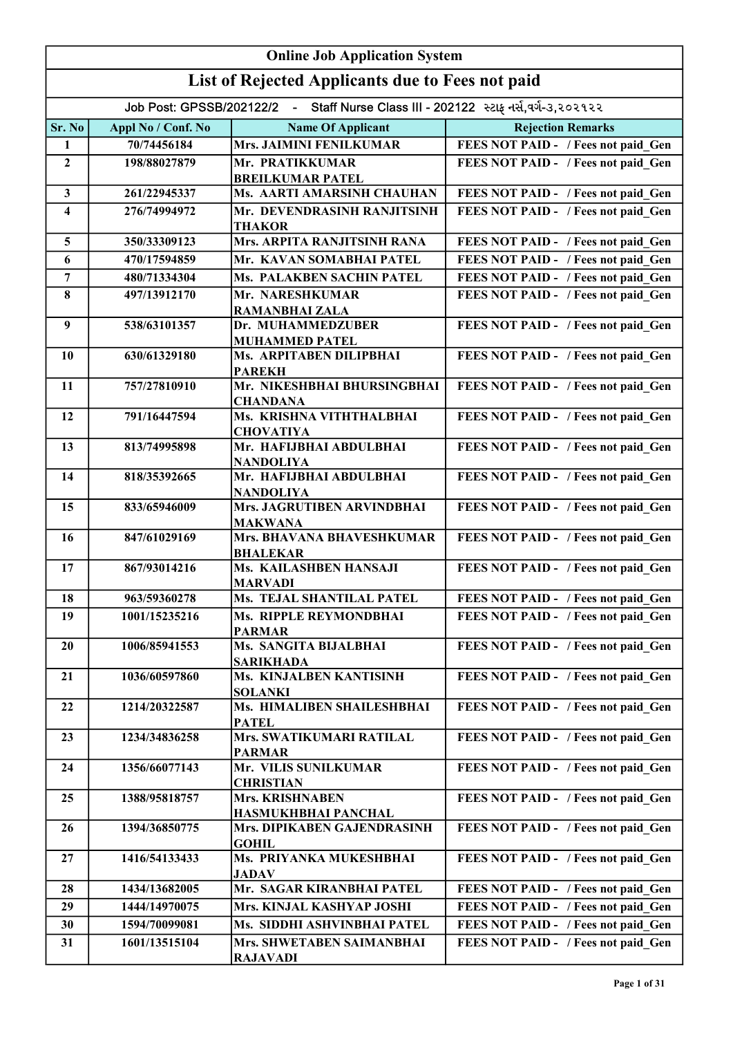# Online Job Application System

## List of Rejected Applicants due to Fees not paid

Job Post: GPSSB/202122/2 - Staff Nurse Class III - 202122 સ્ટાફ નર્સ,વર્ગ-૩,૨૦૨૧૨૨

| Sr. No | Appl No / Conf. No | Name Of Applicant | Rejection Remarks |
|---|---|---|---|
| 1 | 70/74456184 | Mrs. JAIMINI FENILKUMAR | FEES NOT PAID - / Fees not paid_Gen |
| 2 | 198/88027879 | Mr. PRATIKKUMAR BREILKUMAR PATEL | FEES NOT PAID - / Fees not paid_Gen |
| 3 | 261/22945337 | Ms. AARTI AMARSINH CHAUHAN | FEES NOT PAID - / Fees not paid_Gen |
| 4 | 276/74994972 | Mr. DEVENDRASINH RANJITSINH THAKOR | FEES NOT PAID - / Fees not paid_Gen |
| 5 | 350/33309123 | Mrs. ARPITA RANJITSINH RANA | FEES NOT PAID - / Fees not paid_Gen |
| 6 | 470/17594859 | Mr. KAVAN SOMABHAI PATEL | FEES NOT PAID - / Fees not paid_Gen |
| 7 | 480/71334304 | Ms. PALAKBEN SACHIN PATEL | FEES NOT PAID - / Fees not paid_Gen |
| 8 | 497/13912170 | Mr. NARESHKUMAR RAMANBHAI ZALA | FEES NOT PAID - / Fees not paid_Gen |
| 9 | 538/63101357 | Dr. MUHAMMEDZUBER MUHAMMED PATEL | FEES NOT PAID - / Fees not paid_Gen |
| 10 | 630/61329180 | Ms. ARPITABEN DILIPBHAI PAREKH | FEES NOT PAID - / Fees not paid_Gen |
| 11 | 757/27810910 | Mr. NIKESHBHAI BHURSINGBHAI CHANDANA | FEES NOT PAID - / Fees not paid_Gen |
| 12 | 791/16447594 | Ms. KRISHNA VITHTHALBHAI CHOVATIYA | FEES NOT PAID - / Fees not paid_Gen |
| 13 | 813/74995898 | Mr. HAFIJBHAI ABDULBHAI NANDOLIYA | FEES NOT PAID - / Fees not paid_Gen |
| 14 | 818/35392665 | Mr. HAFIJBHAI ABDULBHAI NANDOLIYA | FEES NOT PAID - / Fees not paid_Gen |
| 15 | 833/65946009 | Mrs. JAGRUTIBEN ARVINDBHAI MAKWANA | FEES NOT PAID - / Fees not paid_Gen |
| 16 | 847/61029169 | Mrs. BHAVANA BHAVESHKUMAR BHALEKAR | FEES NOT PAID - / Fees not paid_Gen |
| 17 | 867/93014216 | Ms. KAILASHBEN HANSAJI MARVADI | FEES NOT PAID - / Fees not paid_Gen |
| 18 | 963/59360278 | Ms. TEJAL SHANTILAL PATEL | FEES NOT PAID - / Fees not paid_Gen |
| 19 | 1001/15235216 | Ms. RIPPLE REYMONDBHAI PARMAR | FEES NOT PAID - / Fees not paid_Gen |
| 20 | 1006/85941553 | Ms. SANGITA BIJALBHAI SARIKHADA | FEES NOT PAID - / Fees not paid_Gen |
| 21 | 1036/60597860 | Ms. KINJALBEN KANTISINH SOLANKI | FEES NOT PAID - / Fees not paid_Gen |
| 22 | 1214/20322587 | Ms. HIMALIBEN SHAILESHBHAI PATEL | FEES NOT PAID - / Fees not paid_Gen |
| 23 | 1234/34836258 | Mrs. SWATIKUMARI RATILAL PARMAR | FEES NOT PAID - / Fees not paid_Gen |
| 24 | 1356/66077143 | Mr. VILIS SUNILKUMAR CHRISTIAN | FEES NOT PAID - / Fees not paid_Gen |
| 25 | 1388/95818757 | Mrs. KRISHNABEN HASMUKHBHAI PANCHAL | FEES NOT PAID - / Fees not paid_Gen |
| 26 | 1394/36850775 | Mrs. DIPIKABEN GAJENDRASINH GOHIL | FEES NOT PAID - / Fees not paid_Gen |
| 27 | 1416/54133433 | Ms. PRIYANKA MUKESHBHAI JADAV | FEES NOT PAID - / Fees not paid_Gen |
| 28 | 1434/13682005 | Mr. SAGAR KIRANBHAI PATEL | FEES NOT PAID - / Fees not paid_Gen |
| 29 | 1444/14970075 | Mrs. KINJAL KASHYAP JOSHI | FEES NOT PAID - / Fees not paid_Gen |
| 30 | 1594/70099081 | Ms. SIDDHI ASHVINBHAI PATEL | FEES NOT PAID - / Fees not paid_Gen |
| 31 | 1601/13515104 | Mrs. SHWETABEN SAIMANBHAI RAJAVADI | FEES NOT PAID - / Fees not paid_Gen |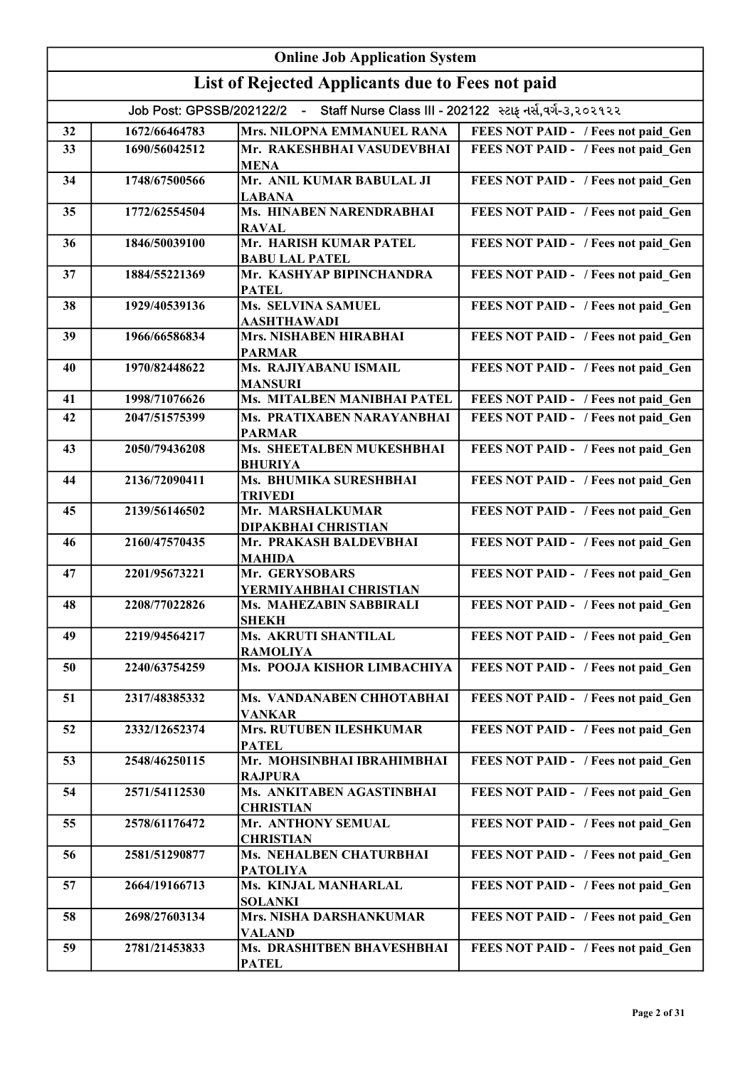# Online Job Application System

## List of Rejected Applicants due to Fees not paid

Job Post: GPSSB/202122/2 - Staff Nurse Class III - 202122 સ્ટાફ નર્સ,વર્ગ-૩,૨૦૨૧૨૨

| | | | |
|---|---|---|---|
| 32 | 1672/66464783 | Mrs. NILOPNA EMMANUEL RANA | FEES NOT PAID - / Fees not paid_Gen |
| 33 | 1690/56042512 | Mr. RAKESHBHAI VASUDEVBHAI MENA | FEES NOT PAID - / Fees not paid_Gen |
| 34 | 1748/67500566 | Mr. ANIL KUMAR BABULAL JI LABANA | FEES NOT PAID - / Fees not paid_Gen |
| 35 | 1772/62554504 | Ms. HINABEN NARENDRABHAI RAVAL | FEES NOT PAID - / Fees not paid_Gen |
| 36 | 1846/50039100 | Mr. HARISH KUMAR PATEL BABU LAL PATEL | FEES NOT PAID - / Fees not paid_Gen |
| 37 | 1884/55221369 | Mr. KASHYAP BIPINCHANDRA PATEL | FEES NOT PAID - / Fees not paid_Gen |
| 38 | 1929/40539136 | Ms. SELVINA SAMUEL AASHTHAWADI | FEES NOT PAID - / Fees not paid_Gen |
| 39 | 1966/66586834 | Mrs. NISHABEN HIRABHAI PARMAR | FEES NOT PAID - / Fees not paid_Gen |
| 40 | 1970/82448622 | Ms. RAJIYABANU ISMAIL MANSURI | FEES NOT PAID - / Fees not paid_Gen |
| 41 | 1998/71076626 | Ms. MITALBEN MANIBHAI PATEL | FEES NOT PAID - / Fees not paid_Gen |
| 42 | 2047/51575399 | Ms. PRATIXABEN NARAYANBHAI PARMAR | FEES NOT PAID - / Fees not paid_Gen |
| 43 | 2050/79436208 | Ms. SHEETALBEN MUKESHBHAI BHURIYA | FEES NOT PAID - / Fees not paid_Gen |
| 44 | 2136/72090411 | Ms. BHUMIKA SURESHBHAI TRIVEDI | FEES NOT PAID - / Fees not paid_Gen |
| 45 | 2139/56146502 | Mr. MARSHALKUMAR DIPAKBHAI CHRISTIAN | FEES NOT PAID - / Fees not paid_Gen |
| 46 | 2160/47570435 | Mr. PRAKASH BALDEVBHAI MAHIDA | FEES NOT PAID - / Fees not paid_Gen |
| 47 | 2201/95673221 | Mr. GERYSOBARS YERMIYAHBHAI CHRISTIAN | FEES NOT PAID - / Fees not paid_Gen |
| 48 | 2208/77022826 | Ms. MAHEZABIN SABBIRALI SHEKH | FEES NOT PAID - / Fees not paid_Gen |
| 49 | 2219/94564217 | Ms. AKRUTI SHANTILAL RAMOLIYA | FEES NOT PAID - / Fees not paid_Gen |
| 50 | 2240/63754259 | Ms. POOJA KISHOR LIMBACHIYA | FEES NOT PAID - / Fees not paid_Gen |
| 51 | 2317/48385332 | Ms. VANDANABEN CHHOTABHAI VANKAR | FEES NOT PAID - / Fees not paid_Gen |
| 52 | 2332/12652374 | Mrs. RUTUBEN ILESHKUMAR PATEL | FEES NOT PAID - / Fees not paid_Gen |
| 53 | 2548/46250115 | Mr. MOHSINBHAI IBRAHIMBHAI RAJPURA | FEES NOT PAID - / Fees not paid_Gen |
| 54 | 2571/54112530 | Ms. ANKITABEN AGASTINBHAI CHRISTIAN | FEES NOT PAID - / Fees not paid_Gen |
| 55 | 2578/61176472 | Mr. ANTHONY SEMUAL CHRISTIAN | FEES NOT PAID - / Fees not paid_Gen |
| 56 | 2581/51290877 | Ms. NEHALBEN CHATURBHAI PATOLIYA | FEES NOT PAID - / Fees not paid_Gen |
| 57 | 2664/19166713 | Ms. KINJAL MANHARLAL SOLANKI | FEES NOT PAID - / Fees not paid_Gen |
| 58 | 2698/27603134 | Mrs. NISHA DARSHANKUMAR VALAND | FEES NOT PAID - / Fees not paid_Gen |
| 59 | 2781/21453833 | Ms. DRASHITBEN BHAVESHBHAI PATEL | FEES NOT PAID - / Fees not paid_Gen |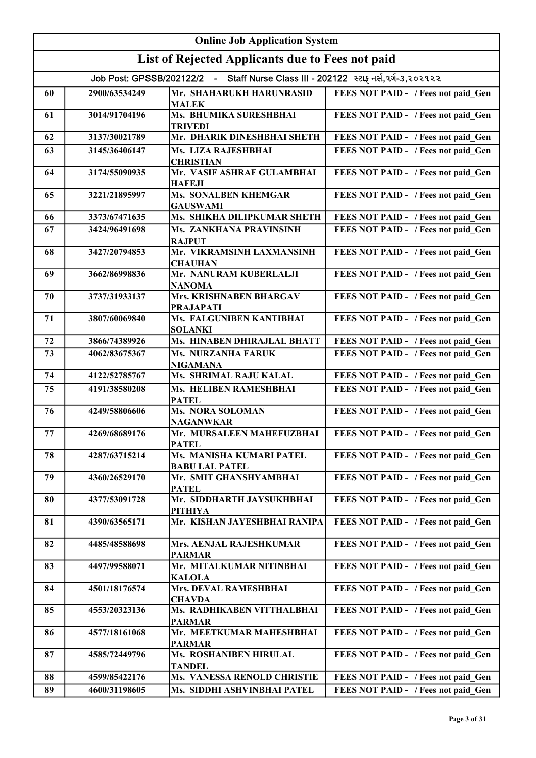| Online Job Application System | | | |
|---|---|---|---|
| **List of Rejected Applicants due to Fees not paid** | | | |
| Job Post: GPSSB/202122/2 - Staff Nurse Class III - 202122 સ્ટાફ નર્સ,વર્ગ-૩,૨૦૨૧૨૨ | | | |
| 60 | 2900/63534249 | Mr. SHAHARUKH HARUNRASID MALEK | FEES NOT PAID - / Fees not paid_Gen |
| 61 | 3014/91704196 | Ms. BHUMIKA SURESHBHAI TRIVEDI | FEES NOT PAID - / Fees not paid_Gen |
| 62 | 3137/30021789 | Mr. DHARIK DINESHBHAI SHETH | FEES NOT PAID - / Fees not paid_Gen |
| 63 | 3145/36406147 | Ms. LIZA RAJESHBHAI CHRISTIAN | FEES NOT PAID - / Fees not paid_Gen |
| 64 | 3174/55090935 | Mr. VASIF ASHRAF GULAMBHAI HAFEJI | FEES NOT PAID - / Fees not paid_Gen |
| 65 | 3221/21895997 | Ms. SONALBEN KHEMGAR GAUSWAMI | FEES NOT PAID - / Fees not paid_Gen |
| 66 | 3373/67471635 | Ms. SHIKHA DILIPKUMAR SHETH | FEES NOT PAID - / Fees not paid_Gen |
| 67 | 3424/96491698 | Ms. ZANKHANA PRAVINSINH RAJPUT | FEES NOT PAID - / Fees not paid_Gen |
| 68 | 3427/20794853 | Mr. VIKRAMSINH LAXMANSINH CHAUHAN | FEES NOT PAID - / Fees not paid_Gen |
| 69 | 3662/86998836 | Mr. NANURAM KUBERLALJI NANOMA | FEES NOT PAID - / Fees not paid_Gen |
| 70 | 3737/31933137 | Mrs. KRISHNABEN BHARGAV PRAJAPATI | FEES NOT PAID - / Fees not paid_Gen |
| 71 | 3807/60069840 | Ms. FALGUNIBEN KANTIBHAI SOLANKI | FEES NOT PAID - / Fees not paid_Gen |
| 72 | 3866/74389926 | Ms. HINABEN DHIRAJLAL BHATT | FEES NOT PAID - / Fees not paid_Gen |
| 73 | 4062/83675367 | Ms. NURZANHA FARUK NIGAMANA | FEES NOT PAID - / Fees not paid_Gen |
| 74 | 4122/52785767 | Ms. SHRIMAL RAJU KALAL | FEES NOT PAID - / Fees not paid_Gen |
| 75 | 4191/38580208 | Ms. HELIBEN RAMESHBHAI PATEL | FEES NOT PAID - / Fees not paid_Gen |
| 76 | 4249/58806606 | Ms. NORA SOLOMAN NAGANWKAR | FEES NOT PAID - / Fees not paid_Gen |
| 77 | 4269/68689176 | Mr. MURSALEEN MAHEFUZBHAI PATEL | FEES NOT PAID - / Fees not paid_Gen |
| 78 | 4287/63715214 | Ms. MANISHA KUMARI PATEL BABU LAL PATEL | FEES NOT PAID - / Fees not paid_Gen |
| 79 | 4360/26529170 | Mr. SMIT GHANSHYAMBHAI PATEL | FEES NOT PAID - / Fees not paid_Gen |
| 80 | 4377/53091728 | Mr. SIDDHARTH JAYSUKHBHAI PITHIYA | FEES NOT PAID - / Fees not paid_Gen |
| 81 | 4390/63565171 | Mr. KISHAN JAYESHBHAI RANIPA | FEES NOT PAID - / Fees not paid_Gen |
| 82 | 4485/48588698 | Mrs. AENJAL RAJESHKUMAR PARMAR | FEES NOT PAID - / Fees not paid_Gen |
| 83 | 4497/99588071 | Mr. MITALKUMAR NITINBHAI KALOLA | FEES NOT PAID - / Fees not paid_Gen |
| 84 | 4501/18176574 | Mrs. DEVAL RAMESHBHAI CHAVDA | FEES NOT PAID - / Fees not paid_Gen |
| 85 | 4553/20323136 | Ms. RADHIKABEN VITTHALBHAI PARMAR | FEES NOT PAID - / Fees not paid_Gen |
| 86 | 4577/18161068 | Mr. MEETKUMAR MAHESHBHAI PARMAR | FEES NOT PAID - / Fees not paid_Gen |
| 87 | 4585/72449796 | Ms. ROSHANIBEN HIRULAL TANDEL | FEES NOT PAID - / Fees not paid_Gen |
| 88 | 4599/85422176 | Ms. VANESSA RENOLD CHRISTIE | FEES NOT PAID - / Fees not paid_Gen |
| 89 | 4600/31198605 | Ms. SIDDHI ASHVINBHAI PATEL | FEES NOT PAID - / Fees not paid_Gen |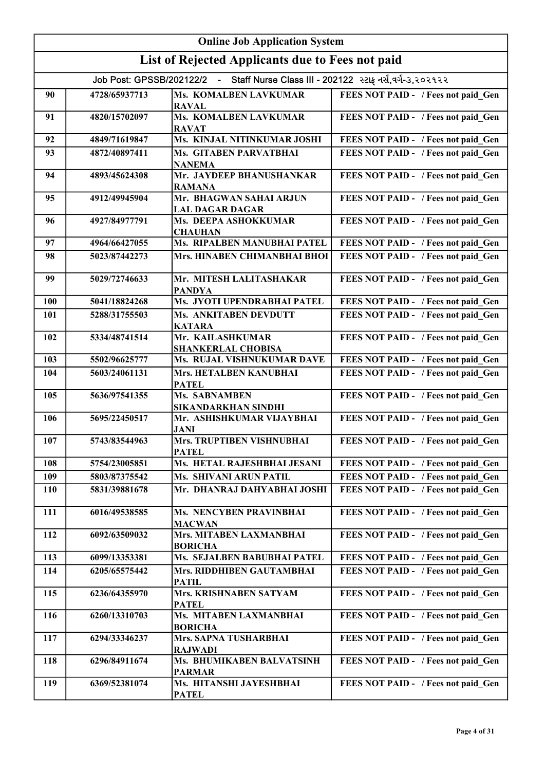# Online Job Application System

## List of Rejected Applicants due to Fees not paid

Job Post: GPSSB/202122/2 - Staff Nurse Class III - 202122 સ્ટાફ નર્સ,વર્ગ-૩,૨૦૨૧૨૨

| | | | |
|---|---|---|---|
| 90 | 4728/65937713 | Ms. KOMALBEN LAVKUMAR RAVAL | FEES NOT PAID - / Fees not paid_Gen |
| 91 | 4820/15702097 | Ms. KOMALBEN LAVKUMAR RAVAT | FEES NOT PAID - / Fees not paid_Gen |
| 92 | 4849/71619847 | Ms. KINJAL NITINKUMAR JOSHI | FEES NOT PAID - / Fees not paid_Gen |
| 93 | 4872/40897411 | Ms. GITABEN PARVATBHAI NANEMA | FEES NOT PAID - / Fees not paid_Gen |
| 94 | 4893/45624308 | Mr. JAYDEEP BHANUSHANKAR RAMANA | FEES NOT PAID - / Fees not paid_Gen |
| 95 | 4912/49945904 | Mr. BHAGWAN SAHAI ARJUN LAL DAGAR DAGAR | FEES NOT PAID - / Fees not paid_Gen |
| 96 | 4927/84977791 | Ms. DEEPA ASHOKKUMAR CHAUHAN | FEES NOT PAID - / Fees not paid_Gen |
| 97 | 4964/66427055 | Ms. RIPALBEN MANUBHAI PATEL | FEES NOT PAID - / Fees not paid_Gen |
| 98 | 5023/87442273 | Mrs. HINABEN CHIMANBHAI BHOI | FEES NOT PAID - / Fees not paid_Gen |
| 99 | 5029/72746633 | Mr. MITESH LALITASHAKAR PANDYA | FEES NOT PAID - / Fees not paid_Gen |
| 100 | 5041/18824268 | Ms. JYOTI UPENDRABHAI PATEL | FEES NOT PAID - / Fees not paid_Gen |
| 101 | 5288/31755503 | Ms. ANKITABEN DEVDUTT KATARA | FEES NOT PAID - / Fees not paid_Gen |
| 102 | 5334/48741514 | Mr. KAILASHKUMAR SHANKERLAL CHOBISA | FEES NOT PAID - / Fees not paid_Gen |
| 103 | 5502/96625777 | Ms. RUJAL VISHNUKUMAR DAVE | FEES NOT PAID - / Fees not paid_Gen |
| 104 | 5603/24061131 | Mrs. HETALBEN KANUBHAI PATEL | FEES NOT PAID - / Fees not paid_Gen |
| 105 | 5636/97541355 | Ms. SABNAMBEN SIKANDARKHAN SINDHI | FEES NOT PAID - / Fees not paid_Gen |
| 106 | 5695/22450517 | Mr. ASHISHKUMAR VIJAYBHAI JANI | FEES NOT PAID - / Fees not paid_Gen |
| 107 | 5743/83544963 | Mrs. TRUPTIBEN VISHNUBHAI PATEL | FEES NOT PAID - / Fees not paid_Gen |
| 108 | 5754/23005851 | Ms. HETAL RAJESHBHAI JESANI | FEES NOT PAID - / Fees not paid_Gen |
| 109 | 5803/87375542 | Ms. SHIVANI ARUN PATIL | FEES NOT PAID - / Fees not paid_Gen |
| 110 | 5831/39881678 | Mr. DHANRAJ DAHYABHAI JOSHI | FEES NOT PAID - / Fees not paid_Gen |
| 111 | 6016/49538585 | Ms. NENCYBEN PRAVINBHAI MACWAN | FEES NOT PAID - / Fees not paid_Gen |
| 112 | 6092/63509032 | Mrs. MITABEN LAXMANBHAI BORICHA | FEES NOT PAID - / Fees not paid_Gen |
| 113 | 6099/13353381 | Ms. SEJALBEN BABUBHAI PATEL | FEES NOT PAID - / Fees not paid_Gen |
| 114 | 6205/65575442 | Mrs. RIDDHIBEN GAUTAMBHAI PATIL | FEES NOT PAID - / Fees not paid_Gen |
| 115 | 6236/64355970 | Mrs. KRISHNABEN SATYAM PATEL | FEES NOT PAID - / Fees not paid_Gen |
| 116 | 6260/13310703 | Ms. MITABEN LAXMANBHAI BORICHA | FEES NOT PAID - / Fees not paid_Gen |
| 117 | 6294/33346237 | Mrs. SAPNA TUSHARBHAI RAJWADI | FEES NOT PAID - / Fees not paid_Gen |
| 118 | 6296/84911674 | Ms. BHUMIKABEN BALVATSINH PARMAR | FEES NOT PAID - / Fees not paid_Gen |
| 119 | 6369/52381074 | Ms. HITANSHI JAYESHBHAI PATEL | FEES NOT PAID - / Fees not paid_Gen |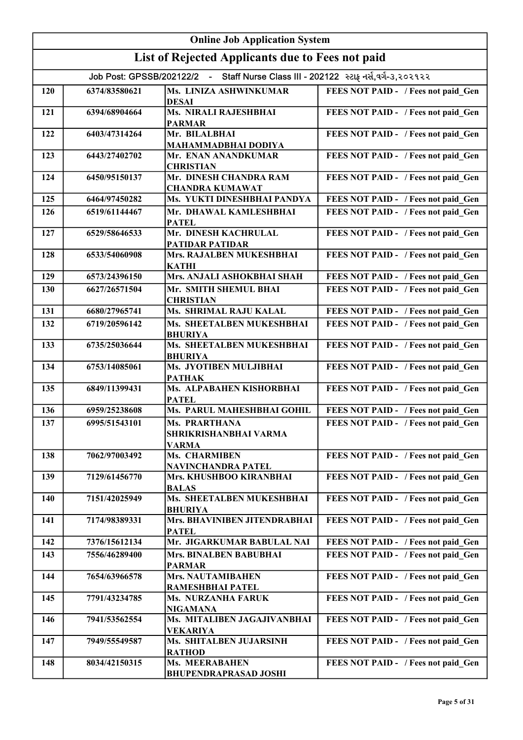# Online Job Application System

## List of Rejected Applicants due to Fees not paid

Job Post: GPSSB/202122/2 - Staff Nurse Class III - 202122 સ્ટાફ નર્સ,વર્ગ-૩,૨૦૨૧૨૨

| | | | |
|---|---|---|---|
| 120 | 6374/83580621 | Ms. LINIZA ASHWINKUMAR DESAI | FEES NOT PAID - / Fees not paid_Gen |
| 121 | 6394/68904664 | Ms. NIRALI RAJESHBHAI PARMAR | FEES NOT PAID - / Fees not paid_Gen |
| 122 | 6403/47314264 | Mr. BILALBHAI MAHAMMADBHAI DODIYA | FEES NOT PAID - / Fees not paid_Gen |
| 123 | 6443/27402702 | Mr. ENAN ANANDKUMAR CHRISTIAN | FEES NOT PAID - / Fees not paid_Gen |
| 124 | 6450/95150137 | Mr. DINESH CHANDRA RAM CHANDRA KUMAWAT | FEES NOT PAID - / Fees not paid_Gen |
| 125 | 6464/97450282 | Ms. YUKTI DINESHBHAI PANDYA | FEES NOT PAID - / Fees not paid_Gen |
| 126 | 6519/61144467 | Mr. DHAWAL KAMLESHBHAI PATEL | FEES NOT PAID - / Fees not paid_Gen |
| 127 | 6529/58646533 | Mr. DINESH KACHRULAL PATIDAR PATIDAR | FEES NOT PAID - / Fees not paid_Gen |
| 128 | 6533/54060908 | Mrs. RAJALBEN MUKESHBHAI KATHI | FEES NOT PAID - / Fees not paid_Gen |
| 129 | 6573/24396150 | Mrs. ANJALI ASHOKBHAI SHAH | FEES NOT PAID - / Fees not paid_Gen |
| 130 | 6627/26571504 | Mr. SMITH SHEMUL BHAI CHRISTIAN | FEES NOT PAID - / Fees not paid_Gen |
| 131 | 6680/27965741 | Ms. SHRIMAL RAJU KALAL | FEES NOT PAID - / Fees not paid_Gen |
| 132 | 6719/20596142 | Ms. SHEETALBEN MUKESHBHAI BHURIYA | FEES NOT PAID - / Fees not paid_Gen |
| 133 | 6735/25036644 | Ms. SHEETALBEN MUKESHBHAI BHURIYA | FEES NOT PAID - / Fees not paid_Gen |
| 134 | 6753/14085061 | Ms. JYOTIBEN MULJIBHAI PATHAK | FEES NOT PAID - / Fees not paid_Gen |
| 135 | 6849/11399431 | Ms. ALPABAHEN KISHORBHAI PATEL | FEES NOT PAID - / Fees not paid_Gen |
| 136 | 6959/25238608 | Ms. PARUL MAHESHBHAI GOHIL | FEES NOT PAID - / Fees not paid_Gen |
| 137 | 6995/51543101 | Ms. PRARTHANA SHRIKRISHANBHAI VARMA VARMA | FEES NOT PAID - / Fees not paid_Gen |
| 138 | 7062/97003492 | Ms. CHARMIBEN NAVINCHANDRA PATEL | FEES NOT PAID - / Fees not paid_Gen |
| 139 | 7129/61456770 | Mrs. KHUSHBOO KIRANBHAI BALAS | FEES NOT PAID - / Fees not paid_Gen |
| 140 | 7151/42025949 | Ms. SHEETALBEN MUKESHBHAI BHURIYA | FEES NOT PAID - / Fees not paid_Gen |
| 141 | 7174/98389331 | Mrs. BHAVINIBEN JITENDRABHAI PATEL | FEES NOT PAID - / Fees not paid_Gen |
| 142 | 7376/15612134 | Mr. JIGARKUMAR BABULAL NAI | FEES NOT PAID - / Fees not paid_Gen |
| 143 | 7556/46289400 | Mrs. BINALBEN BABUBHAI PARMAR | FEES NOT PAID - / Fees not paid_Gen |
| 144 | 7654/63966578 | Mrs. NAUTAMIBAHEN RAMESHBHAI PATEL | FEES NOT PAID - / Fees not paid_Gen |
| 145 | 7791/43234785 | Ms. NURZANHA FARUK NIGAMANA | FEES NOT PAID - / Fees not paid_Gen |
| 146 | 7941/53562554 | Ms. MITALIBEN JAGAJIVANBHAI VEKARIYA | FEES NOT PAID - / Fees not paid_Gen |
| 147 | 7949/55549587 | Ms. SHITALBEN JUJARSINH RATHOD | FEES NOT PAID - / Fees not paid_Gen |
| 148 | 8034/42150315 | Ms. MEERABAHEN BHUPENDRAPRASAD JOSHI | FEES NOT PAID - / Fees not paid_Gen |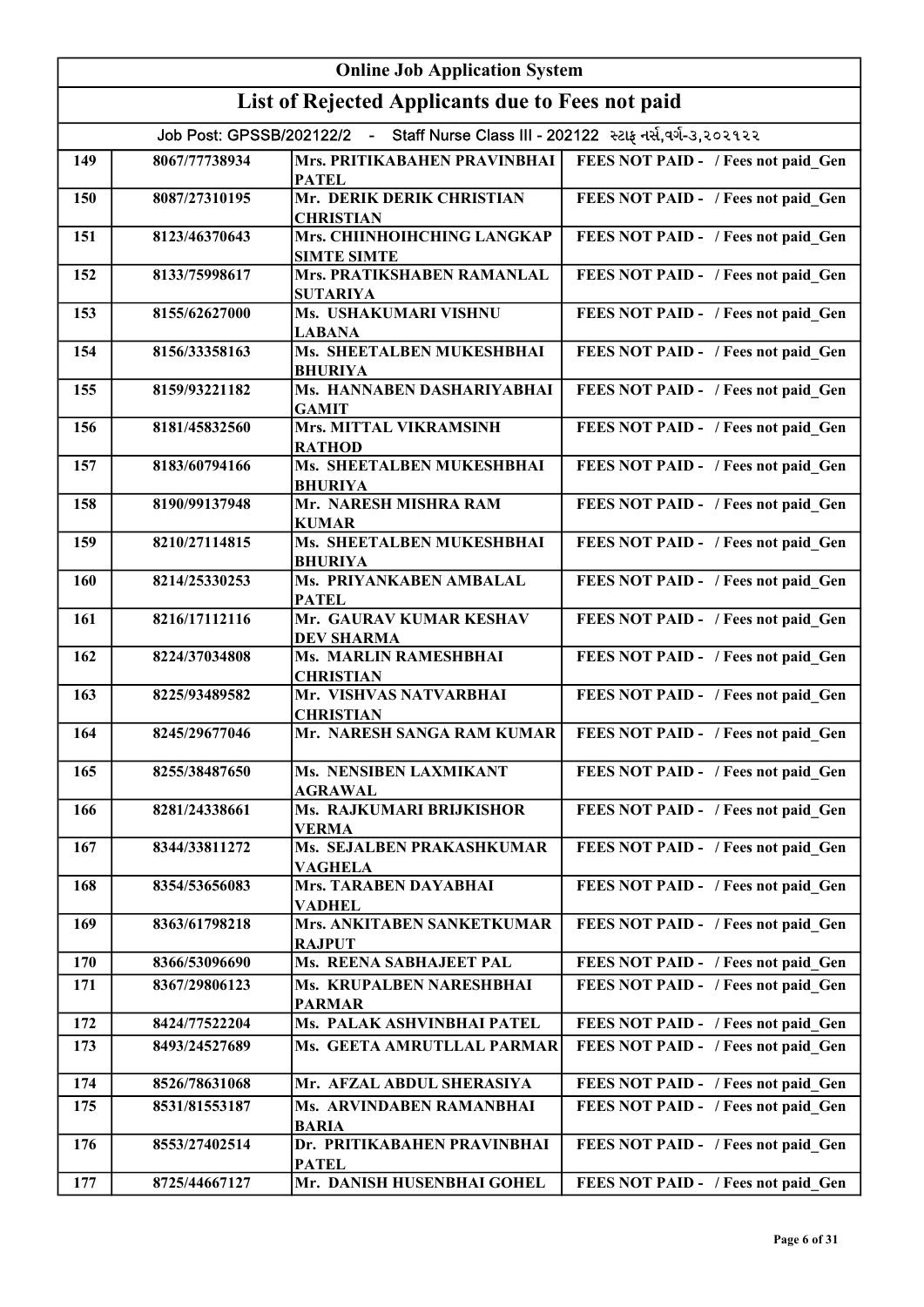| Online Job Application System | | | |
|---|---|---|---|
| **List of Rejected Applicants due to Fees not paid** | | | |
| Job Post: GPSSB/202122/2 - Staff Nurse Class III - 202122 સ્ટાફ નર્સ,વર્ગ-૩,૨૦૨૧૨૨ | | | |
| 149 | 8067/77738934 | Mrs. PRITIKABAHEN PRAVINBHAI PATEL | FEES NOT PAID - / Fees not paid_Gen |
| 150 | 8087/27310195 | Mr. DERIK DERIK CHRISTIAN CHRISTIAN | FEES NOT PAID - / Fees not paid_Gen |
| 151 | 8123/46370643 | Mrs. CHIINHOIHCHING LANGKAP SIMTE SIMTE | FEES NOT PAID - / Fees not paid_Gen |
| 152 | 8133/75998617 | Mrs. PRATIKSHABEN RAMANLAL SUTARIYA | FEES NOT PAID - / Fees not paid_Gen |
| 153 | 8155/62627000 | Ms. USHAKUMARI VISHNU LABANA | FEES NOT PAID - / Fees not paid_Gen |
| 154 | 8156/33358163 | Ms. SHEETALBEN MUKESHBHAI BHURIYA | FEES NOT PAID - / Fees not paid_Gen |
| 155 | 8159/93221182 | Ms. HANNABEN DASHARIYABHAI GAMIT | FEES NOT PAID - / Fees not paid_Gen |
| 156 | 8181/45832560 | Mrs. MITTAL VIKRAMSINH RATHOD | FEES NOT PAID - / Fees not paid_Gen |
| 157 | 8183/60794166 | Ms. SHEETALBEN MUKESHBHAI BHURIYA | FEES NOT PAID - / Fees not paid_Gen |
| 158 | 8190/99137948 | Mr. NARESH MISHRA RAM KUMAR | FEES NOT PAID - / Fees not paid_Gen |
| 159 | 8210/27114815 | Ms. SHEETALBEN MUKESHBHAI BHURIYA | FEES NOT PAID - / Fees not paid_Gen |
| 160 | 8214/25330253 | Ms. PRIYANKABEN AMBALAL PATEL | FEES NOT PAID - / Fees not paid_Gen |
| 161 | 8216/17112116 | Mr. GAURAV KUMAR KESHAV DEV SHARMA | FEES NOT PAID - / Fees not paid_Gen |
| 162 | 8224/37034808 | Ms. MARLIN RAMESHBHAI CHRISTIAN | FEES NOT PAID - / Fees not paid_Gen |
| 163 | 8225/93489582 | Mr. VISHVAS NATVARBHAI CHRISTIAN | FEES NOT PAID - / Fees not paid_Gen |
| 164 | 8245/29677046 | Mr. NARESH SANGA RAM KUMAR | FEES NOT PAID - / Fees not paid_Gen |
| 165 | 8255/38487650 | Ms. NENSIBEN LAXMIKANT AGRAWAL | FEES NOT PAID - / Fees not paid_Gen |
| 166 | 8281/24338661 | Ms. RAJKUMARI BRIJKISHOR VERMA | FEES NOT PAID - / Fees not paid_Gen |
| 167 | 8344/33811272 | Ms. SEJALBEN PRAKASHKUMAR VAGHELA | FEES NOT PAID - / Fees not paid_Gen |
| 168 | 8354/53656083 | Mrs. TARABEN DAYABHAI VADHEL | FEES NOT PAID - / Fees not paid_Gen |
| 169 | 8363/61798218 | Mrs. ANKITABEN SANKETKUMAR RAJPUT | FEES NOT PAID - / Fees not paid_Gen |
| 170 | 8366/53096690 | Ms. REENA SABHAJEET PAL | FEES NOT PAID - / Fees not paid_Gen |
| 171 | 8367/29806123 | Ms. KRUPALBEN NARESHBHAI PARMAR | FEES NOT PAID - / Fees not paid_Gen |
| 172 | 8424/77522204 | Ms. PALAK ASHVINBHAI PATEL | FEES NOT PAID - / Fees not paid_Gen |
| 173 | 8493/24527689 | Ms. GEETA AMRUTLLAL PARMAR | FEES NOT PAID - / Fees not paid_Gen |
| 174 | 8526/78631068 | Mr. AFZAL ABDUL SHERASIYA | FEES NOT PAID - / Fees not paid_Gen |
| 175 | 8531/81553187 | Ms. ARVINDABEN RAMANBHAI BARIA | FEES NOT PAID - / Fees not paid_Gen |
| 176 | 8553/27402514 | Dr. PRITIKABAHEN PRAVINBHAI PATEL | FEES NOT PAID - / Fees not paid_Gen |
| 177 | 8725/44667127 | Mr. DANISH HUSENBHAI GOHEL | FEES NOT PAID - / Fees not paid_Gen |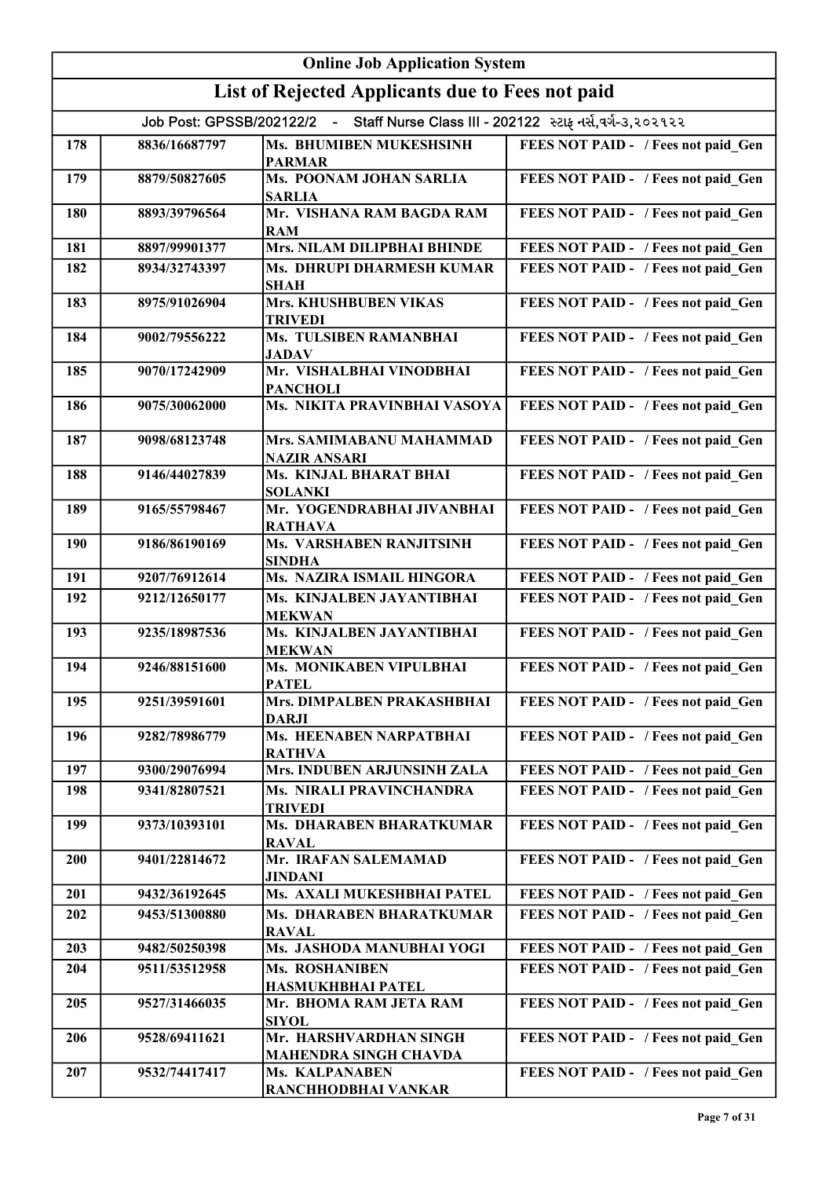## Online Job Application System

## List of Rejected Applicants due to Fees not paid

Job Post: GPSSB/202122/2 - Staff Nurse Class III - 202122 સ્ટાફ નર્સ,વર્ગ-૩,૨૦૨૧૨૨

| | | | |
|---|---|---|---|
| 178 | 8836/16687797 | Ms. BHUMIBEN MUKESHSINH PARMAR | FEES NOT PAID - / Fees not paid_Gen |
| 179 | 8879/50827605 | Ms. POONAM JOHAN SARLIA SARLIA | FEES NOT PAID - / Fees not paid_Gen |
| 180 | 8893/39796564 | Mr. VISHANA RAM BAGDA RAM RAM | FEES NOT PAID - / Fees not paid_Gen |
| 181 | 8897/99901377 | Mrs. NILAM DILIPBHAI BHINDE | FEES NOT PAID - / Fees not paid_Gen |
| 182 | 8934/32743397 | Ms. DHRUPI DHARMESH KUMAR SHAH | FEES NOT PAID - / Fees not paid_Gen |
| 183 | 8975/91026904 | Mrs. KHUSHBUBEN VIKAS TRIVEDI | FEES NOT PAID - / Fees not paid_Gen |
| 184 | 9002/79556222 | Ms. TULSIBEN RAMANBHAI JADAV | FEES NOT PAID - / Fees not paid_Gen |
| 185 | 9070/17242909 | Mr. VISHALBHAI VINODBHAI PANCHOLI | FEES NOT PAID - / Fees not paid_Gen |
| 186 | 9075/30062000 | Ms. NIKITA PRAVINBHAI VASOYA | FEES NOT PAID - / Fees not paid_Gen |
| 187 | 9098/68123748 | Mrs. SAMIMABANU MAHAMMAD NAZIR ANSARI | FEES NOT PAID - / Fees not paid_Gen |
| 188 | 9146/44027839 | Ms. KINJAL BHARAT BHAI SOLANKI | FEES NOT PAID - / Fees not paid_Gen |
| 189 | 9165/55798467 | Mr. YOGENDRABHAI JIVANBHAI RATHAVA | FEES NOT PAID - / Fees not paid_Gen |
| 190 | 9186/86190169 | Ms. VARSHABEN RANJITSINH SINDHA | FEES NOT PAID - / Fees not paid_Gen |
| 191 | 9207/76912614 | Ms. NAZIRA ISMAIL HINGORA | FEES NOT PAID - / Fees not paid_Gen |
| 192 | 9212/12650177 | Ms. KINJALBEN JAYANTIBHAI MEKWAN | FEES NOT PAID - / Fees not paid_Gen |
| 193 | 9235/18987536 | Ms. KINJALBEN JAYANTIBHAI MEKWAN | FEES NOT PAID - / Fees not paid_Gen |
| 194 | 9246/88151600 | Ms. MONIKABEN VIPULBHAI PATEL | FEES NOT PAID - / Fees not paid_Gen |
| 195 | 9251/39591601 | Mrs. DIMPALBEN PRAKASHBHAI DARJI | FEES NOT PAID - / Fees not paid_Gen |
| 196 | 9282/78986779 | Ms. HEENABEN NARPATBHAI RATHVA | FEES NOT PAID - / Fees not paid_Gen |
| 197 | 9300/29076994 | Mrs. INDUBEN ARJUNSINH ZALA | FEES NOT PAID - / Fees not paid_Gen |
| 198 | 9341/82807521 | Ms. NIRALI PRAVINCHANDRA TRIVEDI | FEES NOT PAID - / Fees not paid_Gen |
| 199 | 9373/10393101 | Ms. DHARABEN BHARATKUMAR RAVAL | FEES NOT PAID - / Fees not paid_Gen |
| 200 | 9401/22814672 | Mr. IRAFAN SALEMAMAD JINDANI | FEES NOT PAID - / Fees not paid_Gen |
| 201 | 9432/36192645 | Ms. AXALI MUKESHBHAI PATEL | FEES NOT PAID - / Fees not paid_Gen |
| 202 | 9453/51300880 | Ms. DHARABEN BHARATKUMAR RAVAL | FEES NOT PAID - / Fees not paid_Gen |
| 203 | 9482/50250398 | Ms. JASHODA MANUBHAI YOGI | FEES NOT PAID - / Fees not paid_Gen |
| 204 | 9511/53512958 | Ms. ROSHANIBEN HASMUKHBHAI PATEL | FEES NOT PAID - / Fees not paid_Gen |
| 205 | 9527/31466035 | Mr. BHOMA RAM JETA RAM SIYOL | FEES NOT PAID - / Fees not paid_Gen |
| 206 | 9528/69411621 | Mr. HARSHVARDHAN SINGH MAHENDRA SINGH CHAVDA | FEES NOT PAID - / Fees not paid_Gen |
| 207 | 9532/74417417 | Ms. KALPANABEN RANCHHODBHAI VANKAR | FEES NOT PAID - / Fees not paid_Gen |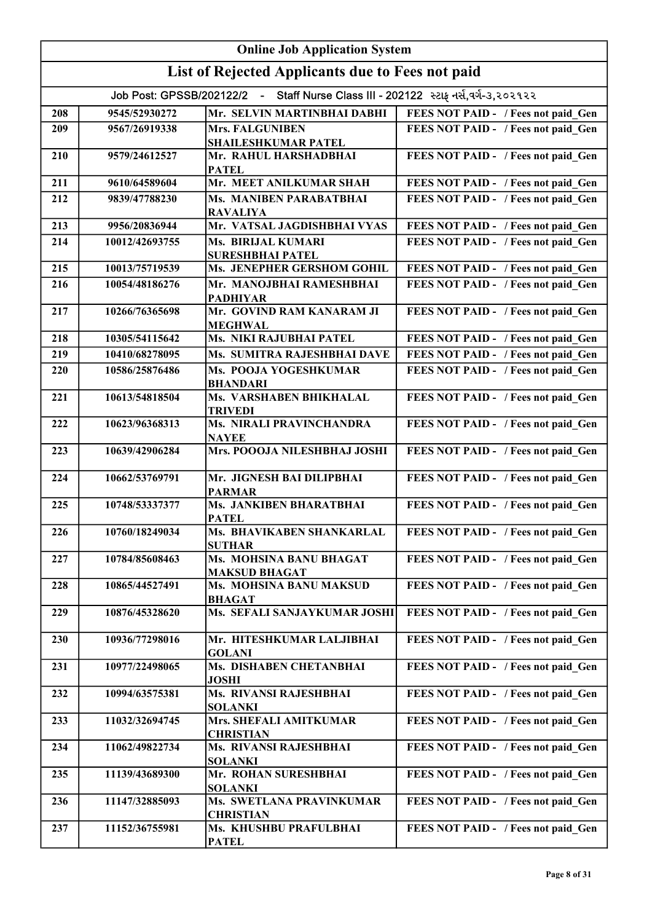| Online Job Application System | | | |
|---|---|---|---|
| List of Rejected Applicants due to Fees not paid | | | |
| Job Post: GPSSB/202122/2 - Staff Nurse Class III - 202122 સ્ટાફ નર્સ,વર્ગ-૩,૨૦૨૧૨૨ | | | |
| 208 | 9545/52930272 | Mr. SELVIN MARTINBHAI DABHI | FEES NOT PAID - / Fees not paid_Gen |
| 209 | 9567/26919338 | Mrs. FALGUNIBEN SHAILESHKUMAR PATEL | FEES NOT PAID - / Fees not paid_Gen |
| 210 | 9579/24612527 | Mr. RAHUL HARSHADBHAI PATEL | FEES NOT PAID - / Fees not paid_Gen |
| 211 | 9610/64589604 | Mr. MEET ANILKUMAR SHAH | FEES NOT PAID - / Fees not paid_Gen |
| 212 | 9839/47788230 | Ms. MANIBEN PARABATBHAI RAVALIYA | FEES NOT PAID - / Fees not paid_Gen |
| 213 | 9956/20836944 | Mr. VATSAL JAGDISHBHAI VYAS | FEES NOT PAID - / Fees not paid_Gen |
| 214 | 10012/42693755 | Ms. BIRIJAL KUMARI SURESHBHAI PATEL | FEES NOT PAID - / Fees not paid_Gen |
| 215 | 10013/75719539 | Ms. JENEPHER GERSHOM GOHIL | FEES NOT PAID - / Fees not paid_Gen |
| 216 | 10054/48186276 | Mr. MANOJBHAI RAMESHBHAI PADHIYAR | FEES NOT PAID - / Fees not paid_Gen |
| 217 | 10266/76365698 | Mr. GOVIND RAM KANARAM JI MEGHWAL | FEES NOT PAID - / Fees not paid_Gen |
| 218 | 10305/54115642 | Ms. NIKI RAJUBHAI PATEL | FEES NOT PAID - / Fees not paid_Gen |
| 219 | 10410/68278095 | Ms. SUMITRA RAJESHBHAI DAVE | FEES NOT PAID - / Fees not paid_Gen |
| 220 | 10586/25876486 | Ms. POOJA YOGESHKUMAR BHANDARI | FEES NOT PAID - / Fees not paid_Gen |
| 221 | 10613/54818504 | Ms. VARSHABEN BHIKHALAL TRIVEDI | FEES NOT PAID - / Fees not paid_Gen |
| 222 | 10623/96368313 | Ms. NIRALI PRAVINCHANDRA NAYEE | FEES NOT PAID - / Fees not paid_Gen |
| 223 | 10639/42906284 | Mrs. POOOJA NILESHBHAJ JOSHI | FEES NOT PAID - / Fees not paid_Gen |
| 224 | 10662/53769791 | Mr. JIGNESH BAI DILIPBHAI PARMAR | FEES NOT PAID - / Fees not paid_Gen |
| 225 | 10748/53337377 | Ms. JANKIBEN BHARATBHAI PATEL | FEES NOT PAID - / Fees not paid_Gen |
| 226 | 10760/18249034 | Ms. BHAVIKABEN SHANKARLAL SUTHAR | FEES NOT PAID - / Fees not paid_Gen |
| 227 | 10784/85608463 | Ms. MOHSINA BANU BHAGAT MAKSUD BHAGAT | FEES NOT PAID - / Fees not paid_Gen |
| 228 | 10865/44527491 | Ms. MOHSINA BANU MAKSUD BHAGAT | FEES NOT PAID - / Fees not paid_Gen |
| 229 | 10876/45328620 | Ms. SEFALI SANJAYKUMAR JOSHI | FEES NOT PAID - / Fees not paid_Gen |
| 230 | 10936/77298016 | Mr. HITESHKUMAR LALJIBHAI GOLANI | FEES NOT PAID - / Fees not paid_Gen |
| 231 | 10977/22498065 | Ms. DISHABEN CHETANBHAI JOSHI | FEES NOT PAID - / Fees not paid_Gen |
| 232 | 10994/63575381 | Ms. RIVANSI RAJESHBHAI SOLANKI | FEES NOT PAID - / Fees not paid_Gen |
| 233 | 11032/32694745 | Mrs. SHEFALI AMITKUMAR CHRISTIAN | FEES NOT PAID - / Fees not paid_Gen |
| 234 | 11062/49822734 | Ms. RIVANSI RAJESHBHAI SOLANKI | FEES NOT PAID - / Fees not paid_Gen |
| 235 | 11139/43689300 | Mr. ROHAN SURESHBHAI SOLANKI | FEES NOT PAID - / Fees not paid_Gen |
| 236 | 11147/32885093 | Ms. SWETLANA PRAVINKUMAR CHRISTIAN | FEES NOT PAID - / Fees not paid_Gen |
| 237 | 11152/36755981 | Ms. KHUSHBU PRAFULBHAI PATEL | FEES NOT PAID - / Fees not paid_Gen |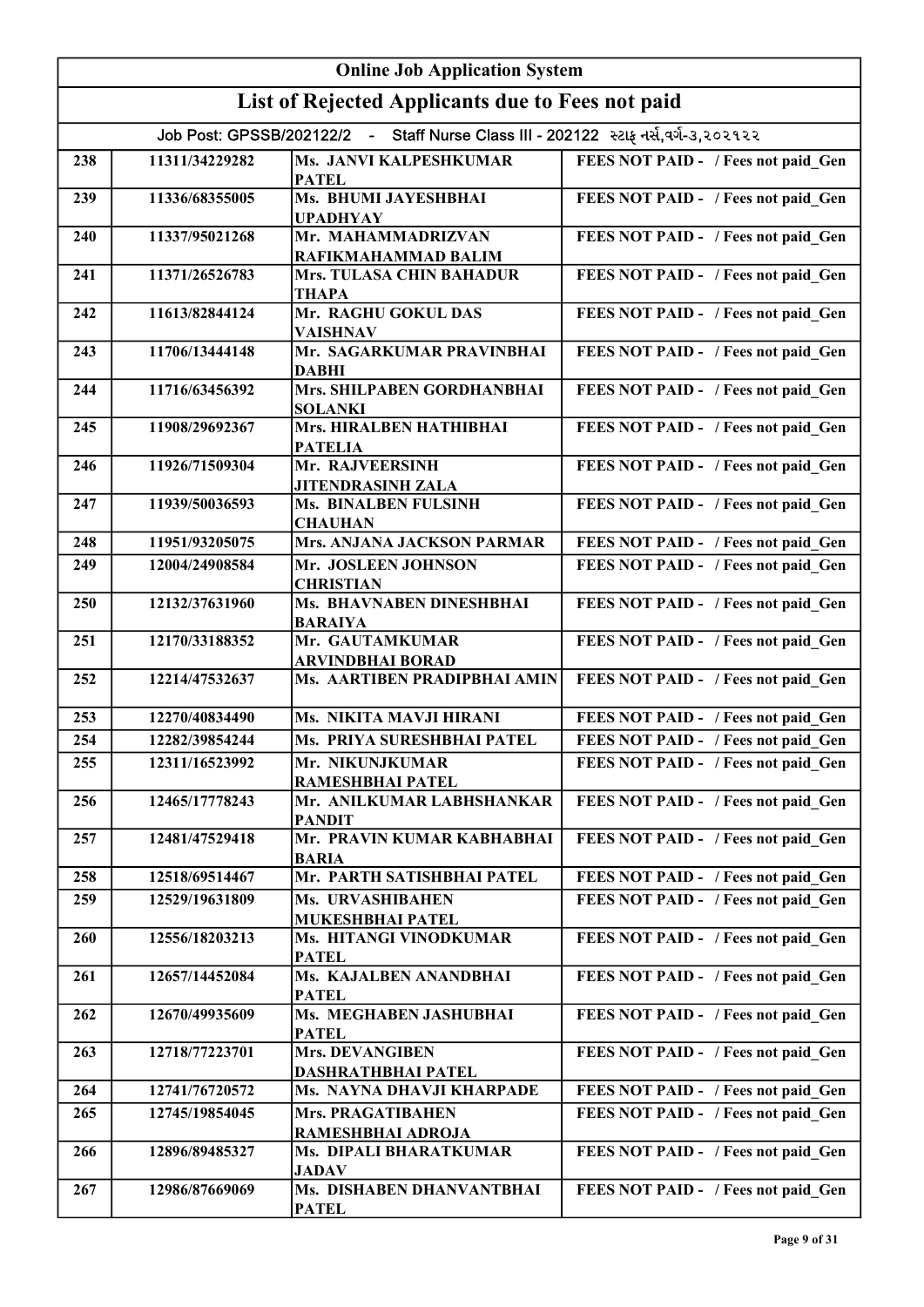# Online Job Application System

## List of Rejected Applicants due to Fees not paid

Job Post: GPSSB/202122/2 - Staff Nurse Class III - 202122 સ્ટાફ નર્સ,વર્ગ-૩,૨૦૨૧૨૨

| | | | |
|---|---|---|---|
| 238 | 11311/34229282 | Ms. JANVI KALPESHKUMAR PATEL | FEES NOT PAID - / Fees not paid_Gen |
| 239 | 11336/68355005 | Ms. BHUMI JAYESHBHAI UPADHYAY | FEES NOT PAID - / Fees not paid_Gen |
| 240 | 11337/95021268 | Mr. MAHAMMADRIZVAN RAFIKMAHAMMAD BALIM | FEES NOT PAID - / Fees not paid_Gen |
| 241 | 11371/26526783 | Mrs. TULASA CHIN BAHADUR THAPA | FEES NOT PAID - / Fees not paid_Gen |
| 242 | 11613/82844124 | Mr. RAGHU GOKUL DAS VAISHNAV | FEES NOT PAID - / Fees not paid_Gen |
| 243 | 11706/13444148 | Mr. SAGARKUMAR PRAVINBHAI DABHI | FEES NOT PAID - / Fees not paid_Gen |
| 244 | 11716/63456392 | Mrs. SHILPABEN GORDHANBHAI SOLANKI | FEES NOT PAID - / Fees not paid_Gen |
| 245 | 11908/29692367 | Mrs. HIRALBEN HATHIBHAI PATELIA | FEES NOT PAID - / Fees not paid_Gen |
| 246 | 11926/71509304 | Mr. RAJVEERSINH JITENDRASINH ZALA | FEES NOT PAID - / Fees not paid_Gen |
| 247 | 11939/50036593 | Ms. BINALBEN FULSINH CHAUHAN | FEES NOT PAID - / Fees not paid_Gen |
| 248 | 11951/93205075 | Mrs. ANJANA JACKSON PARMAR | FEES NOT PAID - / Fees not paid_Gen |
| 249 | 12004/24908584 | Mr. JOSLEEN JOHNSON CHRISTIAN | FEES NOT PAID - / Fees not paid_Gen |
| 250 | 12132/37631960 | Ms. BHAVNABEN DINESHBHAI BARAIYA | FEES NOT PAID - / Fees not paid_Gen |
| 251 | 12170/33188352 | Mr. GAUTAMKUMAR ARVINDBHAI BORAD | FEES NOT PAID - / Fees not paid_Gen |
| 252 | 12214/47532637 | Ms. AARTIBEN PRADIPBHAI AMIN | FEES NOT PAID - / Fees not paid_Gen |
| 253 | 12270/40834490 | Ms. NIKITA MAVJI HIRANI | FEES NOT PAID - / Fees not paid_Gen |
| 254 | 12282/39854244 | Ms. PRIYA SURESHBHAI PATEL | FEES NOT PAID - / Fees not paid_Gen |
| 255 | 12311/16523992 | Mr. NIKUNJKUMAR RAMESHBHAI PATEL | FEES NOT PAID - / Fees not paid_Gen |
| 256 | 12465/17778243 | Mr. ANILKUMAR LABHSHANKAR PANDIT | FEES NOT PAID - / Fees not paid_Gen |
| 257 | 12481/47529418 | Mr. PRAVIN KUMAR KABHABHAI BARIA | FEES NOT PAID - / Fees not paid_Gen |
| 258 | 12518/69514467 | Mr. PARTH SATISHBHAI PATEL | FEES NOT PAID - / Fees not paid_Gen |
| 259 | 12529/19631809 | Ms. URVASHIBAHEN MUKESHBHAI PATEL | FEES NOT PAID - / Fees not paid_Gen |
| 260 | 12556/18203213 | Ms. HITANGI VINODKUMAR PATEL | FEES NOT PAID - / Fees not paid_Gen |
| 261 | 12657/14452084 | Ms. KAJALBEN ANANDBHAI PATEL | FEES NOT PAID - / Fees not paid_Gen |
| 262 | 12670/49935609 | Ms. MEGHABEN JASHUBHAI PATEL | FEES NOT PAID - / Fees not paid_Gen |
| 263 | 12718/77223701 | Mrs. DEVANGIBEN DASHRATHBHAI PATEL | FEES NOT PAID - / Fees not paid_Gen |
| 264 | 12741/76720572 | Ms. NAYNA DHAVJI KHARPADE | FEES NOT PAID - / Fees not paid_Gen |
| 265 | 12745/19854045 | Mrs. PRAGATIBAHEN RAMESHBHAI ADROJA | FEES NOT PAID - / Fees not paid_Gen |
| 266 | 12896/89485327 | Ms. DIPALI BHARATKUMAR JADAV | FEES NOT PAID - / Fees not paid_Gen |
| 267 | 12986/87669069 | Ms. DISHABEN DHANVANTBHAI PATEL | FEES NOT PAID - / Fees not paid_Gen |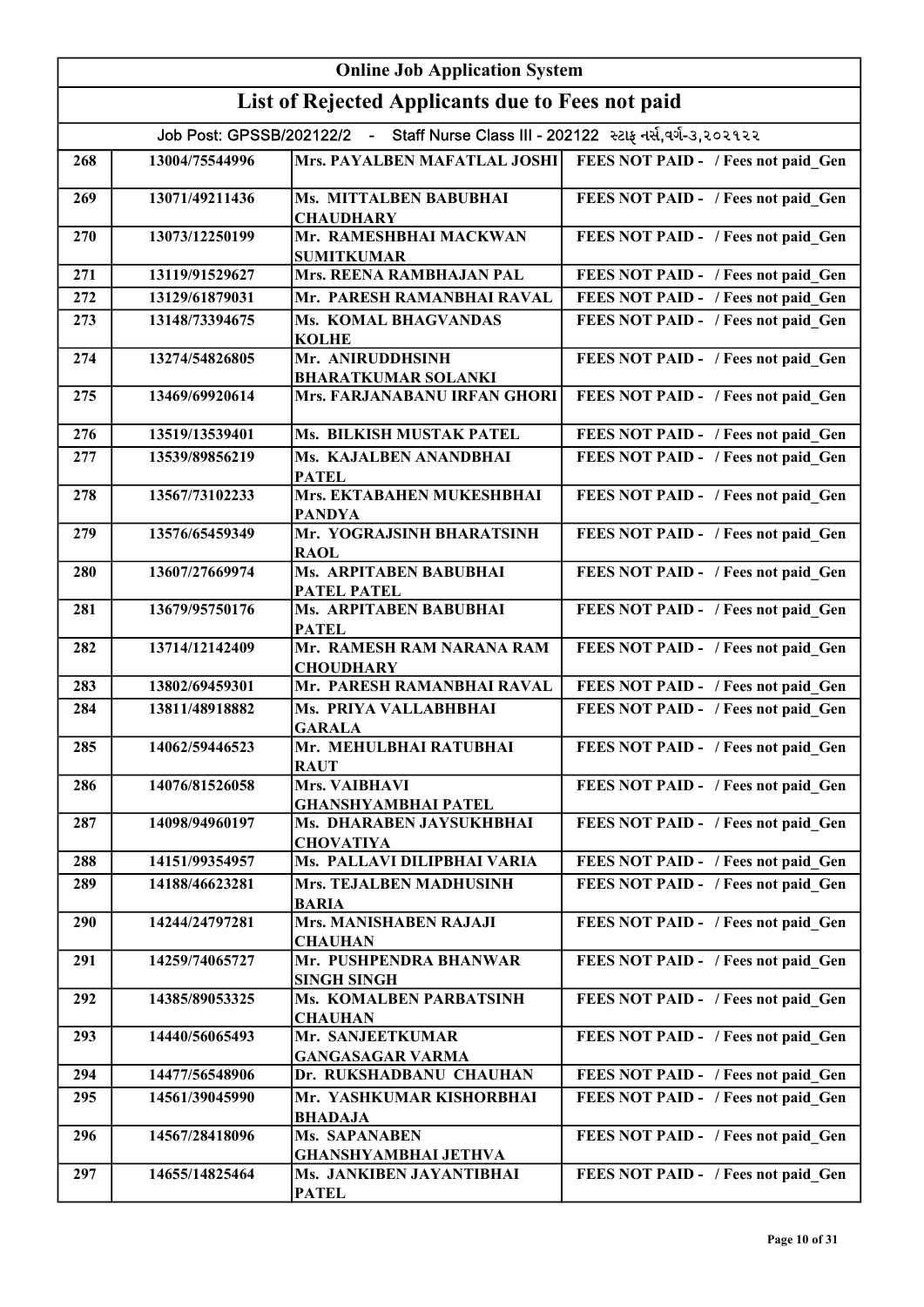| Online Job Application System | | | |
|---|---|---|---|
| **List of Rejected Applicants due to Fees not paid** | | | |
| Job Post: GPSSB/202122/2 - Staff Nurse Class III - 202122 સ્ટાફ નર્સ,વર્ગ-૩,૨૦૨૧૨૨ | | | |
| 268 | 13004/75544996 | Mrs. PAYALBEN MAFATLAL JOSHI | FEES NOT PAID - / Fees not paid_Gen |
| 269 | 13071/49211436 | Ms. MITTALBEN BABUBHAI CHAUDHARY | FEES NOT PAID - / Fees not paid_Gen |
| 270 | 13073/12250199 | Mr. RAMESHBHAI MACKWAN SUMITKUMAR | FEES NOT PAID - / Fees not paid_Gen |
| 271 | 13119/91529627 | Mrs. REENA RAMBHAJAN PAL | FEES NOT PAID - / Fees not paid_Gen |
| 272 | 13129/61879031 | Mr. PARESH RAMANBHAI RAVAL | FEES NOT PAID - / Fees not paid_Gen |
| 273 | 13148/73394675 | Ms. KOMAL BHAGVANDAS KOLHE | FEES NOT PAID - / Fees not paid_Gen |
| 274 | 13274/54826805 | Mr. ANIRUDDHSINH BHARATKUMAR SOLANKI | FEES NOT PAID - / Fees not paid_Gen |
| 275 | 13469/69920614 | Mrs. FARJANABANU IRFAN GHORI | FEES NOT PAID - / Fees not paid_Gen |
| 276 | 13519/13539401 | Ms. BILKISH MUSTAK PATEL | FEES NOT PAID - / Fees not paid_Gen |
| 277 | 13539/89856219 | Ms. KAJALBEN ANANDBHAI PATEL | FEES NOT PAID - / Fees not paid_Gen |
| 278 | 13567/73102233 | Mrs. EKTABAHEN MUKESHBHAI PANDYA | FEES NOT PAID - / Fees not paid_Gen |
| 279 | 13576/65459349 | Mr. YOGRAJSINH BHARATSINH RAOL | FEES NOT PAID - / Fees not paid_Gen |
| 280 | 13607/27669974 | Ms. ARPITABEN BABUBHAI PATEL PATEL | FEES NOT PAID - / Fees not paid_Gen |
| 281 | 13679/95750176 | Ms. ARPITABEN BABUBHAI PATEL | FEES NOT PAID - / Fees not paid_Gen |
| 282 | 13714/12142409 | Mr. RAMESH RAM NARANA RAM CHOUDHARY | FEES NOT PAID - / Fees not paid_Gen |
| 283 | 13802/69459301 | Mr. PARESH RAMANBHAI RAVAL | FEES NOT PAID - / Fees not paid_Gen |
| 284 | 13811/48918882 | Ms. PRIYA VALLABHBHAI GARALA | FEES NOT PAID - / Fees not paid_Gen |
| 285 | 14062/59446523 | Mr. MEHULBHAI RATUBHAI RAUT | FEES NOT PAID - / Fees not paid_Gen |
| 286 | 14076/81526058 | Mrs. VAIBHAVI GHANSHYAMBHAI PATEL | FEES NOT PAID - / Fees not paid_Gen |
| 287 | 14098/94960197 | Ms. DHARABEN JAYSUKHBHAI CHOVATIYA | FEES NOT PAID - / Fees not paid_Gen |
| 288 | 14151/99354957 | Ms. PALLAVI DILIPBHAI VARIA | FEES NOT PAID - / Fees not paid_Gen |
| 289 | 14188/46623281 | Mrs. TEJALBEN MADHUSINH BARIA | FEES NOT PAID - / Fees not paid_Gen |
| 290 | 14244/24797281 | Mrs. MANISHABEN RAJAJI CHAUHAN | FEES NOT PAID - / Fees not paid_Gen |
| 291 | 14259/74065727 | Mr. PUSHPENDRA BHANWAR SINGH SINGH | FEES NOT PAID - / Fees not paid_Gen |
| 292 | 14385/89053325 | Ms. KOMALBEN PARBATSINH CHAUHAN | FEES NOT PAID - / Fees not paid_Gen |
| 293 | 14440/56065493 | Mr. SANJEETKUMAR GANGASAGAR VARMA | FEES NOT PAID - / Fees not paid_Gen |
| 294 | 14477/56548906 | Dr. RUKSHADBANU CHAUHAN | FEES NOT PAID - / Fees not paid_Gen |
| 295 | 14561/39045990 | Mr. YASHKUMAR KISHORBHAI BHADAJA | FEES NOT PAID - / Fees not paid_Gen |
| 296 | 14567/28418096 | Ms. SAPANABEN GHANSHYAMBHAI JETHVA | FEES NOT PAID - / Fees not paid_Gen |
| 297 | 14655/14825464 | Ms. JANKIBEN JAYANTIBHAI PATEL | FEES NOT PAID - / Fees not paid_Gen |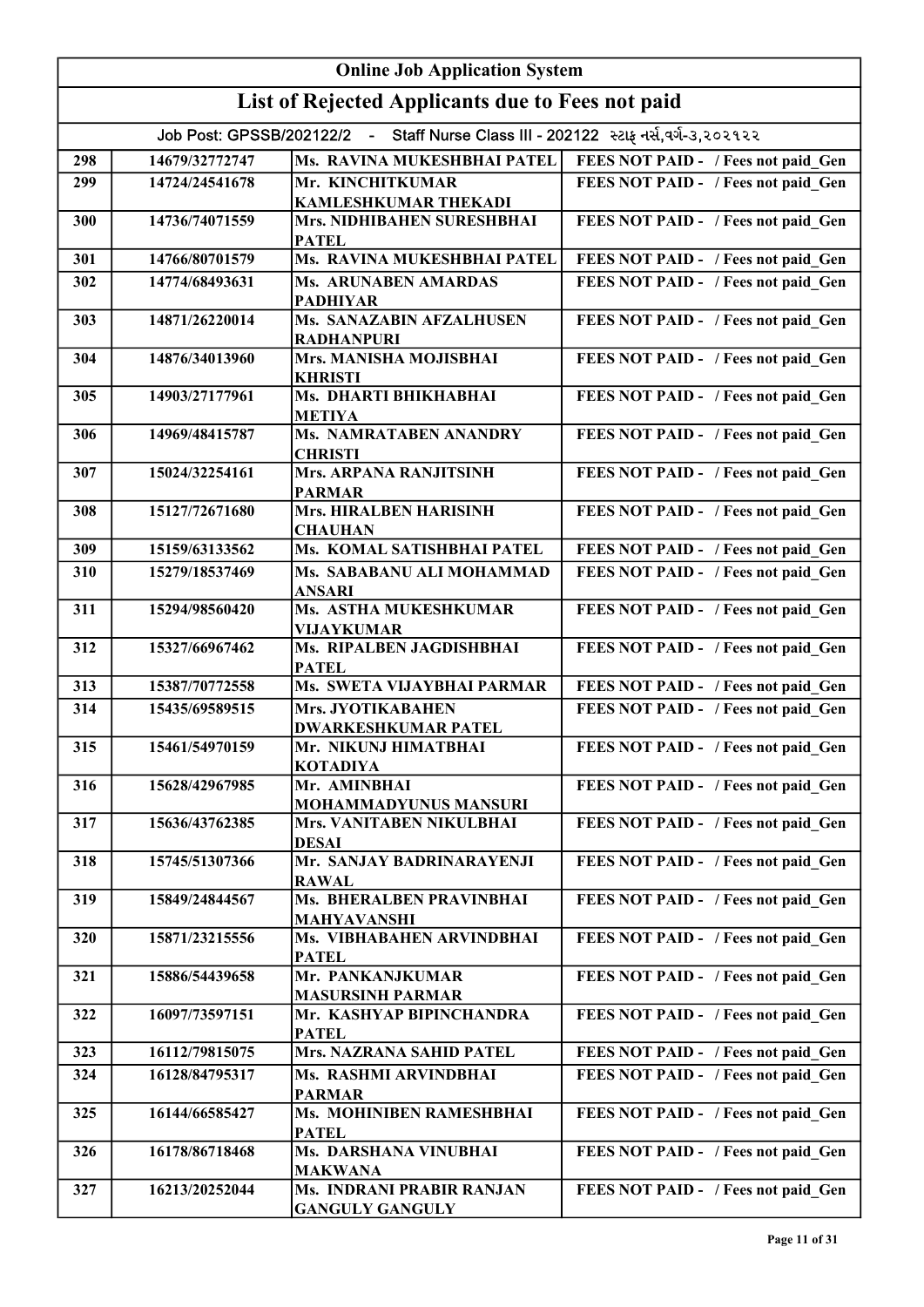| Online Job Application System | | | |
|---|---|---|---|
| List of Rejected Applicants due to Fees not paid | | | |
| Job Post: GPSSB/202122/2 - Staff Nurse Class III - 202122 સ્ટાફ નર્સ,વર્ગ-૩,૨૦૨૧૨૨ | | | |
| 298 | 14679/32772747 | Ms. RAVINA MUKESHBHAI PATEL | FEES NOT PAID - / Fees not paid_Gen |
| 299 | 14724/24541678 | Mr. KINCHITKUMAR KAMLESHKUMAR THEKADI | FEES NOT PAID - / Fees not paid_Gen |
| 300 | 14736/74071559 | Mrs. NIDHIBAHEN SURESHBHAI PATEL | FEES NOT PAID - / Fees not paid_Gen |
| 301 | 14766/80701579 | Ms. RAVINA MUKESHBHAI PATEL | FEES NOT PAID - / Fees not paid_Gen |
| 302 | 14774/68493631 | Ms. ARUNABEN AMARDAS PADHIYAR | FEES NOT PAID - / Fees not paid_Gen |
| 303 | 14871/26220014 | Ms. SANAZABIN AFZALHUSEN RADHANPURI | FEES NOT PAID - / Fees not paid_Gen |
| 304 | 14876/34013960 | Mrs. MANISHA MOJISBHAI KHRISTI | FEES NOT PAID - / Fees not paid_Gen |
| 305 | 14903/27177961 | Ms. DHARTI BHIKHABHAI METIYA | FEES NOT PAID - / Fees not paid_Gen |
| 306 | 14969/48415787 | Ms. NAMRATABEN ANANDRY CHRISTI | FEES NOT PAID - / Fees not paid_Gen |
| 307 | 15024/32254161 | Mrs. ARPANA RANJITSINH PARMAR | FEES NOT PAID - / Fees not paid_Gen |
| 308 | 15127/72671680 | Mrs. HIRALBEN HARISINH CHAUHAN | FEES NOT PAID - / Fees not paid_Gen |
| 309 | 15159/63133562 | Ms. KOMAL SATISHBHAI PATEL | FEES NOT PAID - / Fees not paid_Gen |
| 310 | 15279/18537469 | Ms. SABABANU ALI MOHAMMAD ANSARI | FEES NOT PAID - / Fees not paid_Gen |
| 311 | 15294/98560420 | Ms. ASTHA MUKESHKUMAR VIJAYKUMAR | FEES NOT PAID - / Fees not paid_Gen |
| 312 | 15327/66967462 | Ms. RIPALBEN JAGDISHBHAI PATEL | FEES NOT PAID - / Fees not paid_Gen |
| 313 | 15387/70772558 | Ms. SWETA VIJAYBHAI PARMAR | FEES NOT PAID - / Fees not paid_Gen |
| 314 | 15435/69589515 | Mrs. JYOTIKABAHEN DWARKESHKUMAR PATEL | FEES NOT PAID - / Fees not paid_Gen |
| 315 | 15461/54970159 | Mr. NIKUNJ HIMATBHAI KOTADIYA | FEES NOT PAID - / Fees not paid_Gen |
| 316 | 15628/42967985 | Mr. AMINBHAI MOHAMMADYUNUS MANSURI | FEES NOT PAID - / Fees not paid_Gen |
| 317 | 15636/43762385 | Mrs. VANITABEN NIKULBHAI DESAI | FEES NOT PAID - / Fees not paid_Gen |
| 318 | 15745/51307366 | Mr. SANJAY BADRINARAYENJI RAWAL | FEES NOT PAID - / Fees not paid_Gen |
| 319 | 15849/24844567 | Ms. BHERALBEN PRAVINBHAI MAHYAVANSHI | FEES NOT PAID - / Fees not paid_Gen |
| 320 | 15871/23215556 | Ms. VIBHABAHEN ARVINDBHAI PATEL | FEES NOT PAID - / Fees not paid_Gen |
| 321 | 15886/54439658 | Mr. PANKANJKUMAR MASURSINH PARMAR | FEES NOT PAID - / Fees not paid_Gen |
| 322 | 16097/73597151 | Mr. KASHYAP BIPINCHANDRA PATEL | FEES NOT PAID - / Fees not paid_Gen |
| 323 | 16112/79815075 | Mrs. NAZRANA SAHID PATEL | FEES NOT PAID - / Fees not paid_Gen |
| 324 | 16128/84795317 | Ms. RASHMI ARVINDBHAI PARMAR | FEES NOT PAID - / Fees not paid_Gen |
| 325 | 16144/66585427 | Ms. MOHINIBEN RAMESHBHAI PATEL | FEES NOT PAID - / Fees not paid_Gen |
| 326 | 16178/86718468 | Ms. DARSHANA VINUBHAI MAKWANA | FEES NOT PAID - / Fees not paid_Gen |
| 327 | 16213/20252044 | Ms. INDRANI PRABIR RANJAN GANGULY GANGULY | FEES NOT PAID - / Fees not paid_Gen |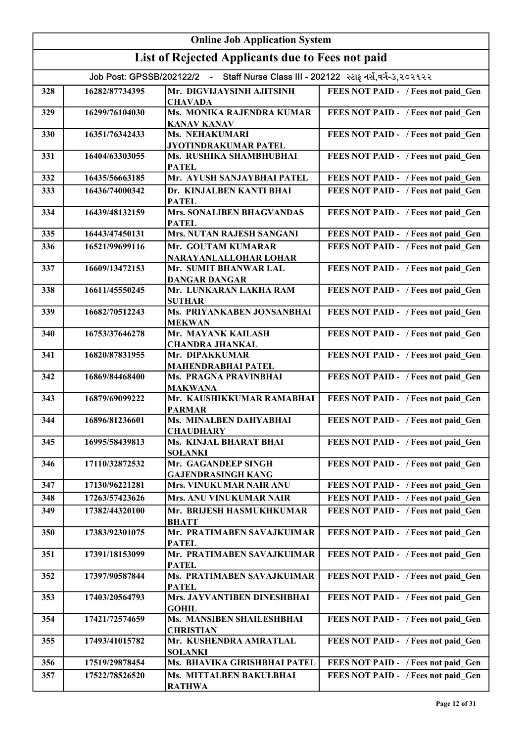# Online Job Application System

## List of Rejected Applicants due to Fees not paid

Job Post: GPSSB/202122/2 - Staff Nurse Class III - 202122 સ્ટાફ નર્સ,વર્ગ-૩,૨૦૨૧૨૨

| | | | |
|---|---|---|---|
| 328 | 16282/87734395 | Mr. DIGVIJAYSINH AJITSINH CHAVADA | FEES NOT PAID - / Fees not paid_Gen |
| 329 | 16299/76104030 | Ms. MONIKA RAJENDRA KUMAR KANAV KANAV | FEES NOT PAID - / Fees not paid_Gen |
| 330 | 16351/76342433 | Ms. NEHAKUMARI JYOTINDRAKUMAR PATEL | FEES NOT PAID - / Fees not paid_Gen |
| 331 | 16404/63303055 | Ms. RUSHIKA SHAMBHUBHAI PATEL | FEES NOT PAID - / Fees not paid_Gen |
| 332 | 16435/56663185 | Mr. AYUSH SANJAYBHAI PATEL | FEES NOT PAID - / Fees not paid_Gen |
| 333 | 16436/74000342 | Dr. KINJALBEN KANTI BHAI PATEL | FEES NOT PAID - / Fees not paid_Gen |
| 334 | 16439/48132159 | Mrs. SONALIBEN BHAGVANDAS PATEL | FEES NOT PAID - / Fees not paid_Gen |
| 335 | 16443/47450131 | Mrs. NUTAN RAJESH SANGANI | FEES NOT PAID - / Fees not paid_Gen |
| 336 | 16521/99699116 | Mr. GOUTAM KUMARAR NARAYANLALLOHAR LOHAR | FEES NOT PAID - / Fees not paid_Gen |
| 337 | 16609/13472153 | Mr. SUMIT BHANWAR LAL DANGAR DANGAR | FEES NOT PAID - / Fees not paid_Gen |
| 338 | 16611/45550245 | Mr. LUNKARAN LAKHA RAM SUTHAR | FEES NOT PAID - / Fees not paid_Gen |
| 339 | 16682/70512243 | Ms. PRIYANKABEN JONSANBHAI MEKWAN | FEES NOT PAID - / Fees not paid_Gen |
| 340 | 16753/37646278 | Mr. MAYANK KAILASH CHANDRA JHANKAL | FEES NOT PAID - / Fees not paid_Gen |
| 341 | 16820/87831955 | Mr. DIPAKKUMAR MAHENDRABHAI PATEL | FEES NOT PAID - / Fees not paid_Gen |
| 342 | 16869/84468400 | Ms. PRAGNA PRAVINBHAI MAKWANA | FEES NOT PAID - / Fees not paid_Gen |
| 343 | 16879/69099222 | Mr. KAUSHIKKUMAR RAMABHAI PARMAR | FEES NOT PAID - / Fees not paid_Gen |
| 344 | 16896/81236601 | Ms. MINALBEN DAHYABHAI CHAUDHARY | FEES NOT PAID - / Fees not paid_Gen |
| 345 | 16995/58439813 | Ms. KINJAL BHARAT BHAI SOLANKI | FEES NOT PAID - / Fees not paid_Gen |
| 346 | 17110/32872532 | Mr. GAGANDEEP SINGH GAJENDRASINGH KANG | FEES NOT PAID - / Fees not paid_Gen |
| 347 | 17130/96221281 | Mrs. VINUKUMAR NAIR ANU | FEES NOT PAID - / Fees not paid_Gen |
| 348 | 17263/57423626 | Mrs. ANU VINUKUMAR NAIR | FEES NOT PAID - / Fees not paid_Gen |
| 349 | 17382/44320100 | Mr. BRIJESH HASMUKHKUMAR BHATT | FEES NOT PAID - / Fees not paid_Gen |
| 350 | 17383/92301075 | Mr. PRATIMABEN SAVAJKUIMAR PATEL | FEES NOT PAID - / Fees not paid_Gen |
| 351 | 17391/18153099 | Mr. PRATIMABEN SAVAJKUIMAR PATEL | FEES NOT PAID - / Fees not paid_Gen |
| 352 | 17397/90587844 | Ms. PRATIMABEN SAVAJKUIMAR PATEL | FEES NOT PAID - / Fees not paid_Gen |
| 353 | 17403/20564793 | Mrs. JAYVANTIBEN DINESHBHAI GOHIL | FEES NOT PAID - / Fees not paid_Gen |
| 354 | 17421/72574659 | Ms. MANSIBEN SHAILESHBHAI CHRISTIAN | FEES NOT PAID - / Fees not paid_Gen |
| 355 | 17493/41015782 | Mr. KUSHENDRA AMRATLAL SOLANKI | FEES NOT PAID - / Fees not paid_Gen |
| 356 | 17519/29878454 | Ms. BHAVIKA GIRISHBHAI PATEL | FEES NOT PAID - / Fees not paid_Gen |
| 357 | 17522/78526520 | Ms. MITTALBEN BAKULBHAI RATHWA | FEES NOT PAID - / Fees not paid_Gen |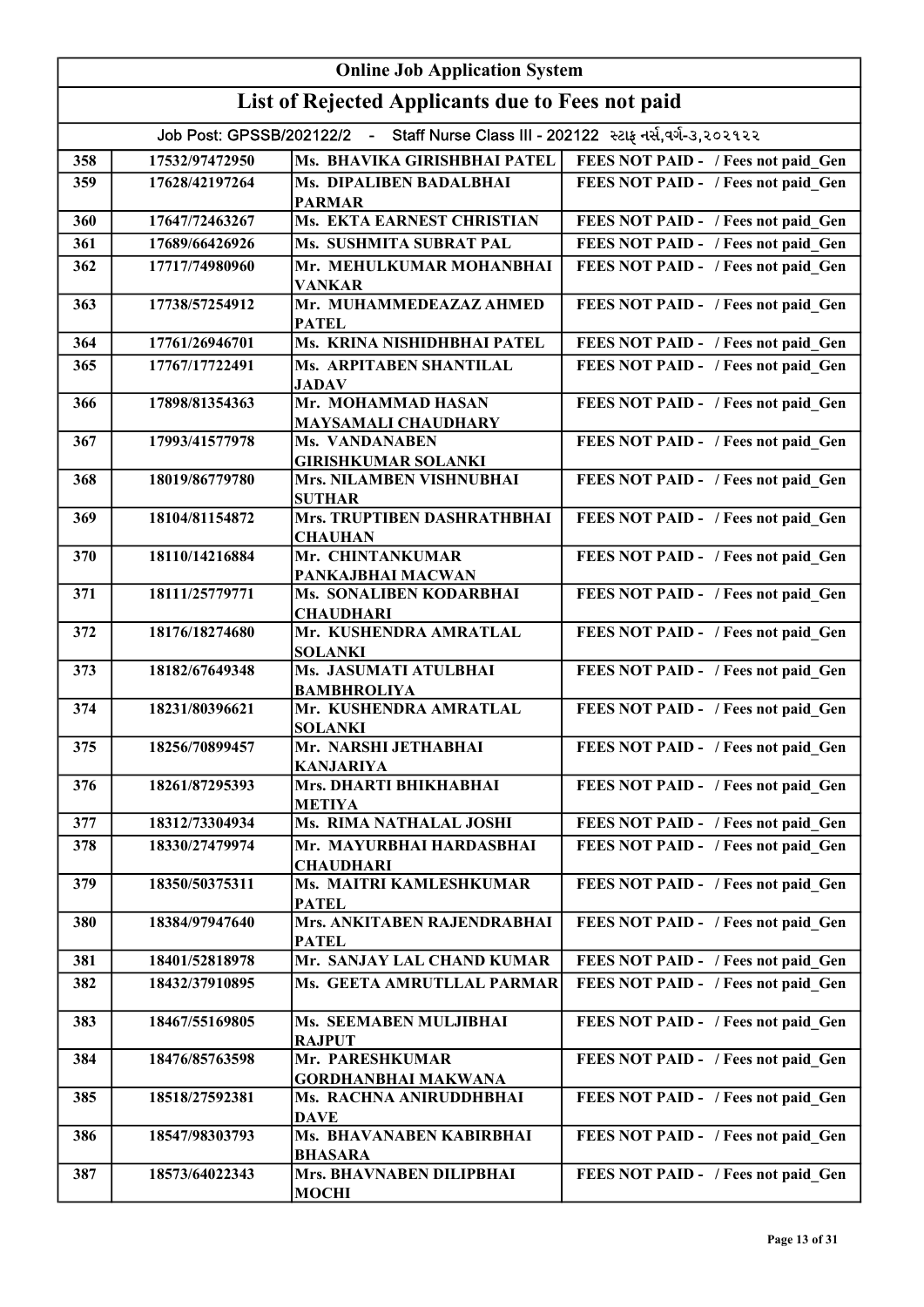| Online Job Application System | | | |
|---|---|---|---|
| **List of Rejected Applicants due to Fees not paid** | | | |
| Job Post: GPSSB/202122/2 - Staff Nurse Class III - 202122 સ્ટાફ નર્સ,વર્ગ-૩,૨૦૨૧૨૨ | | | |
| 358 | 17532/97472950 | Ms. BHAVIKA GIRISHBHAI PATEL | FEES NOT PAID - / Fees not paid_Gen |
| 359 | 17628/42197264 | Ms. DIPALIBEN BADALBHAI PARMAR | FEES NOT PAID - / Fees not paid_Gen |
| 360 | 17647/72463267 | Ms. EKTA EARNEST CHRISTIAN | FEES NOT PAID - / Fees not paid_Gen |
| 361 | 17689/66426926 | Ms. SUSHMITA SUBRAT PAL | FEES NOT PAID - / Fees not paid_Gen |
| 362 | 17717/74980960 | Mr. MEHULKUMAR MOHANBHAI VANKAR | FEES NOT PAID - / Fees not paid_Gen |
| 363 | 17738/57254912 | Mr. MUHAMMEDEAZAZ AHMED PATEL | FEES NOT PAID - / Fees not paid_Gen |
| 364 | 17761/26946701 | Ms. KRINA NISHIDHBHAI PATEL | FEES NOT PAID - / Fees not paid_Gen |
| 365 | 17767/17722491 | Ms. ARPITABEN SHANTILAL JADAV | FEES NOT PAID - / Fees not paid_Gen |
| 366 | 17898/81354363 | Mr. MOHAMMAD HASAN MAYSAMALI CHAUDHARY | FEES NOT PAID - / Fees not paid_Gen |
| 367 | 17993/41577978 | Ms. VANDANABEN GIRISHKUMAR SOLANKI | FEES NOT PAID - / Fees not paid_Gen |
| 368 | 18019/86779780 | Mrs. NILAMBEN VISHNUBHAI SUTHAR | FEES NOT PAID - / Fees not paid_Gen |
| 369 | 18104/81154872 | Mrs. TRUPTIBEN DASHRATHBHAI CHAUHAN | FEES NOT PAID - / Fees not paid_Gen |
| 370 | 18110/14216884 | Mr. CHINTANKUMAR PANKAJBHAI MACWAN | FEES NOT PAID - / Fees not paid_Gen |
| 371 | 18111/25779771 | Ms. SONALIBEN KODARBHAI CHAUDHARI | FEES NOT PAID - / Fees not paid_Gen |
| 372 | 18176/18274680 | Mr. KUSHENDRA AMRATLAL SOLANKI | FEES NOT PAID - / Fees not paid_Gen |
| 373 | 18182/67649348 | Ms. JASUMATI ATULBHAI BAMBHROLIYA | FEES NOT PAID - / Fees not paid_Gen |
| 374 | 18231/80396621 | Mr. KUSHENDRA AMRATLAL SOLANKI | FEES NOT PAID - / Fees not paid_Gen |
| 375 | 18256/70899457 | Mr. NARSHI JETHABHAI KANJARIYA | FEES NOT PAID - / Fees not paid_Gen |
| 376 | 18261/87295393 | Mrs. DHARTI BHIKHABHAI METIYA | FEES NOT PAID - / Fees not paid_Gen |
| 377 | 18312/73304934 | Ms. RIMA NATHALAL JOSHI | FEES NOT PAID - / Fees not paid_Gen |
| 378 | 18330/27479974 | Mr. MAYURBHAI HARDASBHAI CHAUDHARI | FEES NOT PAID - / Fees not paid_Gen |
| 379 | 18350/50375311 | Ms. MAITRI KAMLESHKUMAR PATEL | FEES NOT PAID - / Fees not paid_Gen |
| 380 | 18384/97947640 | Mrs. ANKITABEN RAJENDRABHAI PATEL | FEES NOT PAID - / Fees not paid_Gen |
| 381 | 18401/52818978 | Mr. SANJAY LAL CHAND KUMAR | FEES NOT PAID - / Fees not paid_Gen |
| 382 | 18432/37910895 | Ms. GEETA AMRUTLLAL PARMAR | FEES NOT PAID - / Fees not paid_Gen |
| 383 | 18467/55169805 | Ms. SEEMABEN MULJIBHAI RAJPUT | FEES NOT PAID - / Fees not paid_Gen |
| 384 | 18476/85763598 | Mr. PARESHKUMAR GORDHANBHAI MAKWANA | FEES NOT PAID - / Fees not paid_Gen |
| 385 | 18518/27592381 | Ms. RACHNA ANIRUDDHBHAI DAVE | FEES NOT PAID - / Fees not paid_Gen |
| 386 | 18547/98303793 | Ms. BHAVANABEN KABIRBHAI BHASARA | FEES NOT PAID - / Fees not paid_Gen |
| 387 | 18573/64022343 | Mrs. BHAVNABEN DILIPBHAI MOCHI | FEES NOT PAID - / Fees not paid_Gen |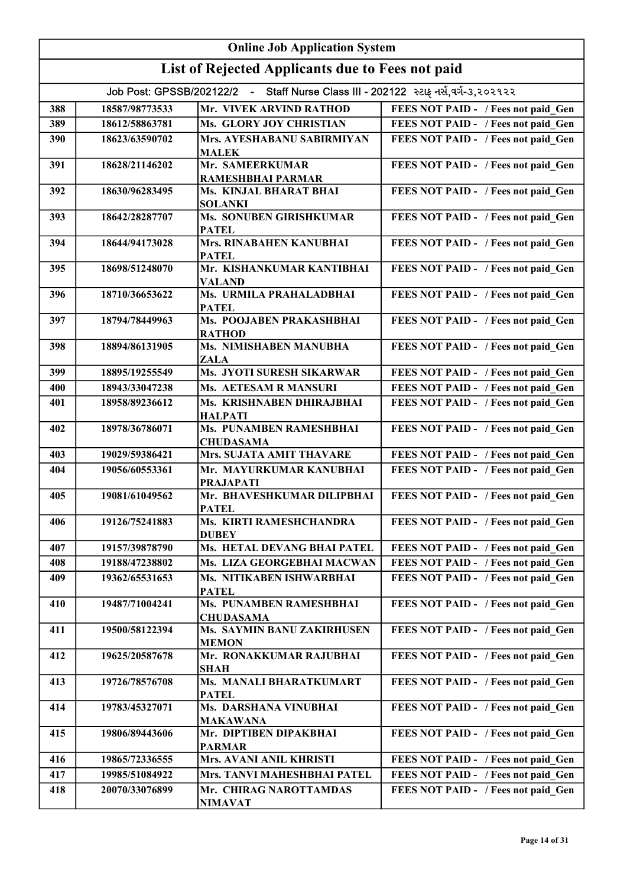| Online Job Application System | | | |
|---|---|---|---|
| List of Rejected Applicants due to Fees not paid | | | |
| Job Post: GPSSB/202122/2 - Staff Nurse Class III - 202122 સ્ટાફ નર્સ,વર્ગ-૩,૨૦૨૧૨૨ | | | |
| 388 | 18587/98773533 | Mr. VIVEK ARVIND RATHOD | FEES NOT PAID - / Fees not paid_Gen |
| 389 | 18612/58863781 | Ms. GLORY JOY CHRISTIAN | FEES NOT PAID - / Fees not paid_Gen |
| 390 | 18623/63590702 | Mrs. AYESHABANU SABIRMIYAN MALEK | FEES NOT PAID - / Fees not paid_Gen |
| 391 | 18628/21146202 | Mr. SAMEERKUMAR RAMESHBHAI PARMAR | FEES NOT PAID - / Fees not paid_Gen |
| 392 | 18630/96283495 | Ms. KINJAL BHARAT BHAI SOLANKI | FEES NOT PAID - / Fees not paid_Gen |
| 393 | 18642/28287707 | Ms. SONUBEN GIRISHKUMAR PATEL | FEES NOT PAID - / Fees not paid_Gen |
| 394 | 18644/94173028 | Mrs. RINABAHEN KANUBHAI PATEL | FEES NOT PAID - / Fees not paid_Gen |
| 395 | 18698/51248070 | Mr. KISHANKUMAR KANTIBHAI VALAND | FEES NOT PAID - / Fees not paid_Gen |
| 396 | 18710/36653622 | Ms. URMILA PRAHALADBHAI PATEL | FEES NOT PAID - / Fees not paid_Gen |
| 397 | 18794/78449963 | Ms. POOJABEN PRAKASHBHAI RATHOD | FEES NOT PAID - / Fees not paid_Gen |
| 398 | 18894/86131905 | Ms. NIMISHABEN MANUBHA ZALA | FEES NOT PAID - / Fees not paid_Gen |
| 399 | 18895/19255549 | Ms. JYOTI SURESH SIKARWAR | FEES NOT PAID - / Fees not paid_Gen |
| 400 | 18943/33047238 | Ms. AETESAM R MANSURI | FEES NOT PAID - / Fees not paid_Gen |
| 401 | 18958/89236612 | Ms. KRISHNABEN DHIRAJBHAI HALPATI | FEES NOT PAID - / Fees not paid_Gen |
| 402 | 18978/36786071 | Ms. PUNAMBEN RAMESHBHAI CHUDASAMA | FEES NOT PAID - / Fees not paid_Gen |
| 403 | 19029/59386421 | Mrs. SUJATA AMIT THAVARE | FEES NOT PAID - / Fees not paid_Gen |
| 404 | 19056/60553361 | Mr. MAYURKUMAR KANUBHAI PRAJAPATI | FEES NOT PAID - / Fees not paid_Gen |
| 405 | 19081/61049562 | Mr. BHAVESHKUMAR DILIPBHAI PATEL | FEES NOT PAID - / Fees not paid_Gen |
| 406 | 19126/75241883 | Ms. KIRTI RAMESHCHANDRA DUBEY | FEES NOT PAID - / Fees not paid_Gen |
| 407 | 19157/39878790 | Ms. HETAL DEVANG BHAI PATEL | FEES NOT PAID - / Fees not paid_Gen |
| 408 | 19188/47238802 | Ms. LIZA GEORGEBHAI MACWAN | FEES NOT PAID - / Fees not paid_Gen |
| 409 | 19362/65531653 | Ms. NITIKABEN ISHWARBHAI PATEL | FEES NOT PAID - / Fees not paid_Gen |
| 410 | 19487/71004241 | Ms. PUNAMBEN RAMESHBHAI CHUDASAMA | FEES NOT PAID - / Fees not paid_Gen |
| 411 | 19500/58122394 | Ms. SAYMIN BANU ZAKIRHUSEN MEMON | FEES NOT PAID - / Fees not paid_Gen |
| 412 | 19625/20587678 | Mr. RONAKKUMAR RAJUBHAI SHAH | FEES NOT PAID - / Fees not paid_Gen |
| 413 | 19726/78576708 | Ms. MANALI BHARATKUMART PATEL | FEES NOT PAID - / Fees not paid_Gen |
| 414 | 19783/45327071 | Ms. DARSHANA VINUBHAI MAKAWANA | FEES NOT PAID - / Fees not paid_Gen |
| 415 | 19806/89443606 | Mr. DIPTIBEN DIPAKBHAI PARMAR | FEES NOT PAID - / Fees not paid_Gen |
| 416 | 19865/72336555 | Mrs. AVANI ANIL KHRISTI | FEES NOT PAID - / Fees not paid_Gen |
| 417 | 19985/51084922 | Mrs. TANVI MAHESHBHAI PATEL | FEES NOT PAID - / Fees not paid_Gen |
| 418 | 20070/33076899 | Mr. CHIRAG NAROTTAMDAS NIMAVAT | FEES NOT PAID - / Fees not paid_Gen |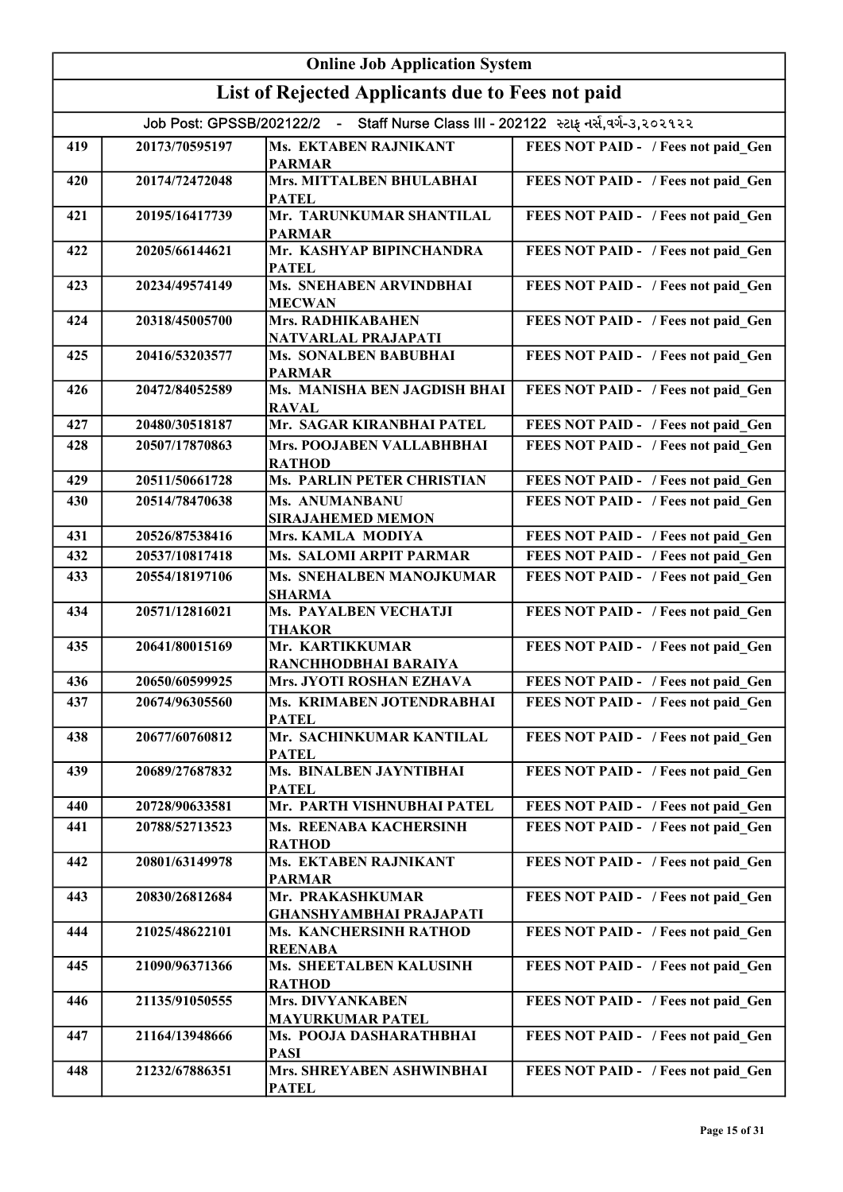| Online Job Application System | | | |
|---|---|---|---|
| **List of Rejected Applicants due to Fees not paid** | | | |
| Job Post: GPSSB/202122/2 - Staff Nurse Class III - 202122 સ્ટાફ નર્સ,વર્ગ-૩,૨૦૨૧૨૨ | | | |
| 419 | 20173/70595197 | Ms. EKTABEN RAJNIKANT PARMAR | FEES NOT PAID - / Fees not paid_Gen |
| 420 | 20174/72472048 | Mrs. MITTALBEN BHULABHAI PATEL | FEES NOT PAID - / Fees not paid_Gen |
| 421 | 20195/16417739 | Mr. TARUNKUMAR SHANTILAL PARMAR | FEES NOT PAID - / Fees not paid_Gen |
| 422 | 20205/66144621 | Mr. KASHYAP BIPINCHANDRA PATEL | FEES NOT PAID - / Fees not paid_Gen |
| 423 | 20234/49574149 | Ms. SNEHABEN ARVINDBHAI MECWAN | FEES NOT PAID - / Fees not paid_Gen |
| 424 | 20318/45005700 | Mrs. RADHIKABAHEN NATVARLAL PRAJAPATI | FEES NOT PAID - / Fees not paid_Gen |
| 425 | 20416/53203577 | Ms. SONALBEN BABUBHAI PARMAR | FEES NOT PAID - / Fees not paid_Gen |
| 426 | 20472/84052589 | Ms. MANISHA BEN JAGDISH BHAI RAVAL | FEES NOT PAID - / Fees not paid_Gen |
| 427 | 20480/30518187 | Mr. SAGAR KIRANBHAI PATEL | FEES NOT PAID - / Fees not paid_Gen |
| 428 | 20507/17870863 | Mrs. POOJABEN VALLABHBHAI RATHOD | FEES NOT PAID - / Fees not paid_Gen |
| 429 | 20511/50661728 | Ms. PARLIN PETER CHRISTIAN | FEES NOT PAID - / Fees not paid_Gen |
| 430 | 20514/78470638 | Ms. ANUMANBANU SIRAJAHEMED MEMON | FEES NOT PAID - / Fees not paid_Gen |
| 431 | 20526/87538416 | Mrs. KAMLA MODIYA | FEES NOT PAID - / Fees not paid_Gen |
| 432 | 20537/10817418 | Ms. SALOMI ARPIT PARMAR | FEES NOT PAID - / Fees not paid_Gen |
| 433 | 20554/18197106 | Ms. SNEHALBEN MANOJKUMAR SHARMA | FEES NOT PAID - / Fees not paid_Gen |
| 434 | 20571/12816021 | Ms. PAYALBEN VECHATJI THAKOR | FEES NOT PAID - / Fees not paid_Gen |
| 435 | 20641/80015169 | Mr. KARTIKKUMAR RANCHHODBHAI BARAIYA | FEES NOT PAID - / Fees not paid_Gen |
| 436 | 20650/60599925 | Mrs. JYOTI ROSHAN EZHAVA | FEES NOT PAID - / Fees not paid_Gen |
| 437 | 20674/96305560 | Ms. KRIMABEN JOTENDRABHAI PATEL | FEES NOT PAID - / Fees not paid_Gen |
| 438 | 20677/60760812 | Mr. SACHINKUMAR KANTILAL PATEL | FEES NOT PAID - / Fees not paid_Gen |
| 439 | 20689/27687832 | Ms. BINALBEN JAYNTIBHAI PATEL | FEES NOT PAID - / Fees not paid_Gen |
| 440 | 20728/90633581 | Mr. PARTH VISHNUBHAI PATEL | FEES NOT PAID - / Fees not paid_Gen |
| 441 | 20788/52713523 | Ms. REENABA KACHERSINH RATHOD | FEES NOT PAID - / Fees not paid_Gen |
| 442 | 20801/63149978 | Ms. EKTABEN RAJNIKANT PARMAR | FEES NOT PAID - / Fees not paid_Gen |
| 443 | 20830/26812684 | Mr. PRAKASHKUMAR GHANSHYAMBHAI PRAJAPATI | FEES NOT PAID - / Fees not paid_Gen |
| 444 | 21025/48622101 | Ms. KANCHERSINH RATHOD REENABA | FEES NOT PAID - / Fees not paid_Gen |
| 445 | 21090/96371366 | Ms. SHEETALBEN KALUSINH RATHOD | FEES NOT PAID - / Fees not paid_Gen |
| 446 | 21135/91050555 | Mrs. DIVYANKABEN MAYURKUMAR PATEL | FEES NOT PAID - / Fees not paid_Gen |
| 447 | 21164/13948666 | Ms. POOJA DASHARATHBHAI PASI | FEES NOT PAID - / Fees not paid_Gen |
| 448 | 21232/67886351 | Mrs. SHREYABEN ASHWINBHAI PATEL | FEES NOT PAID - / Fees not paid_Gen |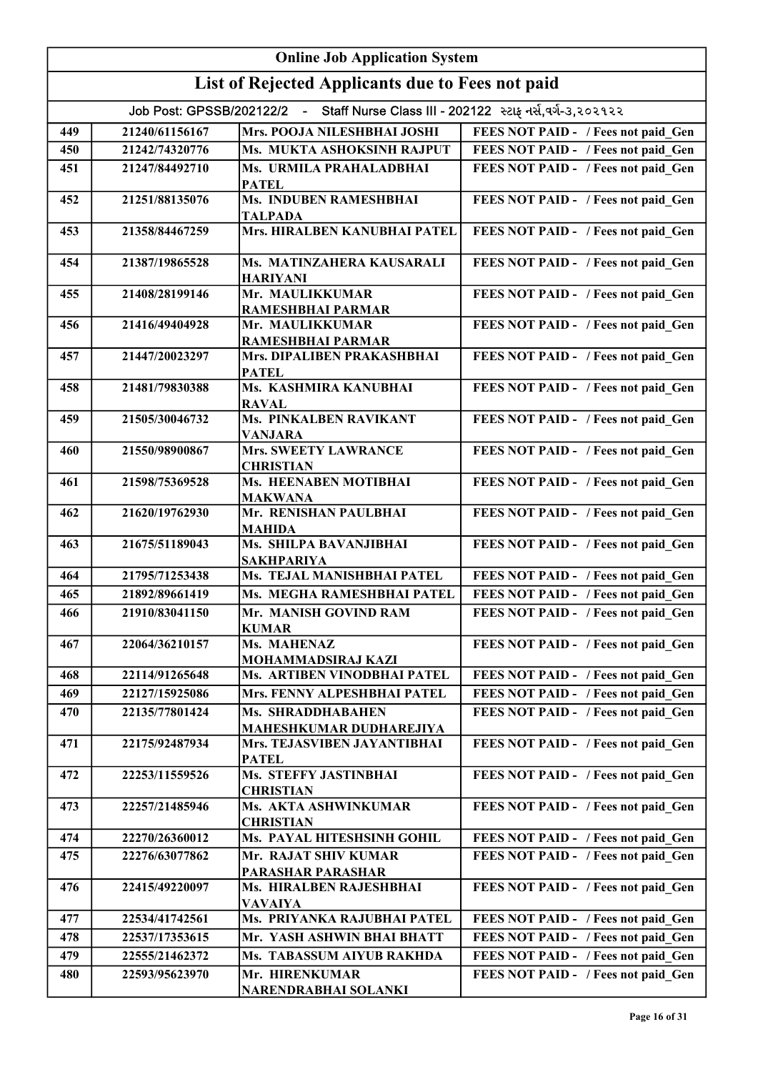# Online Job Application System

## List of Rejected Applicants due to Fees not paid

Job Post: GPSSB/202122/2 - Staff Nurse Class III - 202122 સ્ટાફ નર્સ,વર્ગ-૩,૨૦૨૧૨૨

| | | | |
|---|---|---|---|
| 449 | 21240/61156167 | Mrs. POOJA NILESHBHAI JOSHI | FEES NOT PAID - / Fees not paid_Gen |
| 450 | 21242/74320776 | Ms. MUKTA ASHOKSINH RAJPUT | FEES NOT PAID - / Fees not paid_Gen |
| 451 | 21247/84492710 | Ms. URMILA PRAHALADBHAI PATEL | FEES NOT PAID - / Fees not paid_Gen |
| 452 | 21251/88135076 | Ms. INDUBEN RAMESHBHAI TALPADA | FEES NOT PAID - / Fees not paid_Gen |
| 453 | 21358/84467259 | Mrs. HIRALBEN KANUBHAI PATEL | FEES NOT PAID - / Fees not paid_Gen |
| 454 | 21387/19865528 | Ms. MATINZAHERA KAUSARALI HARIYANI | FEES NOT PAID - / Fees not paid_Gen |
| 455 | 21408/28199146 | Mr. MAULIKKUMAR RAMESHBHAI PARMAR | FEES NOT PAID - / Fees not paid_Gen |
| 456 | 21416/49404928 | Mr. MAULIKKUMAR RAMESHBHAI PARMAR | FEES NOT PAID - / Fees not paid_Gen |
| 457 | 21447/20023297 | Mrs. DIPALIBEN PRAKASHBHAI PATEL | FEES NOT PAID - / Fees not paid_Gen |
| 458 | 21481/79830388 | Ms. KASHMIRA KANUBHAI RAVAL | FEES NOT PAID - / Fees not paid_Gen |
| 459 | 21505/30046732 | Ms. PINKALBEN RAVIKANT VANJARA | FEES NOT PAID - / Fees not paid_Gen |
| 460 | 21550/98900867 | Mrs. SWEETY LAWRANCE CHRISTIAN | FEES NOT PAID - / Fees not paid_Gen |
| 461 | 21598/75369528 | Ms. HEENABEN MOTIBHAI MAKWANA | FEES NOT PAID - / Fees not paid_Gen |
| 462 | 21620/19762930 | Mr. RENISHAN PAULBHAI MAHIDA | FEES NOT PAID - / Fees not paid_Gen |
| 463 | 21675/51189043 | Ms. SHILPA BAVANJIBHAI SAKHPARIYA | FEES NOT PAID - / Fees not paid_Gen |
| 464 | 21795/71253438 | Ms. TEJAL MANISHBHAI PATEL | FEES NOT PAID - / Fees not paid_Gen |
| 465 | 21892/89661419 | Ms. MEGHA RAMESHBHAI PATEL | FEES NOT PAID - / Fees not paid_Gen |
| 466 | 21910/83041150 | Mr. MANISH GOVIND RAM KUMAR | FEES NOT PAID - / Fees not paid_Gen |
| 467 | 22064/36210157 | Ms. MAHENAZ MOHAMMADSIRAJ KAZI | FEES NOT PAID - / Fees not paid_Gen |
| 468 | 22114/91265648 | Ms. ARTIBEN VINODBHAI PATEL | FEES NOT PAID - / Fees not paid_Gen |
| 469 | 22127/15925086 | Mrs. FENNY ALPESHBHAI PATEL | FEES NOT PAID - / Fees not paid_Gen |
| 470 | 22135/77801424 | Ms. SHRADDHABAHEN MAHESHKUMAR DUDHAREJIYA | FEES NOT PAID - / Fees not paid_Gen |
| 471 | 22175/92487934 | Mrs. TEJASVIBEN JAYANTIBHAI PATEL | FEES NOT PAID - / Fees not paid_Gen |
| 472 | 22253/11559526 | Ms. STEFFY JASTINBHAI CHRISTIAN | FEES NOT PAID - / Fees not paid_Gen |
| 473 | 22257/21485946 | Ms. AKTA ASHWINKUMAR CHRISTIAN | FEES NOT PAID - / Fees not paid_Gen |
| 474 | 22270/26360012 | Ms. PAYAL HITESHSINH GOHIL | FEES NOT PAID - / Fees not paid_Gen |
| 475 | 22276/63077862 | Mr. RAJAT SHIV KUMAR PARASHAR PARASHAR | FEES NOT PAID - / Fees not paid_Gen |
| 476 | 22415/49220097 | Ms. HIRALBEN RAJESHBHAI VAVAIYA | FEES NOT PAID - / Fees not paid_Gen |
| 477 | 22534/41742561 | Ms. PRIYANKA RAJUBHAI PATEL | FEES NOT PAID - / Fees not paid_Gen |
| 478 | 22537/17353615 | Mr. YASH ASHWIN BHAI BHATT | FEES NOT PAID - / Fees not paid_Gen |
| 479 | 22555/21462372 | Ms. TABASSUM AIYUB RAKHDA | FEES NOT PAID - / Fees not paid_Gen |
| 480 | 22593/95623970 | Mr. HIRENKUMAR NARENDRABHAI SOLANKI | FEES NOT PAID - / Fees not paid_Gen |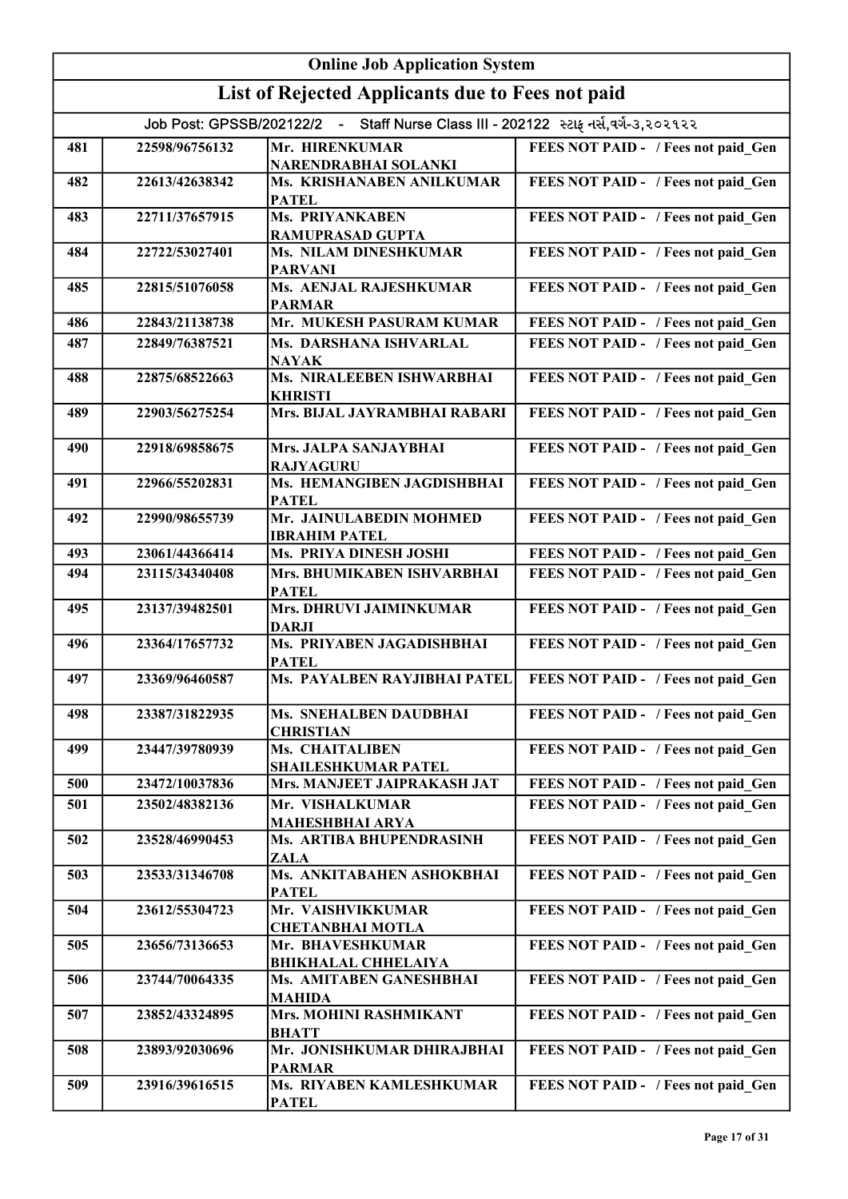# Online Job Application System

## List of Rejected Applicants due to Fees not paid

Job Post: GPSSB/202122/2 - Staff Nurse Class III - 202122 સ્ટાફ નર્સ,વર્ગ-૩,૨૦૨૧૨૨

| | | | |
|---|---|---|---|
| 481 | 22598/96756132 | Mr. HIRENKUMAR NARENDRABHAI SOLANKI | FEES NOT PAID - / Fees not paid_Gen |
| 482 | 22613/42638342 | Ms. KRISHANABEN ANILKUMAR PATEL | FEES NOT PAID - / Fees not paid_Gen |
| 483 | 22711/37657915 | Ms. PRIYANKABEN RAMUPRASAD GUPTA | FEES NOT PAID - / Fees not paid_Gen |
| 484 | 22722/53027401 | Ms. NILAM DINESHKUMAR PARVANI | FEES NOT PAID - / Fees not paid_Gen |
| 485 | 22815/51076058 | Ms. AENJAL RAJESHKUMAR PARMAR | FEES NOT PAID - / Fees not paid_Gen |
| 486 | 22843/21138738 | Mr. MUKESH PASURAM KUMAR | FEES NOT PAID - / Fees not paid_Gen |
| 487 | 22849/76387521 | Ms. DARSHANA ISHVARLAL NAYAK | FEES NOT PAID - / Fees not paid_Gen |
| 488 | 22875/68522663 | Ms. NIRALEEBEN ISHWARBHAI KHRISTI | FEES NOT PAID - / Fees not paid_Gen |
| 489 | 22903/56275254 | Mrs. BIJAL JAYRAMBHAI RABARI | FEES NOT PAID - / Fees not paid_Gen |
| 490 | 22918/69858675 | Mrs. JALPA SANJAYBHAI RAJYAGURU | FEES NOT PAID - / Fees not paid_Gen |
| 491 | 22966/55202831 | Ms. HEMANGIBEN JAGDISHBHAI PATEL | FEES NOT PAID - / Fees not paid_Gen |
| 492 | 22990/98655739 | Mr. JAINULABEDIN MOHMED IBRAHIM PATEL | FEES NOT PAID - / Fees not paid_Gen |
| 493 | 23061/44366414 | Ms. PRIYA DINESH JOSHI | FEES NOT PAID - / Fees not paid_Gen |
| 494 | 23115/34340408 | Mrs. BHUMIKABEN ISHVARBHAI PATEL | FEES NOT PAID - / Fees not paid_Gen |
| 495 | 23137/39482501 | Mrs. DHRUVI JAIMINKUMAR DARJI | FEES NOT PAID - / Fees not paid_Gen |
| 496 | 23364/17657732 | Ms. PRIYABEN JAGADISHBHAI PATEL | FEES NOT PAID - / Fees not paid_Gen |
| 497 | 23369/96460587 | Ms. PAYALBEN RAYJIBHAI PATEL | FEES NOT PAID - / Fees not paid_Gen |
| 498 | 23387/31822935 | Ms. SNEHALBEN DAUDBHAI CHRISTIAN | FEES NOT PAID - / Fees not paid_Gen |
| 499 | 23447/39780939 | Ms. CHAITALIBEN SHAILESHKUMAR PATEL | FEES NOT PAID - / Fees not paid_Gen |
| 500 | 23472/10037836 | Mrs. MANJEET JAIPRAKASH JAT | FEES NOT PAID - / Fees not paid_Gen |
| 501 | 23502/48382136 | Mr. VISHALKUMAR MAHESHBHAI ARYA | FEES NOT PAID - / Fees not paid_Gen |
| 502 | 23528/46990453 | Ms. ARTIBA BHUPENDRASINH ZALA | FEES NOT PAID - / Fees not paid_Gen |
| 503 | 23533/31346708 | Ms. ANKITABAHEN ASHOKBHAI PATEL | FEES NOT PAID - / Fees not paid_Gen |
| 504 | 23612/55304723 | Mr. VAISHVIKKUMAR CHETANBHAI MOTLA | FEES NOT PAID - / Fees not paid_Gen |
| 505 | 23656/73136653 | Mr. BHAVESHKUMAR BHIKHALAL CHHELAIYA | FEES NOT PAID - / Fees not paid_Gen |
| 506 | 23744/70064335 | Ms. AMITABEN GANESHBHAI MAHIDA | FEES NOT PAID - / Fees not paid_Gen |
| 507 | 23852/43324895 | Mrs. MOHINI RASHMIKANT BHATT | FEES NOT PAID - / Fees not paid_Gen |
| 508 | 23893/92030696 | Mr. JONISHKUMAR DHIRAJBHAI PARMAR | FEES NOT PAID - / Fees not paid_Gen |
| 509 | 23916/39616515 | Ms. RIYABEN KAMLESHKUMAR PATEL | FEES NOT PAID - / Fees not paid_Gen |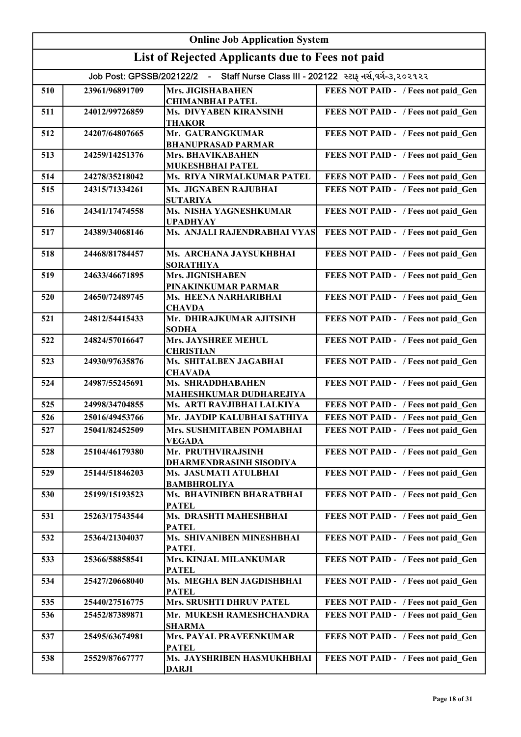## Online Job Application System

## List of Rejected Applicants due to Fees not paid

Job Post: GPSSB/202122/2 - Staff Nurse Class III - 202122 સ્ટાફ નર્સ,વર્ગ-૩,૨૦૨૧૨૨

| | | | |
|---|---|---|---|
| 510 | 23961/96891709 | Mrs. JIGISHABAHEN CHIMANBHAI PATEL | FEES NOT PAID - / Fees not paid_Gen |
| 511 | 24012/99726859 | Ms. DIVYABEN KIRANSINH THAKOR | FEES NOT PAID - / Fees not paid_Gen |
| 512 | 24207/64807665 | Mr. GAURANGKUMAR BHANUPRASAD PARMAR | FEES NOT PAID - / Fees not paid_Gen |
| 513 | 24259/14251376 | Mrs. BHAVIKABAHEN MUKESHBHAI PATEL | FEES NOT PAID - / Fees not paid_Gen |
| 514 | 24278/35218042 | Ms. RIYA NIRMALKUMAR PATEL | FEES NOT PAID - / Fees not paid_Gen |
| 515 | 24315/71334261 | Ms. JIGNABEN RAJUBHAI SUTARIYA | FEES NOT PAID - / Fees not paid_Gen |
| 516 | 24341/17474558 | Ms. NISHA YAGNESHKUMAR UPADHYAY | FEES NOT PAID - / Fees not paid_Gen |
| 517 | 24389/34068146 | Ms. ANJALI RAJENDRABHAI VYAS | FEES NOT PAID - / Fees not paid_Gen |
| 518 | 24468/81784457 | Ms. ARCHANA JAYSUKHBHAI SORATHIYA | FEES NOT PAID - / Fees not paid_Gen |
| 519 | 24633/46671895 | Mrs. JIGNISHABEN PINAKINKUMAR PARMAR | FEES NOT PAID - / Fees not paid_Gen |
| 520 | 24650/72489745 | Ms. HEENA NARHARIBHAI CHAVDA | FEES NOT PAID - / Fees not paid_Gen |
| 521 | 24812/54415433 | Mr. DHIRAJKUMAR AJITSINH SODHA | FEES NOT PAID - / Fees not paid_Gen |
| 522 | 24824/57016647 | Mrs. JAYSHREE MEHUL CHRISTIAN | FEES NOT PAID - / Fees not paid_Gen |
| 523 | 24930/97635876 | Ms. SHITALBEN JAGABHAI CHAVADA | FEES NOT PAID - / Fees not paid_Gen |
| 524 | 24987/55245691 | Ms. SHRADDHABAHEN MAHESHKUMAR DUDHAREJIYA | FEES NOT PAID - / Fees not paid_Gen |
| 525 | 24998/34704855 | Ms. ARTI RAVJIBHAI LALKIYA | FEES NOT PAID - / Fees not paid_Gen |
| 526 | 25016/49453766 | Mr. JAYDIP KALUBHAI SATHIYA | FEES NOT PAID - / Fees not paid_Gen |
| 527 | 25041/82452509 | Mrs. SUSHMITABEN POMABHAI VEGADA | FEES NOT PAID - / Fees not paid_Gen |
| 528 | 25104/46179380 | Mr. PRUTHVIRAJSINH DHARMENDRASINH SISODIYA | FEES NOT PAID - / Fees not paid_Gen |
| 529 | 25144/51846203 | Ms. JASUMATI ATULBHAI BAMBHROLIYA | FEES NOT PAID - / Fees not paid_Gen |
| 530 | 25199/15193523 | Ms. BHAVINIBEN BHARATBHAI PATEL | FEES NOT PAID - / Fees not paid_Gen |
| 531 | 25263/17543544 | Ms. DRASHTI MAHESHBHAI PATEL | FEES NOT PAID - / Fees not paid_Gen |
| 532 | 25364/21304037 | Ms. SHIVANIBEN MINESHBHAI PATEL | FEES NOT PAID - / Fees not paid_Gen |
| 533 | 25366/58858541 | Mrs. KINJAL MILANKUMAR PATEL | FEES NOT PAID - / Fees not paid_Gen |
| 534 | 25427/20668040 | Ms. MEGHA BEN JAGDISHBHAI PATEL | FEES NOT PAID - / Fees not paid_Gen |
| 535 | 25440/27516775 | Mrs. SRUSHTI DHRUV PATEL | FEES NOT PAID - / Fees not paid_Gen |
| 536 | 25452/87389871 | Mr. MUKESH RAMESHCHANDRA SHARMA | FEES NOT PAID - / Fees not paid_Gen |
| 537 | 25495/63674981 | Mrs. PAYAL PRAVEENKUMAR PATEL | FEES NOT PAID - / Fees not paid_Gen |
| 538 | 25529/87667777 | Ms. JAYSHRIBEN HASMUKHBHAI DARJI | FEES NOT PAID - / Fees not paid_Gen |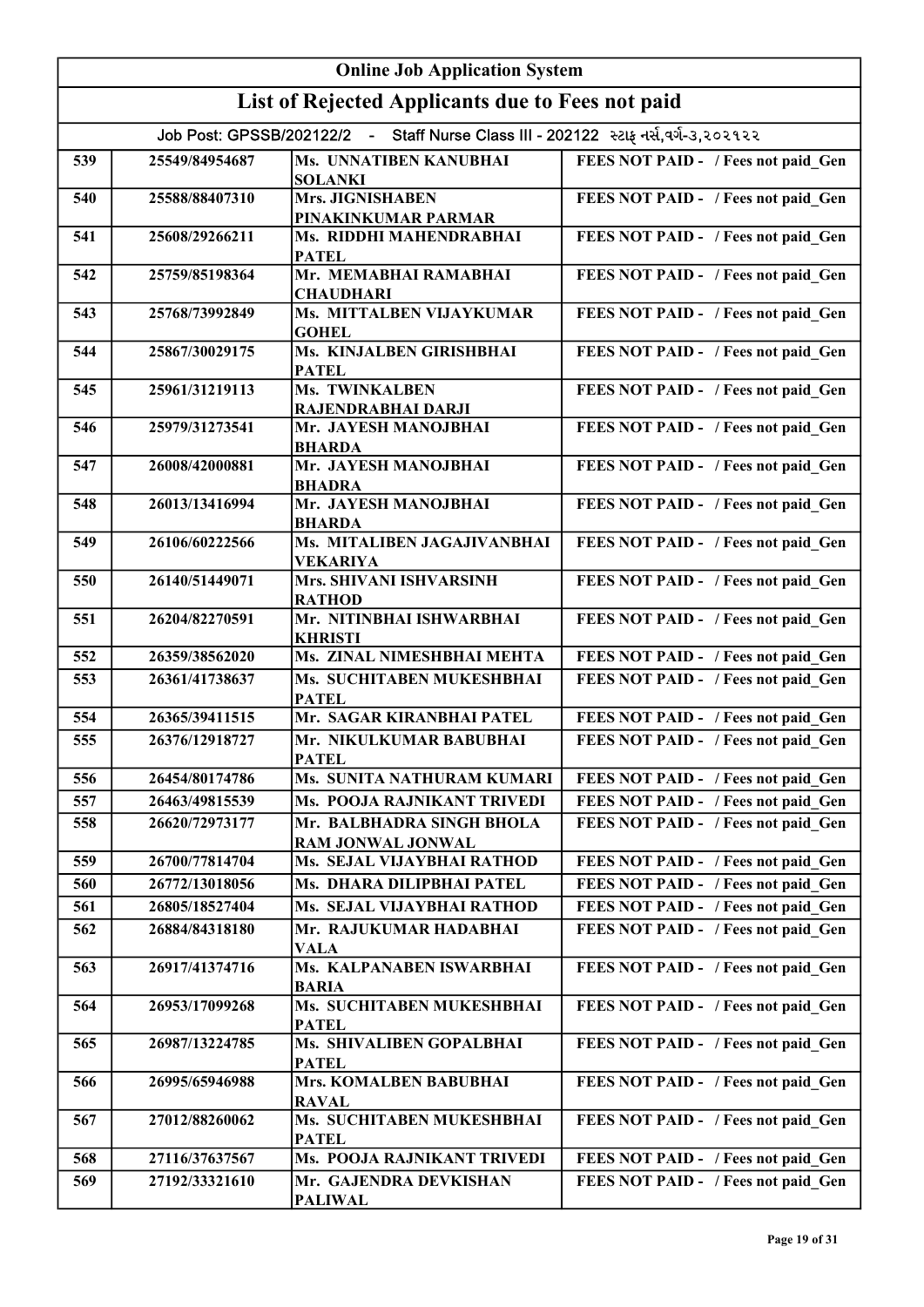# Online Job Application System

## List of Rejected Applicants due to Fees not paid

Job Post: GPSSB/202122/2 - Staff Nurse Class III - 202122 સ્ટાફ નર્સ,વર્ગ-૩,૨૦૨૧૨૨

| | | | |
|---|---|---|---|
| 539 | 25549/84954687 | Ms. UNNATIBEN KANUBHAI SOLANKI | FEES NOT PAID - / Fees not paid_Gen |
| 540 | 25588/88407310 | Mrs. JIGNISHABEN PINAKINKUMAR PARMAR | FEES NOT PAID - / Fees not paid_Gen |
| 541 | 25608/29266211 | Ms. RIDDHI MAHENDRABHAI PATEL | FEES NOT PAID - / Fees not paid_Gen |
| 542 | 25759/85198364 | Mr. MEMABHAI RAMABHAI CHAUDHARI | FEES NOT PAID - / Fees not paid_Gen |
| 543 | 25768/73992849 | Ms. MITTALBEN VIJAYKUMAR GOHEL | FEES NOT PAID - / Fees not paid_Gen |
| 544 | 25867/30029175 | Ms. KINJALBEN GIRISHBHAI PATEL | FEES NOT PAID - / Fees not paid_Gen |
| 545 | 25961/31219113 | Ms. TWINKALBEN RAJENDRABHAI DARJI | FEES NOT PAID - / Fees not paid_Gen |
| 546 | 25979/31273541 | Mr. JAYESH MANOJBHAI BHARDA | FEES NOT PAID - / Fees not paid_Gen |
| 547 | 26008/42000881 | Mr. JAYESH MANOJBHAI BHADRA | FEES NOT PAID - / Fees not paid_Gen |
| 548 | 26013/13416994 | Mr. JAYESH MANOJBHAI BHARDA | FEES NOT PAID - / Fees not paid_Gen |
| 549 | 26106/60222566 | Ms. MITALIBEN JAGAJIVANBHAI VEKARIYA | FEES NOT PAID - / Fees not paid_Gen |
| 550 | 26140/51449071 | Mrs. SHIVANI ISHVARSINH RATHOD | FEES NOT PAID - / Fees not paid_Gen |
| 551 | 26204/82270591 | Mr. NITINBHAI ISHWARBHAI KHRISTI | FEES NOT PAID - / Fees not paid_Gen |
| 552 | 26359/38562020 | Ms. ZINAL NIMESHBHAI MEHTA | FEES NOT PAID - / Fees not paid_Gen |
| 553 | 26361/41738637 | Ms. SUCHITABEN MUKESHBHAI PATEL | FEES NOT PAID - / Fees not paid_Gen |
| 554 | 26365/39411515 | Mr. SAGAR KIRANBHAI PATEL | FEES NOT PAID - / Fees not paid_Gen |
| 555 | 26376/12918727 | Mr. NIKULKUMAR BABUBHAI PATEL | FEES NOT PAID - / Fees not paid_Gen |
| 556 | 26454/80174786 | Ms. SUNITA NATHURAM KUMARI | FEES NOT PAID - / Fees not paid_Gen |
| 557 | 26463/49815539 | Ms. POOJA RAJNIKANT TRIVEDI | FEES NOT PAID - / Fees not paid_Gen |
| 558 | 26620/72973177 | Mr. BALBHADRA SINGH BHOLA RAM JONWAL JONWAL | FEES NOT PAID - / Fees not paid_Gen |
| 559 | 26700/77814704 | Ms. SEJAL VIJAYBHAI RATHOD | FEES NOT PAID - / Fees not paid_Gen |
| 560 | 26772/13018056 | Ms. DHARA DILIPBHAI PATEL | FEES NOT PAID - / Fees not paid_Gen |
| 561 | 26805/18527404 | Ms. SEJAL VIJAYBHAI RATHOD | FEES NOT PAID - / Fees not paid_Gen |
| 562 | 26884/84318180 | Mr. RAJUKUMAR HADABHAI VALA | FEES NOT PAID - / Fees not paid_Gen |
| 563 | 26917/41374716 | Ms. KALPANABEN ISWARBHAI BARIA | FEES NOT PAID - / Fees not paid_Gen |
| 564 | 26953/17099268 | Ms. SUCHITABEN MUKESHBHAI PATEL | FEES NOT PAID - / Fees not paid_Gen |
| 565 | 26987/13224785 | Ms. SHIVALIBEN GOPALBHAI PATEL | FEES NOT PAID - / Fees not paid_Gen |
| 566 | 26995/65946988 | Mrs. KOMALBEN BABUBHAI RAVAL | FEES NOT PAID - / Fees not paid_Gen |
| 567 | 27012/88260062 | Ms. SUCHITABEN MUKESHBHAI PATEL | FEES NOT PAID - / Fees not paid_Gen |
| 568 | 27116/37637567 | Ms. POOJA RAJNIKANT TRIVEDI | FEES NOT PAID - / Fees not paid_Gen |
| 569 | 27192/33321610 | Mr. GAJENDRA DEVKISHAN PALIWAL | FEES NOT PAID - / Fees not paid_Gen |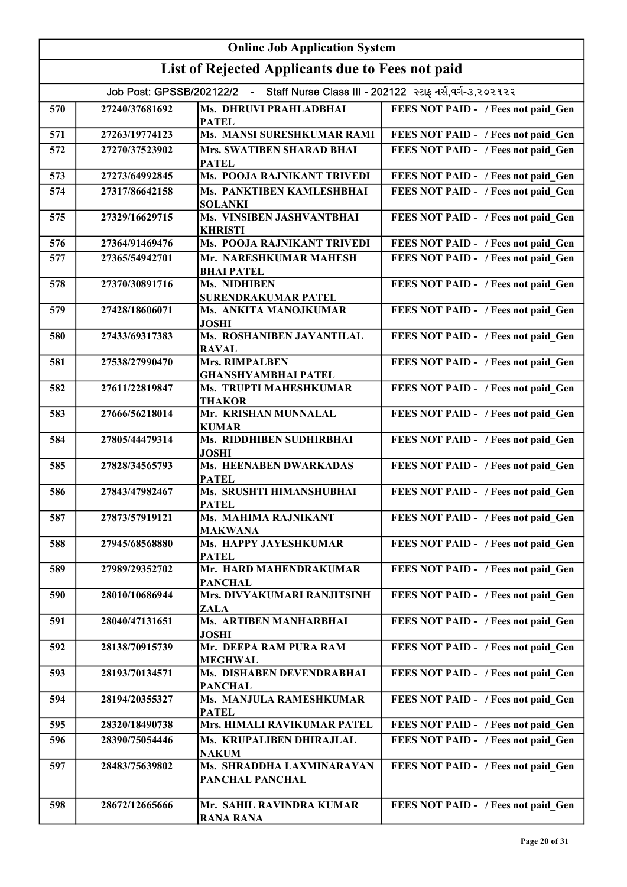# Online Job Application System

## List of Rejected Applicants due to Fees not paid

Job Post: GPSSB/202122/2 - Staff Nurse Class III - 202122 સ્ટાફ નર્સ,વર્ગ-૩,૨૦૨૧૨૨

| | | | |
|---|---|---|---|
| 570 | 27240/37681692 | Ms. DHRUVI PRAHLADBHAI PATEL | FEES NOT PAID - / Fees not paid_Gen |
| 571 | 27263/19774123 | Ms. MANSI SURESHKUMAR RAMI | FEES NOT PAID - / Fees not paid_Gen |
| 572 | 27270/37523902 | Mrs. SWATIBEN SHARAD BHAI PATEL | FEES NOT PAID - / Fees not paid_Gen |
| 573 | 27273/64992845 | Ms. POOJA RAJNIKANT TRIVEDI | FEES NOT PAID - / Fees not paid_Gen |
| 574 | 27317/86642158 | Ms. PANKTIBEN KAMLESHBHAI SOLANKI | FEES NOT PAID - / Fees not paid_Gen |
| 575 | 27329/16629715 | Ms. VINSIBEN JASHVANTBHAI KHRISTI | FEES NOT PAID - / Fees not paid_Gen |
| 576 | 27364/91469476 | Ms. POOJA RAJNIKANT TRIVEDI | FEES NOT PAID - / Fees not paid_Gen |
| 577 | 27365/54942701 | Mr. NARESHKUMAR MAHESH BHAI PATEL | FEES NOT PAID - / Fees not paid_Gen |
| 578 | 27370/30891716 | Ms. NIDHIBEN SURENDRAKUMAR PATEL | FEES NOT PAID - / Fees not paid_Gen |
| 579 | 27428/18606071 | Ms. ANKITA MANOJKUMAR JOSHI | FEES NOT PAID - / Fees not paid_Gen |
| 580 | 27433/69317383 | Ms. ROSHANIBEN JAYANTILAL RAVAL | FEES NOT PAID - / Fees not paid_Gen |
| 581 | 27538/27990470 | Mrs. RIMPALBEN GHANSHYAMBHAI PATEL | FEES NOT PAID - / Fees not paid_Gen |
| 582 | 27611/22819847 | Ms. TRUPTI MAHESHKUMAR THAKOR | FEES NOT PAID - / Fees not paid_Gen |
| 583 | 27666/56218014 | Mr. KRISHAN MUNNALAL KUMAR | FEES NOT PAID - / Fees not paid_Gen |
| 584 | 27805/44479314 | Ms. RIDDHIBEN SUDHIRBHAI JOSHI | FEES NOT PAID - / Fees not paid_Gen |
| 585 | 27828/34565793 | Ms. HEENABEN DWARKADAS PATEL | FEES NOT PAID - / Fees not paid_Gen |
| 586 | 27843/47982467 | Ms. SRUSHTI HIMANSHUBHAI PATEL | FEES NOT PAID - / Fees not paid_Gen |
| 587 | 27873/57919121 | Ms. MAHIMA RAJNIKANT MAKWANA | FEES NOT PAID - / Fees not paid_Gen |
| 588 | 27945/68568880 | Ms. HAPPY JAYESHKUMAR PATEL | FEES NOT PAID - / Fees not paid_Gen |
| 589 | 27989/29352702 | Mr. HARD MAHENDRAKUMAR PANCHAL | FEES NOT PAID - / Fees not paid_Gen |
| 590 | 28010/10686944 | Mrs. DIVYAKUMARI RANJITSINH ZALA | FEES NOT PAID - / Fees not paid_Gen |
| 591 | 28040/47131651 | Ms. ARTIBEN MANHARBHAI JOSHI | FEES NOT PAID - / Fees not paid_Gen |
| 592 | 28138/70915739 | Mr. DEEPA RAM PURA RAM MEGHWAL | FEES NOT PAID - / Fees not paid_Gen |
| 593 | 28193/70134571 | Ms. DISHABEN DEVENDRABHAI PANCHAL | FEES NOT PAID - / Fees not paid_Gen |
| 594 | 28194/20355327 | Ms. MANJULA RAMESHKUMAR PATEL | FEES NOT PAID - / Fees not paid_Gen |
| 595 | 28320/18490738 | Mrs. HIMALI RAVIKUMAR PATEL | FEES NOT PAID - / Fees not paid_Gen |
| 596 | 28390/75054446 | Ms. KRUPALIBEN DHIRAJLAL NAKUM | FEES NOT PAID - / Fees not paid_Gen |
| 597 | 28483/75639802 | Ms. SHRADDHA LAXMINARAYAN PANCHAL PANCHAL | FEES NOT PAID - / Fees not paid_Gen |
| 598 | 28672/12665666 | Mr. SAHIL RAVINDRA KUMAR RANA RANA | FEES NOT PAID - / Fees not paid_Gen |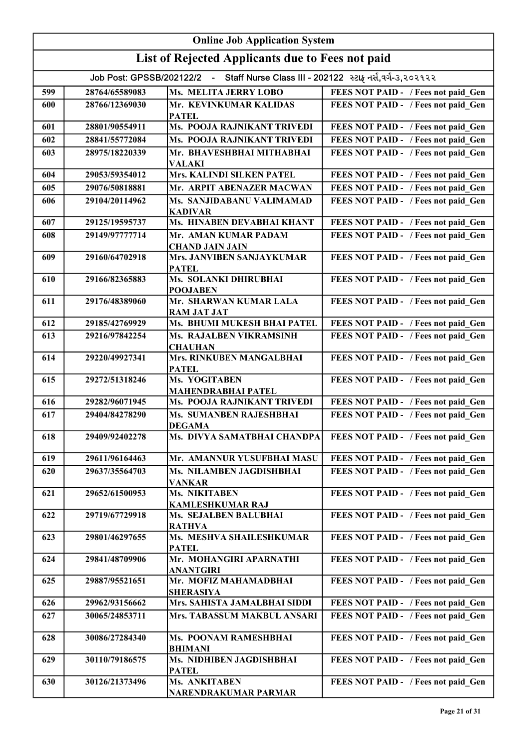| Online Job Application System | | | |
|---|---|---|---|
| **List of Rejected Applicants due to Fees not paid** | | | |
| Job Post: GPSSB/202122/2 - Staff Nurse Class III - 202122 સ્ટાફ નર્સ,વર્ગ-૩,૨૦૨૧૨૨ | | | |
| 599 | 28764/65589083 | Ms. MELITA JERRY LOBO | FEES NOT PAID - / Fees not paid_Gen |
| 600 | 28766/12369030 | Mr. KEVINKUMAR KALIDAS PATEL | FEES NOT PAID - / Fees not paid_Gen |
| 601 | 28801/90554911 | Ms. POOJA RAJNIKANT TRIVEDI | FEES NOT PAID - / Fees not paid_Gen |
| 602 | 28841/55772084 | Ms. POOJA RAJNIKANT TRIVEDI | FEES NOT PAID - / Fees not paid_Gen |
| 603 | 28975/18220339 | Mr. BHAVESHBHAI MITHABHAI VALAKI | FEES NOT PAID - / Fees not paid_Gen |
| 604 | 29053/59354012 | Mrs. KALINDI SILKEN PATEL | FEES NOT PAID - / Fees not paid_Gen |
| 605 | 29076/50818881 | Mr. ARPIT ABENAZER MACWAN | FEES NOT PAID - / Fees not paid_Gen |
| 606 | 29104/20114962 | Ms. SANJIDABANU VALIMAMAD KADIVAR | FEES NOT PAID - / Fees not paid_Gen |
| 607 | 29125/19595737 | Ms. HINABEN DEVABHAI KHANT | FEES NOT PAID - / Fees not paid_Gen |
| 608 | 29149/97777714 | Mr. AMAN KUMAR PADAM CHAND JAIN JAIN | FEES NOT PAID - / Fees not paid_Gen |
| 609 | 29160/64702918 | Mrs. JANVIBEN SANJAYKUMAR PATEL | FEES NOT PAID - / Fees not paid_Gen |
| 610 | 29166/82365883 | Ms. SOLANKI DHIRUBHAI POOJABEN | FEES NOT PAID - / Fees not paid_Gen |
| 611 | 29176/48389060 | Mr. SHARWAN KUMAR LALA RAM JAT JAT | FEES NOT PAID - / Fees not paid_Gen |
| 612 | 29185/42769929 | Ms. BHUMI MUKESH BHAI PATEL | FEES NOT PAID - / Fees not paid_Gen |
| 613 | 29216/97842254 | Ms. RAJALBEN VIKRAMSINH CHAUHAN | FEES NOT PAID - / Fees not paid_Gen |
| 614 | 29220/49927341 | Mrs. RINKUBEN MANGALBHAI PATEL | FEES NOT PAID - / Fees not paid_Gen |
| 615 | 29272/51318246 | Ms. YOGITABEN MAHENDRABHAI PATEL | FEES NOT PAID - / Fees not paid_Gen |
| 616 | 29282/96071945 | Ms. POOJA RAJNIKANT TRIVEDI | FEES NOT PAID - / Fees not paid_Gen |
| 617 | 29404/84278290 | Ms. SUMANBEN RAJESHBHAI DEGAMA | FEES NOT PAID - / Fees not paid_Gen |
| 618 | 29409/92402278 | Ms. DIVYA SAMATBHAI CHANDPA | FEES NOT PAID - / Fees not paid_Gen |
| 619 | 29611/96164463 | Mr. AMANNUR YUSUFBHAI MASU | FEES NOT PAID - / Fees not paid_Gen |
| 620 | 29637/35564703 | Ms. NILAMBEN JAGDISHBHAI VANKAR | FEES NOT PAID - / Fees not paid_Gen |
| 621 | 29652/61500953 | Ms. NIKITABEN KAMLESHKUMAR RAJ | FEES NOT PAID - / Fees not paid_Gen |
| 622 | 29719/67729918 | Ms. SEJALBEN BALUBHAI RATHVA | FEES NOT PAID - / Fees not paid_Gen |
| 623 | 29801/46297655 | Ms. MESHVA SHAILESHKUMAR PATEL | FEES NOT PAID - / Fees not paid_Gen |
| 624 | 29841/48709906 | Mr. MOHANGIRI APARNATHI ANANTGIRI | FEES NOT PAID - / Fees not paid_Gen |
| 625 | 29887/95521651 | Mr. MOFIZ MAHAMADBHAI SHERASIYA | FEES NOT PAID - / Fees not paid_Gen |
| 626 | 29962/93156662 | Mrs. SAHISTA JAMALBHAI SIDDI | FEES NOT PAID - / Fees not paid_Gen |
| 627 | 30065/24853711 | Mrs. TABASSUM MAKBUL ANSARI | FEES NOT PAID - / Fees not paid_Gen |
| 628 | 30086/27284340 | Ms. POONAM RAMESHBHAI BHIMANI | FEES NOT PAID - / Fees not paid_Gen |
| 629 | 30110/79186575 | Ms. NIDHIBEN JAGDISHBHAI PATEL | FEES NOT PAID - / Fees not paid_Gen |
| 630 | 30126/21373496 | Ms. ANKITABEN NARENDRAKUMAR PARMAR | FEES NOT PAID - / Fees not paid_Gen |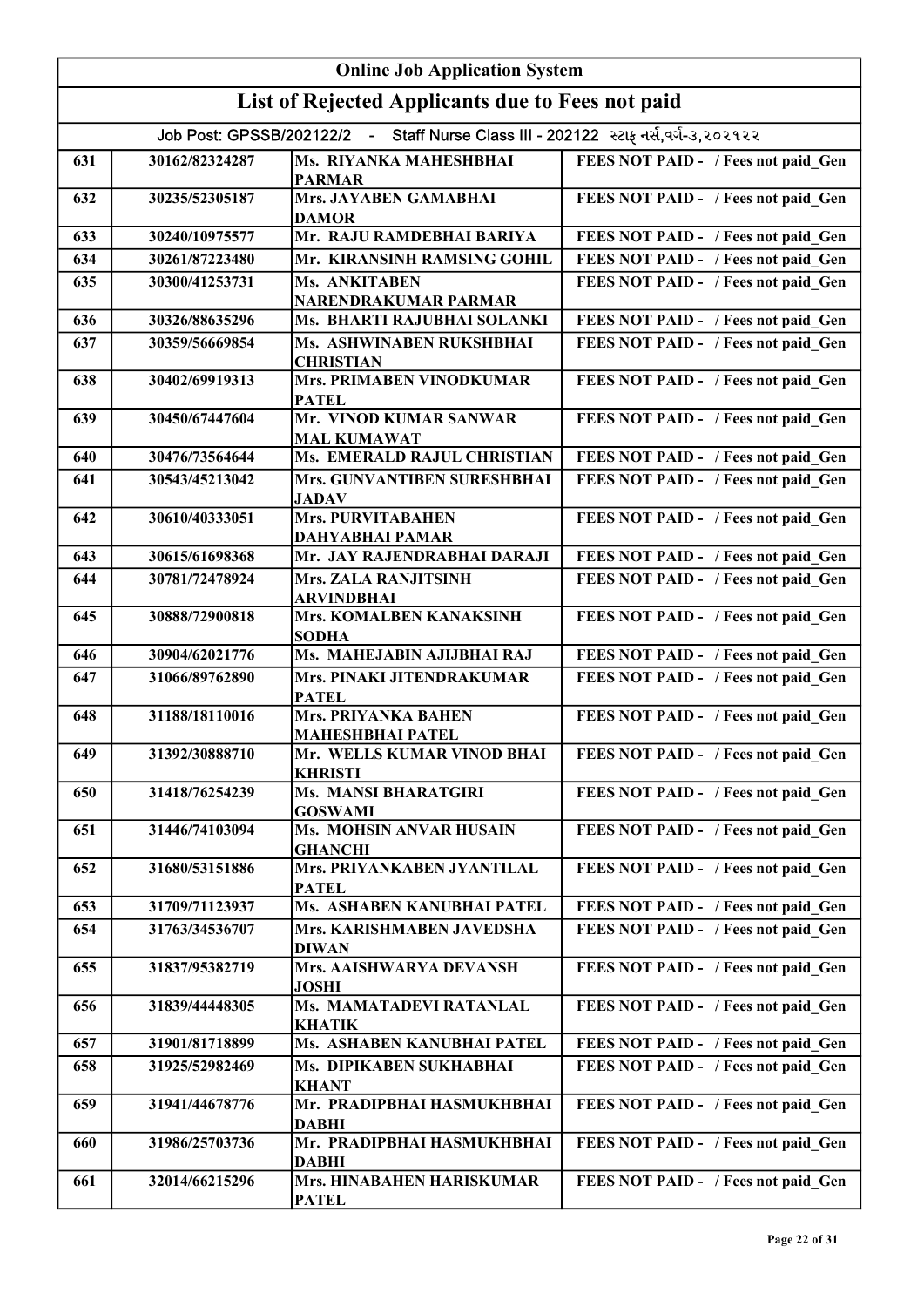# Online Job Application System

## List of Rejected Applicants due to Fees not paid

Job Post: GPSSB/202122/2 - Staff Nurse Class III - 202122 સ્ટાફ નર્સ,વર્ગ-૩,૨૦૨૧૨૨

| | | | |
|---|---|---|---|
| 631 | 30162/82324287 | Ms. RIYANKA MAHESHBHAI PARMAR | FEES NOT PAID - / Fees not paid_Gen |
| 632 | 30235/52305187 | Mrs. JAYABEN GAMABHAI DAMOR | FEES NOT PAID - / Fees not paid_Gen |
| 633 | 30240/10975577 | Mr. RAJU RAMDEBHAI BARIYA | FEES NOT PAID - / Fees not paid_Gen |
| 634 | 30261/87223480 | Mr. KIRANSINH RAMSING GOHIL | FEES NOT PAID - / Fees not paid_Gen |
| 635 | 30300/41253731 | Ms. ANKITABEN NARENDRAKUMAR PARMAR | FEES NOT PAID - / Fees not paid_Gen |
| 636 | 30326/88635296 | Ms. BHARTI RAJUBHAI SOLANKI | FEES NOT PAID - / Fees not paid_Gen |
| 637 | 30359/56669854 | Ms. ASHWINABEN RUKSHBHAI CHRISTIAN | FEES NOT PAID - / Fees not paid_Gen |
| 638 | 30402/69919313 | Mrs. PRIMABEN VINODKUMAR PATEL | FEES NOT PAID - / Fees not paid_Gen |
| 639 | 30450/67447604 | Mr. VINOD KUMAR SANWAR MAL KUMAWAT | FEES NOT PAID - / Fees not paid_Gen |
| 640 | 30476/73564644 | Ms. EMERALD RAJUL CHRISTIAN | FEES NOT PAID - / Fees not paid_Gen |
| 641 | 30543/45213042 | Mrs. GUNVANTIBEN SURESHBHAI JADAV | FEES NOT PAID - / Fees not paid_Gen |
| 642 | 30610/40333051 | Mrs. PURVITABAHEN DAHYABHAI PAMAR | FEES NOT PAID - / Fees not paid_Gen |
| 643 | 30615/61698368 | Mr. JAY RAJENDRABHAI DARAJI | FEES NOT PAID - / Fees not paid_Gen |
| 644 | 30781/72478924 | Mrs. ZALA RANJITSINH ARVINDBHAI | FEES NOT PAID - / Fees not paid_Gen |
| 645 | 30888/72900818 | Mrs. KOMALBEN KANAKSINH SODHA | FEES NOT PAID - / Fees not paid_Gen |
| 646 | 30904/62021776 | Ms. MAHEJABIN AJIJBHAI RAJ | FEES NOT PAID - / Fees not paid_Gen |
| 647 | 31066/89762890 | Mrs. PINAKI JITENDRAKUMAR PATEL | FEES NOT PAID - / Fees not paid_Gen |
| 648 | 31188/18110016 | Mrs. PRIYANKA BAHEN MAHESHBHAI PATEL | FEES NOT PAID - / Fees not paid_Gen |
| 649 | 31392/30888710 | Mr. WELLS KUMAR VINOD BHAI KHRISTI | FEES NOT PAID - / Fees not paid_Gen |
| 650 | 31418/76254239 | Ms. MANSI BHARATGIRI GOSWAMI | FEES NOT PAID - / Fees not paid_Gen |
| 651 | 31446/74103094 | Ms. MOHSIN ANVAR HUSAIN GHANCHI | FEES NOT PAID - / Fees not paid_Gen |
| 652 | 31680/53151886 | Mrs. PRIYANKABEN JYANTILAL PATEL | FEES NOT PAID - / Fees not paid_Gen |
| 653 | 31709/71123937 | Ms. ASHABEN KANUBHAI PATEL | FEES NOT PAID - / Fees not paid_Gen |
| 654 | 31763/34536707 | Mrs. KARISHMABEN JAVEDSHA DIWAN | FEES NOT PAID - / Fees not paid_Gen |
| 655 | 31837/95382719 | Mrs. AAISHWARYA DEVANSH JOSHI | FEES NOT PAID - / Fees not paid_Gen |
| 656 | 31839/44448305 | Ms. MAMATADEVI RATANLAL KHATIK | FEES NOT PAID - / Fees not paid_Gen |
| 657 | 31901/81718899 | Ms. ASHABEN KANUBHAI PATEL | FEES NOT PAID - / Fees not paid_Gen |
| 658 | 31925/52982469 | Ms. DIPIKABEN SUKHABHAI KHANT | FEES NOT PAID - / Fees not paid_Gen |
| 659 | 31941/44678776 | Mr. PRADIPBHAI HASMUKHBHAI DABHI | FEES NOT PAID - / Fees not paid_Gen |
| 660 | 31986/25703736 | Mr. PRADIPBHAI HASMUKHBHAI DABHI | FEES NOT PAID - / Fees not paid_Gen |
| 661 | 32014/66215296 | Mrs. HINABAHEN HARISKUMAR PATEL | FEES NOT PAID - / Fees not paid_Gen |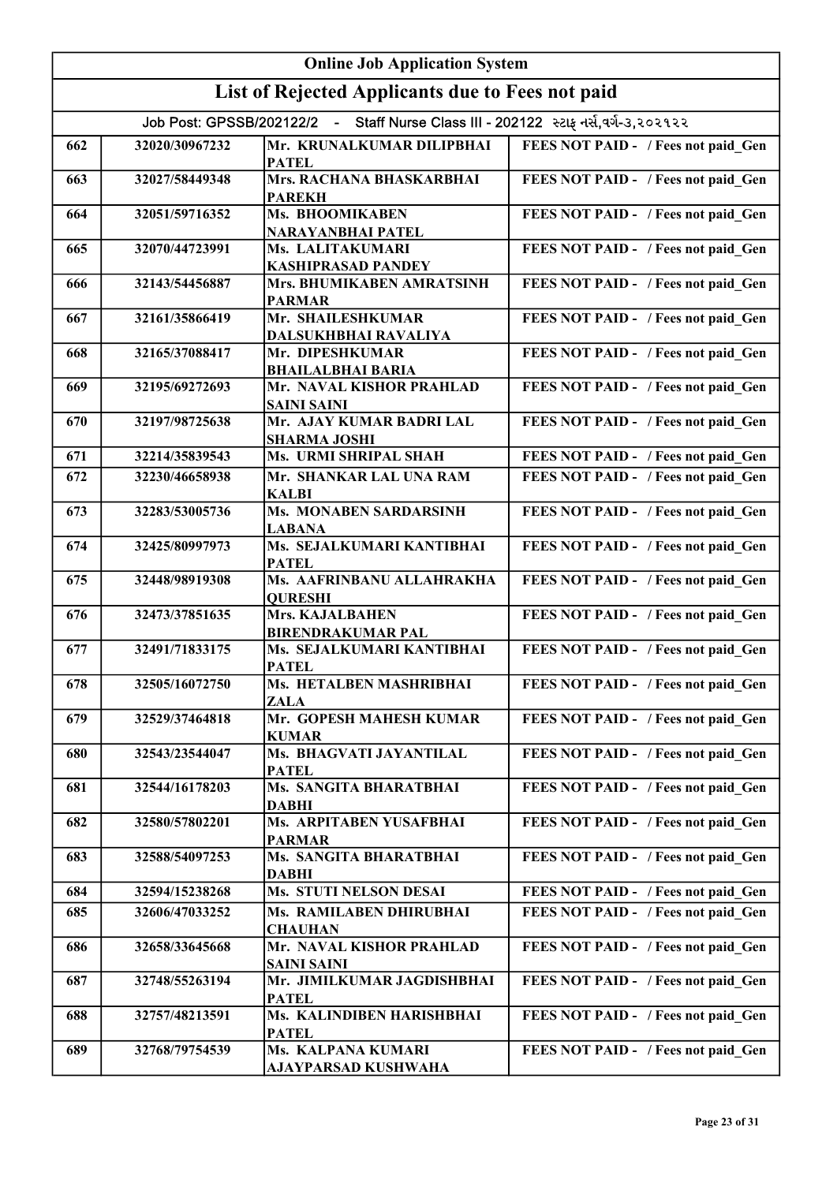| Online Job Application System | | | |
|---|---|---|---|
| List of Rejected Applicants due to Fees not paid | | | |
| Job Post: GPSSB/202122/2 - Staff Nurse Class III - 202122 સ્ટાફ નર્સ,વર્ગ-૩,૨૦૨૧૨૨ | | | |
| 662 | 32020/30967232 | Mr. KRUNALKUMAR DILIPBHAI PATEL | FEES NOT PAID - / Fees not paid_Gen |
| 663 | 32027/58449348 | Mrs. RACHANA BHASKARBHAI PAREKH | FEES NOT PAID - / Fees not paid_Gen |
| 664 | 32051/59716352 | Ms. BHOOMIKABEN NARAYANBHAI PATEL | FEES NOT PAID - / Fees not paid_Gen |
| 665 | 32070/44723991 | Ms. LALITAKUMARI KASHIPRASAD PANDEY | FEES NOT PAID - / Fees not paid_Gen |
| 666 | 32143/54456887 | Mrs. BHUMIKABEN AMRATSINH PARMAR | FEES NOT PAID - / Fees not paid_Gen |
| 667 | 32161/35866419 | Mr. SHAILESHKUMAR DALSUKHBHAI RAVALIYA | FEES NOT PAID - / Fees not paid_Gen |
| 668 | 32165/37088417 | Mr. DIPESHKUMAR BHAILALBHAI BARIA | FEES NOT PAID - / Fees not paid_Gen |
| 669 | 32195/69272693 | Mr. NAVAL KISHOR PRAHLAD SAINI SAINI | FEES NOT PAID - / Fees not paid_Gen |
| 670 | 32197/98725638 | Mr. AJAY KUMAR BADRI LAL SHARMA JOSHI | FEES NOT PAID - / Fees not paid_Gen |
| 671 | 32214/35839543 | Ms. URMI SHRIPAL SHAH | FEES NOT PAID - / Fees not paid_Gen |
| 672 | 32230/46658938 | Mr. SHANKAR LAL UNA RAM KALBI | FEES NOT PAID - / Fees not paid_Gen |
| 673 | 32283/53005736 | Ms. MONABEN SARDARSINH LABANA | FEES NOT PAID - / Fees not paid_Gen |
| 674 | 32425/80997973 | Ms. SEJALKUMARI KANTIBHAI PATEL | FEES NOT PAID - / Fees not paid_Gen |
| 675 | 32448/98919308 | Ms. AAFRINBANU ALLAHRAKHA QURESHI | FEES NOT PAID - / Fees not paid_Gen |
| 676 | 32473/37851635 | Mrs. KAJALBAHEN BIRENDRAKUMAR PAL | FEES NOT PAID - / Fees not paid_Gen |
| 677 | 32491/71833175 | Ms. SEJALKUMARI KANTIBHAI PATEL | FEES NOT PAID - / Fees not paid_Gen |
| 678 | 32505/16072750 | Ms. HETALBEN MASHRIBHAI ZALA | FEES NOT PAID - / Fees not paid_Gen |
| 679 | 32529/37464818 | Mr. GOPESH MAHESH KUMAR KUMAR | FEES NOT PAID - / Fees not paid_Gen |
| 680 | 32543/23544047 | Ms. BHAGVATI JAYANTILAL PATEL | FEES NOT PAID - / Fees not paid_Gen |
| 681 | 32544/16178203 | Ms. SANGITA BHARATBHAI DABHI | FEES NOT PAID - / Fees not paid_Gen |
| 682 | 32580/57802201 | Ms. ARPITABEN YUSAFBHAI PARMAR | FEES NOT PAID - / Fees not paid_Gen |
| 683 | 32588/54097253 | Ms. SANGITA BHARATBHAI DABHI | FEES NOT PAID - / Fees not paid_Gen |
| 684 | 32594/15238268 | Ms. STUTI NELSON DESAI | FEES NOT PAID - / Fees not paid_Gen |
| 685 | 32606/47033252 | Ms. RAMILABEN DHIRUBHAI CHAUHAN | FEES NOT PAID - / Fees not paid_Gen |
| 686 | 32658/33645668 | Mr. NAVAL KISHOR PRAHLAD SAINI SAINI | FEES NOT PAID - / Fees not paid_Gen |
| 687 | 32748/55263194 | Mr. JIMILKUMAR JAGDISHBHAI PATEL | FEES NOT PAID - / Fees not paid_Gen |
| 688 | 32757/48213591 | Ms. KALINDIBEN HARISHBHAI PATEL | FEES NOT PAID - / Fees not paid_Gen |
| 689 | 32768/79754539 | Ms. KALPANA KUMARI AJAYPARSAD KUSHWAHA | FEES NOT PAID - / Fees not paid_Gen |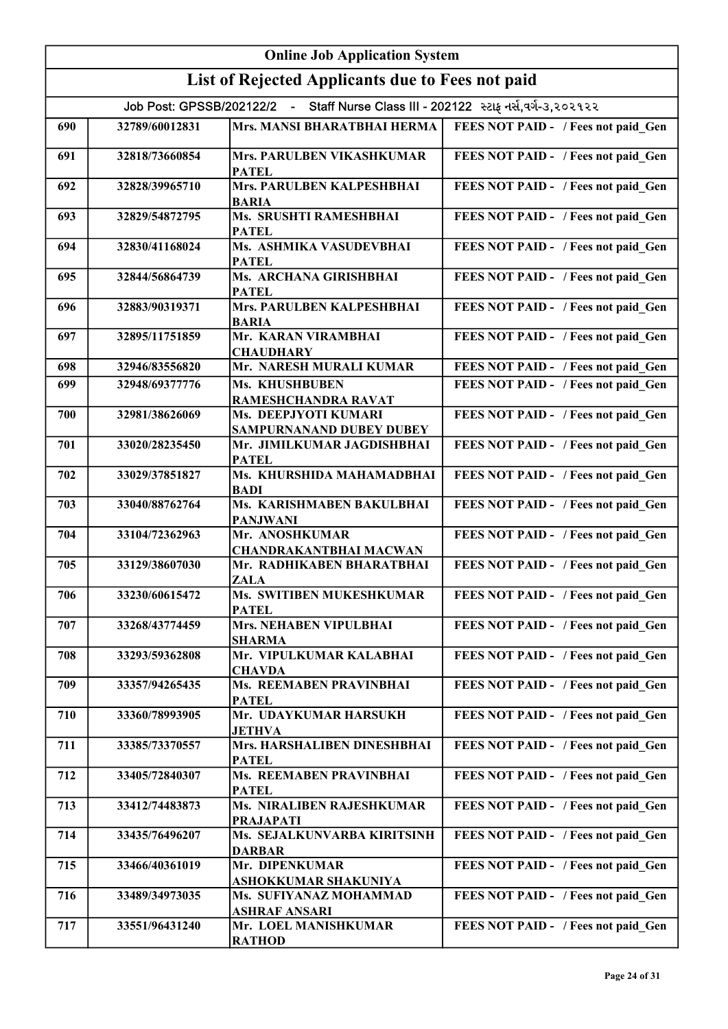# Online Job Application System

## List of Rejected Applicants due to Fees not paid

Job Post: GPSSB/202122/2 - Staff Nurse Class III - 202122 સ્ટાફ નર્સ,વર્ગ-૩,૨૦૨૧૨૨

| | | | |
|---|---|---|---|
| 690 | 32789/60012831 | Mrs. MANSI BHARATBHAI HERMA | FEES NOT PAID - / Fees not paid_Gen |
| 691 | 32818/73660854 | Mrs. PARULBEN VIKASHKUMAR PATEL | FEES NOT PAID - / Fees not paid_Gen |
| 692 | 32828/39965710 | Mrs. PARULBEN KALPESHBHAI BARIA | FEES NOT PAID - / Fees not paid_Gen |
| 693 | 32829/54872795 | Ms. SRUSHTI RAMESHBHAI PATEL | FEES NOT PAID - / Fees not paid_Gen |
| 694 | 32830/41168024 | Ms. ASHMIKA VASUDEVBHAI PATEL | FEES NOT PAID - / Fees not paid_Gen |
| 695 | 32844/56864739 | Ms. ARCHANA GIRISHBHAI PATEL | FEES NOT PAID - / Fees not paid_Gen |
| 696 | 32883/90319371 | Mrs. PARULBEN KALPESHBHAI BARIA | FEES NOT PAID - / Fees not paid_Gen |
| 697 | 32895/11751859 | Mr. KARAN VIRAMBHAI CHAUDHARY | FEES NOT PAID - / Fees not paid_Gen |
| 698 | 32946/83556820 | Mr. NARESH MURALI KUMAR | FEES NOT PAID - / Fees not paid_Gen |
| 699 | 32948/69377776 | Ms. KHUSHBUBEN RAMESHCHANDRA RAVAT | FEES NOT PAID - / Fees not paid_Gen |
| 700 | 32981/38626069 | Ms. DEEPJYOTI KUMARI SAMPURNANAND DUBEY DUBEY | FEES NOT PAID - / Fees not paid_Gen |
| 701 | 33020/28235450 | Mr. JIMILKUMAR JAGDISHBHAI PATEL | FEES NOT PAID - / Fees not paid_Gen |
| 702 | 33029/37851827 | Ms. KHURSHIDA MAHAMADBHAI BADI | FEES NOT PAID - / Fees not paid_Gen |
| 703 | 33040/88762764 | Ms. KARISHMABEN BAKULBHAI PANJWANI | FEES NOT PAID - / Fees not paid_Gen |
| 704 | 33104/72362963 | Mr. ANOSHKUMAR CHANDRAKANTBHAI MACWAN | FEES NOT PAID - / Fees not paid_Gen |
| 705 | 33129/38607030 | Mr. RADHIKABEN BHARATBHAI ZALA | FEES NOT PAID - / Fees not paid_Gen |
| 706 | 33230/60615472 | Ms. SWITIBEN MUKESHKUMAR PATEL | FEES NOT PAID - / Fees not paid_Gen |
| 707 | 33268/43774459 | Mrs. NEHABEN VIPULBHAI SHARMA | FEES NOT PAID - / Fees not paid_Gen |
| 708 | 33293/59362808 | Mr. VIPULKUMAR KALABHAI CHAVDA | FEES NOT PAID - / Fees not paid_Gen |
| 709 | 33357/94265435 | Ms. REEMABEN PRAVINBHAI PATEL | FEES NOT PAID - / Fees not paid_Gen |
| 710 | 33360/78993905 | Mr. UDAYKUMAR HARSUKH JETHVA | FEES NOT PAID - / Fees not paid_Gen |
| 711 | 33385/73370557 | Mrs. HARSHALIBEN DINESHBHAI PATEL | FEES NOT PAID - / Fees not paid_Gen |
| 712 | 33405/72840307 | Ms. REEMABEN PRAVINBHAI PATEL | FEES NOT PAID - / Fees not paid_Gen |
| 713 | 33412/74483873 | Ms. NIRALIBEN RAJESHKUMAR PRAJAPATI | FEES NOT PAID - / Fees not paid_Gen |
| 714 | 33435/76496207 | Ms. SEJALKUNVARBA KIRITSINH DARBAR | FEES NOT PAID - / Fees not paid_Gen |
| 715 | 33466/40361019 | Mr. DIPENKUMAR ASHOKKUMAR SHAKUNIYA | FEES NOT PAID - / Fees not paid_Gen |
| 716 | 33489/34973035 | Ms. SUFIYANAZ MOHAMMAD ASHRAF ANSARI | FEES NOT PAID - / Fees not paid_Gen |
| 717 | 33551/96431240 | Mr. LOEL MANISHKUMAR RATHOD | FEES NOT PAID - / Fees not paid_Gen |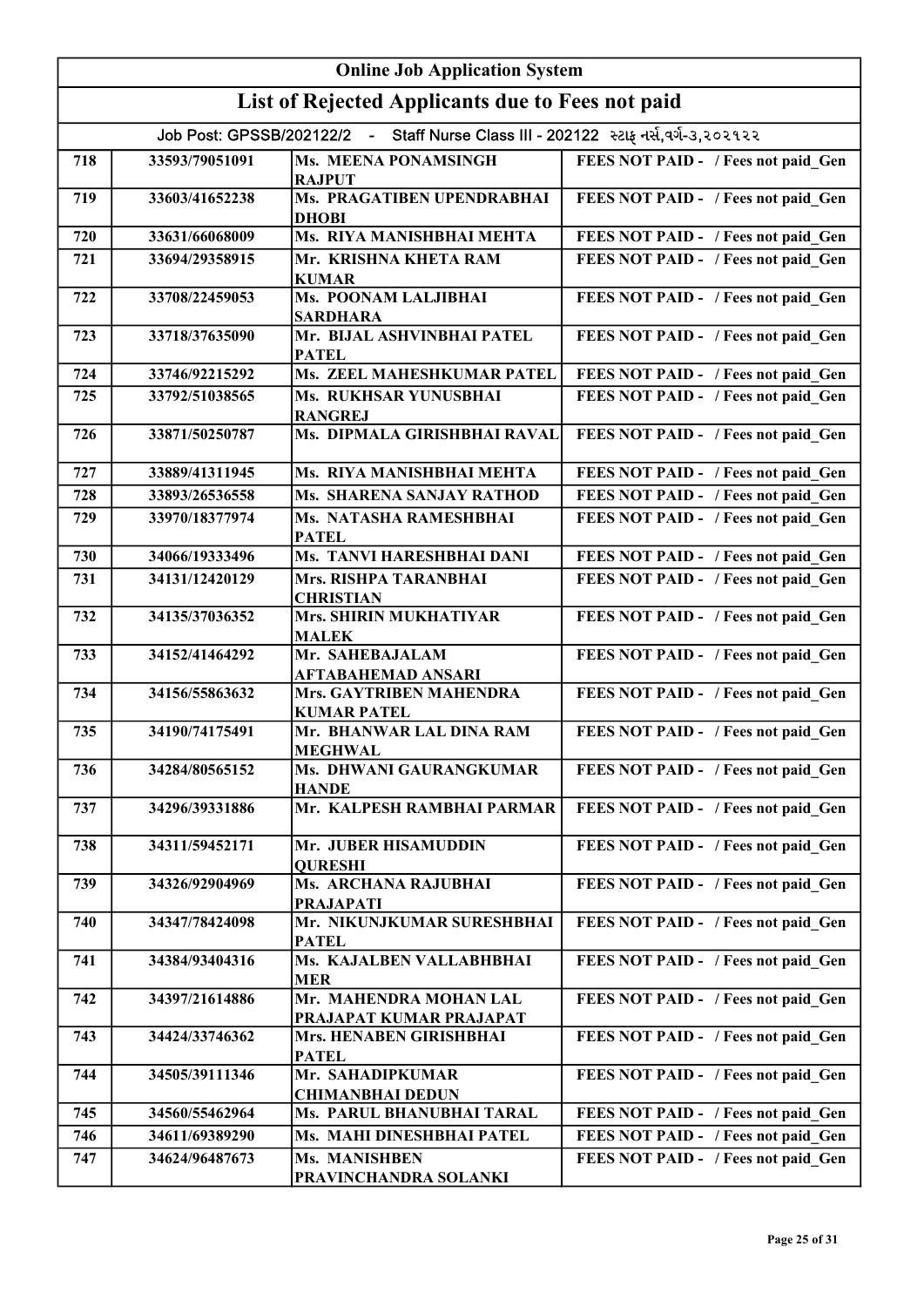# Online Job Application System

## List of Rejected Applicants due to Fees not paid

Job Post: GPSSB/202122/2 - Staff Nurse Class III - 202122 સ્ટાફ નર્સ,વર્ગ-૩,૨૦૨૧૨૨

| | | | |
|---|---|---|---|
| 718 | 33593/79051091 | Ms. MEENA PONAMSINGH RAJPUT | FEES NOT PAID - / Fees not paid_Gen |
| 719 | 33603/41652238 | Ms. PRAGATIBEN UPENDRABHAI DHOBI | FEES NOT PAID - / Fees not paid_Gen |
| 720 | 33631/66068009 | Ms. RIYA MANISHBHAI MEHTA | FEES NOT PAID - / Fees not paid_Gen |
| 721 | 33694/29358915 | Mr. KRISHNA KHETA RAM KUMAR | FEES NOT PAID - / Fees not paid_Gen |
| 722 | 33708/22459053 | Ms. POONAM LALJIBHAI SARDHARA | FEES NOT PAID - / Fees not paid_Gen |
| 723 | 33718/37635090 | Mr. BIJAL ASHVINBHAI PATEL PATEL | FEES NOT PAID - / Fees not paid_Gen |
| 724 | 33746/92215292 | Ms. ZEEL MAHESHKUMAR PATEL | FEES NOT PAID - / Fees not paid_Gen |
| 725 | 33792/51038565 | Ms. RUKHSAR YUNUSBHAI RANGREJ | FEES NOT PAID - / Fees not paid_Gen |
| 726 | 33871/50250787 | Ms. DIPMALA GIRISHBHAI RAVAL | FEES NOT PAID - / Fees not paid_Gen |
| 727 | 33889/41311945 | Ms. RIYA MANISHBHAI MEHTA | FEES NOT PAID - / Fees not paid_Gen |
| 728 | 33893/26536558 | Ms. SHARENA SANJAY RATHOD | FEES NOT PAID - / Fees not paid_Gen |
| 729 | 33970/18377974 | Ms. NATASHA RAMESHBHAI PATEL | FEES NOT PAID - / Fees not paid_Gen |
| 730 | 34066/19333496 | Ms. TANVI HARESHBHAI DANI | FEES NOT PAID - / Fees not paid_Gen |
| 731 | 34131/12420129 | Mrs. RISHPA TARANBHAI CHRISTIAN | FEES NOT PAID - / Fees not paid_Gen |
| 732 | 34135/37036352 | Mrs. SHIRIN MUKHATIYAR MALEK | FEES NOT PAID - / Fees not paid_Gen |
| 733 | 34152/41464292 | Mr. SAHEBAJALAM AFTABAHEMAD ANSARI | FEES NOT PAID - / Fees not paid_Gen |
| 734 | 34156/55863632 | Mrs. GAYTRIBEN MAHENDRA KUMAR PATEL | FEES NOT PAID - / Fees not paid_Gen |
| 735 | 34190/74175491 | Mr. BHANWAR LAL DINA RAM MEGHWAL | FEES NOT PAID - / Fees not paid_Gen |
| 736 | 34284/80565152 | Ms. DHWANI GAURANGKUMAR HANDE | FEES NOT PAID - / Fees not paid_Gen |
| 737 | 34296/39331886 | Mr. KALPESH RAMBHAI PARMAR | FEES NOT PAID - / Fees not paid_Gen |
| 738 | 34311/59452171 | Mr. JUBER HISAMUDDIN QURESHI | FEES NOT PAID - / Fees not paid_Gen |
| 739 | 34326/92904969 | Ms. ARCHANA RAJUBHAI PRAJAPATI | FEES NOT PAID - / Fees not paid_Gen |
| 740 | 34347/78424098 | Mr. NIKUNJKUMAR SURESHBHAI PATEL | FEES NOT PAID - / Fees not paid_Gen |
| 741 | 34384/93404316 | Ms. KAJALBEN VALLABHBHAI MER | FEES NOT PAID - / Fees not paid_Gen |
| 742 | 34397/21614886 | Mr. MAHENDRA MOHAN LAL PRAJAPAT KUMAR PRAJAPAT | FEES NOT PAID - / Fees not paid_Gen |
| 743 | 34424/33746362 | Mrs. HENABEN GIRISHBHAI PATEL | FEES NOT PAID - / Fees not paid_Gen |
| 744 | 34505/39111346 | Mr. SAHADIPKUMAR CHIMANBHAI DEDUN | FEES NOT PAID - / Fees not paid_Gen |
| 745 | 34560/55462964 | Ms. PARUL BHANUBHAI TARAL | FEES NOT PAID - / Fees not paid_Gen |
| 746 | 34611/69389290 | Ms. MAHI DINESHBHAI PATEL | FEES NOT PAID - / Fees not paid_Gen |
| 747 | 34624/96487673 | Ms. MANISHBEN PRAVINCHANDRA SOLANKI | FEES NOT PAID - / Fees not paid_Gen |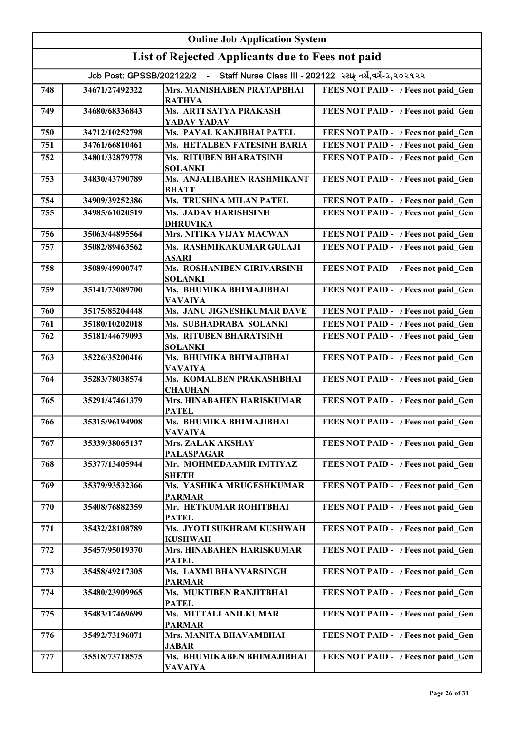# Online Job Application System

## List of Rejected Applicants due to Fees not paid

Job Post: GPSSB/202122/2 - Staff Nurse Class III - 202122 સ્ટાફ નર્સ,વર્ગ-૩,૨૦૨૧૨૨

| | | | |
|---|---|---|---|
| 748 | 34671/27492322 | Mrs. MANISHABEN PRATAPBHAI RATHVA | FEES NOT PAID - / Fees not paid_Gen |
| 749 | 34680/68336843 | Ms. ARTI SATYA PRAKASH YADAV YADAV | FEES NOT PAID - / Fees not paid_Gen |
| 750 | 34712/10252798 | Ms. PAYAL KANJIBHAI PATEL | FEES NOT PAID - / Fees not paid_Gen |
| 751 | 34761/66810461 | Ms. HETALBEN FATESINH BARIA | FEES NOT PAID - / Fees not paid_Gen |
| 752 | 34801/32879778 | Ms. RITUBEN BHARATSINH SOLANKI | FEES NOT PAID - / Fees not paid_Gen |
| 753 | 34830/43790789 | Ms. ANJALIBAHEN RASHMIKANT BHATT | FEES NOT PAID - / Fees not paid_Gen |
| 754 | 34909/39252386 | Ms. TRUSHNA MILAN PATEL | FEES NOT PAID - / Fees not paid_Gen |
| 755 | 34985/61020519 | Ms. JADAV HARISHSINH DHRUVIKA | FEES NOT PAID - / Fees not paid_Gen |
| 756 | 35063/44895564 | Mrs. NITIKA VIJAY MACWAN | FEES NOT PAID - / Fees not paid_Gen |
| 757 | 35082/89463562 | Ms. RASHMIKAKUMAR GULAJI ASARI | FEES NOT PAID - / Fees not paid_Gen |
| 758 | 35089/49900747 | Ms. ROSHANIBEN GIRIVARSINH SOLANKI | FEES NOT PAID - / Fees not paid_Gen |
| 759 | 35141/73089700 | Ms. BHUMIKA BHIMAJIBHAI VAVAIYA | FEES NOT PAID - / Fees not paid_Gen |
| 760 | 35175/85204448 | Ms. JANU JIGNESHKUMAR DAVE | FEES NOT PAID - / Fees not paid_Gen |
| 761 | 35180/10202018 | Ms. SUBHADRABA SOLANKI | FEES NOT PAID - / Fees not paid_Gen |
| 762 | 35181/44679093 | Ms. RITUBEN BHARATSINH SOLANKI | FEES NOT PAID - / Fees not paid_Gen |
| 763 | 35226/35200416 | Ms. BHUMIKA BHIMAJIBHAI VAVAIYA | FEES NOT PAID - / Fees not paid_Gen |
| 764 | 35283/78038574 | Ms. KOMALBEN PRAKASHBHAI CHAUHAN | FEES NOT PAID - / Fees not paid_Gen |
| 765 | 35291/47461379 | Mrs. HINABAHEN HARISKUMAR PATEL | FEES NOT PAID - / Fees not paid_Gen |
| 766 | 35315/96194908 | Ms. BHUMIKA BHIMAJIBHAI VAVAIYA | FEES NOT PAID - / Fees not paid_Gen |
| 767 | 35339/38065137 | Mrs. ZALAK AKSHAY PALASPAGAR | FEES NOT PAID - / Fees not paid_Gen |
| 768 | 35377/13405944 | Mr. MOHMEDAAMIR IMTIYAZ SHETH | FEES NOT PAID - / Fees not paid_Gen |
| 769 | 35379/93532366 | Ms. YASHIKA MRUGESHKUMAR PARMAR | FEES NOT PAID - / Fees not paid_Gen |
| 770 | 35408/76882359 | Mr. HETKUMAR ROHITBHAI PATEL | FEES NOT PAID - / Fees not paid_Gen |
| 771 | 35432/28108789 | Ms. JYOTI SUKHRAM KUSHWAH KUSHWAH | FEES NOT PAID - / Fees not paid_Gen |
| 772 | 35457/95019370 | Mrs. HINABAHEN HARISKUMAR PATEL | FEES NOT PAID - / Fees not paid_Gen |
| 773 | 35458/49217305 | Ms. LAXMI BHANVARSINGH PARMAR | FEES NOT PAID - / Fees not paid_Gen |
| 774 | 35480/23909965 | Ms. MUKTIBEN RANJITBHAI PATEL | FEES NOT PAID - / Fees not paid_Gen |
| 775 | 35483/17469699 | Ms. MITTALI ANILKUMAR PARMAR | FEES NOT PAID - / Fees not paid_Gen |
| 776 | 35492/73196071 | Mrs. MANITA BHAVAMBHAI JABAR | FEES NOT PAID - / Fees not paid_Gen |
| 777 | 35518/73718575 | Ms. BHUMIKABEN BHIMAJIBHAI VAVAIYA | FEES NOT PAID - / Fees not paid_Gen |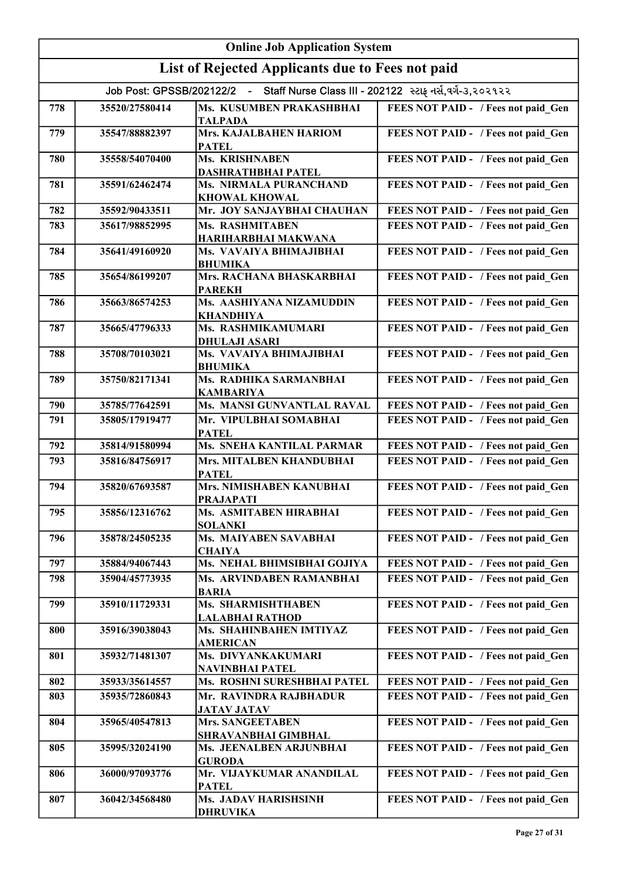# Online Job Application System

## List of Rejected Applicants due to Fees not paid

Job Post: GPSSB/202122/2 - Staff Nurse Class III - 202122 સ્ટાફ નર્સ,વર્ગ-૩,૨૦૨૧૨૨

| | | | |
|---|---|---|---|
| 778 | 35520/27580414 | Ms. KUSUMBEN PRAKASHBHAI TALPADA | FEES NOT PAID - / Fees not paid_Gen |
| 779 | 35547/88882397 | Mrs. KAJALBAHEN HARIOM PATEL | FEES NOT PAID - / Fees not paid_Gen |
| 780 | 35558/54070400 | Ms. KRISHNABEN DASHRATHBHAI PATEL | FEES NOT PAID - / Fees not paid_Gen |
| 781 | 35591/62462474 | Ms. NIRMALA PURANCHAND KHOWAL KHOWAL | FEES NOT PAID - / Fees not paid_Gen |
| 782 | 35592/90433511 | Mr. JOY SANJAYBHAI CHAUHAN | FEES NOT PAID - / Fees not paid_Gen |
| 783 | 35617/98852995 | Ms. RASHMITABEN HARIHARBHAI MAKWANA | FEES NOT PAID - / Fees not paid_Gen |
| 784 | 35641/49160920 | Ms. VAVAIYA BHIMAJIBHAI BHUMIKA | FEES NOT PAID - / Fees not paid_Gen |
| 785 | 35654/86199207 | Mrs. RACHANA BHASKARBHAI PAREKH | FEES NOT PAID - / Fees not paid_Gen |
| 786 | 35663/86574253 | Ms. AASHIYANA NIZAMUDDIN KHANDHIYA | FEES NOT PAID - / Fees not paid_Gen |
| 787 | 35665/47796333 | Ms. RASHMIKAMUMARI DHULAJI ASARI | FEES NOT PAID - / Fees not paid_Gen |
| 788 | 35708/70103021 | Ms. VAVAIYA BHIMAJIBHAI BHUMIKA | FEES NOT PAID - / Fees not paid_Gen |
| 789 | 35750/82171341 | Ms. RADHIKA SARMANBHAI KAMBARIYA | FEES NOT PAID - / Fees not paid_Gen |
| 790 | 35785/77642591 | Ms. MANSI GUNVANTLAL RAVAL | FEES NOT PAID - / Fees not paid_Gen |
| 791 | 35805/17919477 | Mr. VIPULBHAI SOMABHAI PATEL | FEES NOT PAID - / Fees not paid_Gen |
| 792 | 35814/91580994 | Ms. SNEHA KANTILAL PARMAR | FEES NOT PAID - / Fees not paid_Gen |
| 793 | 35816/84756917 | Mrs. MITALBEN KHANDUBHAI PATEL | FEES NOT PAID - / Fees not paid_Gen |
| 794 | 35820/67693587 | Mrs. NIMISHABEN KANUBHAI PRAJAPATI | FEES NOT PAID - / Fees not paid_Gen |
| 795 | 35856/12316762 | Ms. ASMITABEN HIRABHAI SOLANKI | FEES NOT PAID - / Fees not paid_Gen |
| 796 | 35878/24505235 | Ms. MAIYABEN SAVABHAI CHAIYA | FEES NOT PAID - / Fees not paid_Gen |
| 797 | 35884/94067443 | Ms. NEHAL BHIMSIBHAI GOJIYA | FEES NOT PAID - / Fees not paid_Gen |
| 798 | 35904/45773935 | Ms. ARVINDABEN RAMANBHAI BARIA | FEES NOT PAID - / Fees not paid_Gen |
| 799 | 35910/11729331 | Ms. SHARMISHTHABEN LALABHAI RATHOD | FEES NOT PAID - / Fees not paid_Gen |
| 800 | 35916/39038043 | Ms. SHAHINBAHEN IMTIYAZ AMERICAN | FEES NOT PAID - / Fees not paid_Gen |
| 801 | 35932/71481307 | Ms. DIVYANKAKUMARI NAVINBHAI PATEL | FEES NOT PAID - / Fees not paid_Gen |
| 802 | 35933/35614557 | Ms. ROSHNI SURESHBHAI PATEL | FEES NOT PAID - / Fees not paid_Gen |
| 803 | 35935/72860843 | Mr. RAVINDRA RAJBHADUR JATAV JATAV | FEES NOT PAID - / Fees not paid_Gen |
| 804 | 35965/40547813 | Mrs. SANGEETABEN SHRAVANBHAI GIMBHAL | FEES NOT PAID - / Fees not paid_Gen |
| 805 | 35995/32024190 | Ms. JEENALBEN ARJUNBHAI GURODA | FEES NOT PAID - / Fees not paid_Gen |
| 806 | 36000/97093776 | Mr. VIJAYKUMAR ANANDILAL PATEL | FEES NOT PAID - / Fees not paid_Gen |
| 807 | 36042/34568480 | Ms. JADAV HARISHSINH DHRUVIKA | FEES NOT PAID - / Fees not paid_Gen |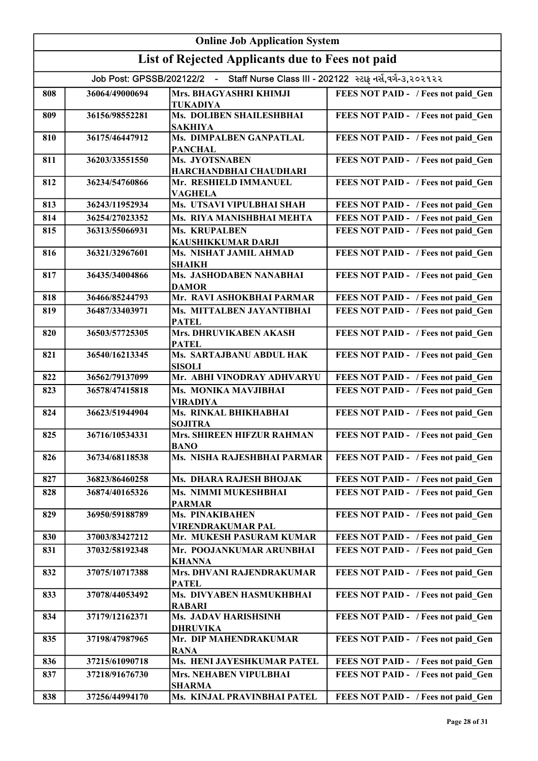# Online Job Application System

## List of Rejected Applicants due to Fees not paid

Job Post: GPSSB/202122/2 - Staff Nurse Class III - 202122 સ્ટાફ નર્સ,વર્ગ-૩,૨૦૨૧૨૨

| | | | |
|---|---|---|---|
| 808 | 36064/49000694 | Mrs. BHAGYASHRI KHIMJI TUKADIYA | FEES NOT PAID - / Fees not paid_Gen |
| 809 | 36156/98552281 | Ms. DOLIBEN SHAILESHBHAI SAKHIYA | FEES NOT PAID - / Fees not paid_Gen |
| 810 | 36175/46447912 | Ms. DIMPALBEN GANPATLAL PANCHAL | FEES NOT PAID - / Fees not paid_Gen |
| 811 | 36203/33551550 | Ms. JYOTSNABEN HARCHANDBHAI CHAUDHARI | FEES NOT PAID - / Fees not paid_Gen |
| 812 | 36234/54760866 | Mr. RESHIELD IMMANUEL VAGHELA | FEES NOT PAID - / Fees not paid_Gen |
| 813 | 36243/11952934 | Ms. UTSAVI VIPULBHAI SHAH | FEES NOT PAID - / Fees not paid_Gen |
| 814 | 36254/27023352 | Ms. RIYA MANISHBHAI MEHTA | FEES NOT PAID - / Fees not paid_Gen |
| 815 | 36313/55066931 | Ms. KRUPALBEN KAUSHIKKUMAR DARJI | FEES NOT PAID - / Fees not paid_Gen |
| 816 | 36321/32967601 | Ms. NISHAT JAMIL AHMAD SHAIKH | FEES NOT PAID - / Fees not paid_Gen |
| 817 | 36435/34004866 | Ms. JASHODABEN NANABHAI DAMOR | FEES NOT PAID - / Fees not paid_Gen |
| 818 | 36466/85244793 | Mr. RAVI ASHOKBHAI PARMAR | FEES NOT PAID - / Fees not paid_Gen |
| 819 | 36487/33403971 | Ms. MITTALBEN JAYANTIBHAI PATEL | FEES NOT PAID - / Fees not paid_Gen |
| 820 | 36503/57725305 | Mrs. DHRUVIKABEN AKASH PATEL | FEES NOT PAID - / Fees not paid_Gen |
| 821 | 36540/16213345 | Ms. SARTAJBANU ABDUL HAK SISOLI | FEES NOT PAID - / Fees not paid_Gen |
| 822 | 36562/79137099 | Mr. ABHI VINODRAY ADHVARYU | FEES NOT PAID - / Fees not paid_Gen |
| 823 | 36578/47415818 | Ms. MONIKA MAVJIBHAI VIRADIYA | FEES NOT PAID - / Fees not paid_Gen |
| 824 | 36623/51944904 | Ms. RINKAL BHIKHABHAI SOJITRA | FEES NOT PAID - / Fees not paid_Gen |
| 825 | 36716/10534331 | Mrs. SHIREEN HIFZUR RAHMAN BANO | FEES NOT PAID - / Fees not paid_Gen |
| 826 | 36734/68118538 | Ms. NISHA RAJESHBHAI PARMAR | FEES NOT PAID - / Fees not paid_Gen |
| 827 | 36823/86460258 | Ms. DHARA RAJESH BHOJAK | FEES NOT PAID - / Fees not paid_Gen |
| 828 | 36874/40165326 | Ms. NIMMI MUKESHBHAI PARMAR | FEES NOT PAID - / Fees not paid_Gen |
| 829 | 36950/59188789 | Ms. PINAKIBAHEN VIRENDRAKUMAR PAL | FEES NOT PAID - / Fees not paid_Gen |
| 830 | 37003/83427212 | Mr. MUKESH PASURAM KUMAR | FEES NOT PAID - / Fees not paid_Gen |
| 831 | 37032/58192348 | Mr. POOJANKUMAR ARUNBHAI KHANNA | FEES NOT PAID - / Fees not paid_Gen |
| 832 | 37075/10717388 | Mrs. DHVANI RAJENDRAKUMAR PATEL | FEES NOT PAID - / Fees not paid_Gen |
| 833 | 37078/44053492 | Ms. DIVYABEN HASMUKHBHAI RABARI | FEES NOT PAID - / Fees not paid_Gen |
| 834 | 37179/12162371 | Ms. JADAV HARISHSINH DHRUVIKA | FEES NOT PAID - / Fees not paid_Gen |
| 835 | 37198/47987965 | Mr. DIP MAHENDRAKUMAR RANA | FEES NOT PAID - / Fees not paid_Gen |
| 836 | 37215/61090718 | Ms. HENI JAYESHKUMAR PATEL | FEES NOT PAID - / Fees not paid_Gen |
| 837 | 37218/91676730 | Mrs. NEHABEN VIPULBHAI SHARMA | FEES NOT PAID - / Fees not paid_Gen |
| 838 | 37256/44994170 | Ms. KINJAL PRAVINBHAI PATEL | FEES NOT PAID - / Fees not paid_Gen |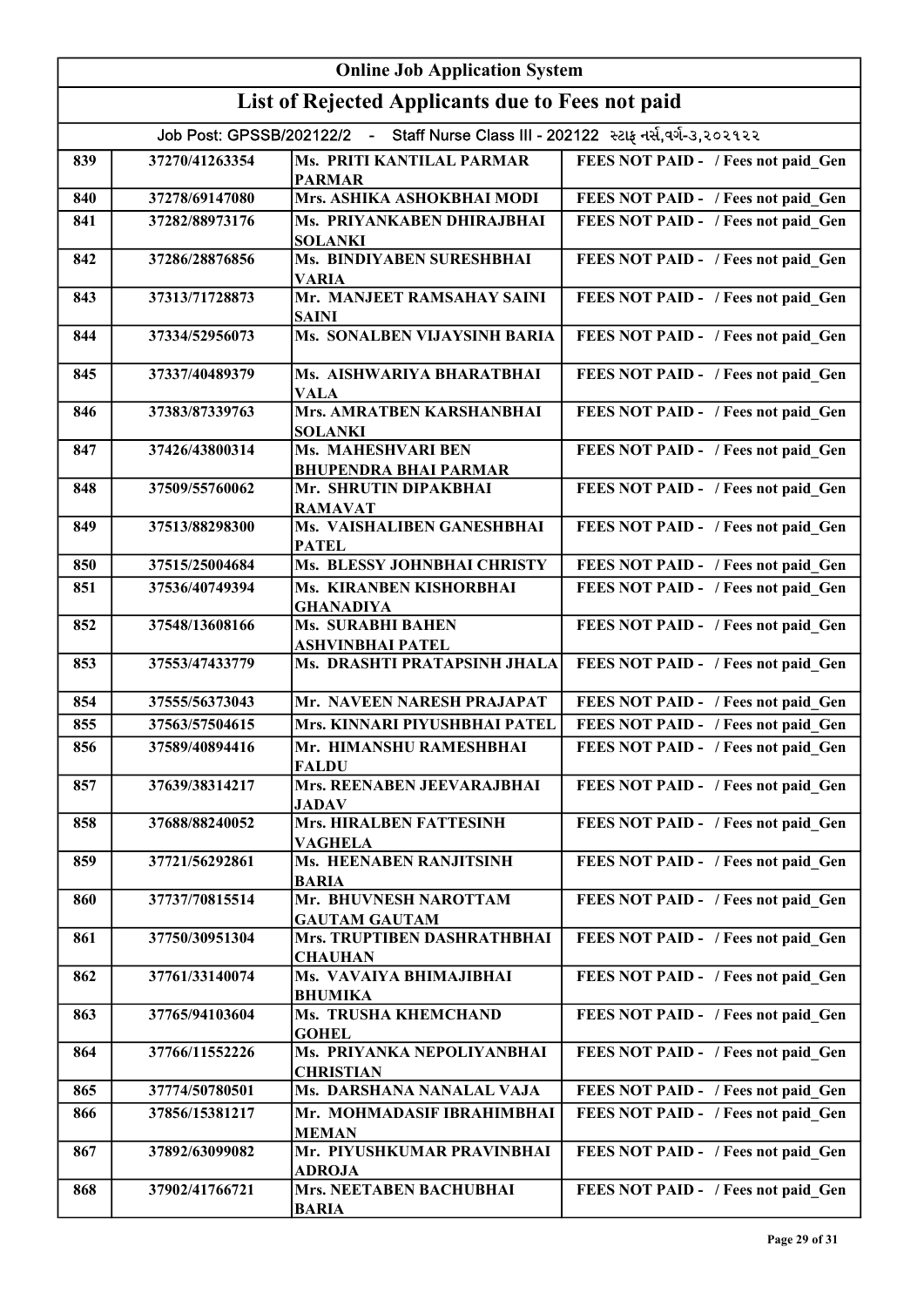# Online Job Application System

## List of Rejected Applicants due to Fees not paid

### Job Post: GPSSB/202122/2 - Staff Nurse Class III - 202122 સ્ટાફ નર્સ,વર્ગ-૩,૨૦૨૧૨૨

| | | | |
|---|---|---|---|
| 839 | 37270/41263354 | Ms. PRITI KANTILAL PARMAR PARMAR | FEES NOT PAID - / Fees not paid_Gen |
| 840 | 37278/69147080 | Mrs. ASHIKA ASHOKBHAI MODI | FEES NOT PAID - / Fees not paid_Gen |
| 841 | 37282/88973176 | Ms. PRIYANKABEN DHIRAJBHAI SOLANKI | FEES NOT PAID - / Fees not paid_Gen |
| 842 | 37286/28876856 | Ms. BINDIYABEN SURESHBHAI VARIA | FEES NOT PAID - / Fees not paid_Gen |
| 843 | 37313/71728873 | Mr. MANJEET RAMSAHAY SAINI SAINI | FEES NOT PAID - / Fees not paid_Gen |
| 844 | 37334/52956073 | Ms. SONALBEN VIJAYSINH BARIA | FEES NOT PAID - / Fees not paid_Gen |
| 845 | 37337/40489379 | Ms. AISHWARIYA BHARATBHAI VALA | FEES NOT PAID - / Fees not paid_Gen |
| 846 | 37383/87339763 | Mrs. AMRATBEN KARSHANBHAI SOLANKI | FEES NOT PAID - / Fees not paid_Gen |
| 847 | 37426/43800314 | Ms. MAHESHVARI BEN BHUPENDRA BHAI PARMAR | FEES NOT PAID - / Fees not paid_Gen |
| 848 | 37509/55760062 | Mr. SHRUTIN DIPAKBHAI RAMAVAT | FEES NOT PAID - / Fees not paid_Gen |
| 849 | 37513/88298300 | Ms. VAISHALIBEN GANESHBHAI PATEL | FEES NOT PAID - / Fees not paid_Gen |
| 850 | 37515/25004684 | Ms. BLESSY JOHNBHAI CHRISTY | FEES NOT PAID - / Fees not paid_Gen |
| 851 | 37536/40749394 | Ms. KIRANBEN KISHORBHAI GHANADIYA | FEES NOT PAID - / Fees not paid_Gen |
| 852 | 37548/13608166 | Ms. SURABHI BAHEN ASHVINBHAI PATEL | FEES NOT PAID - / Fees not paid_Gen |
| 853 | 37553/47433779 | Ms. DRASHTI PRATAPSINH JHALA | FEES NOT PAID - / Fees not paid_Gen |
| 854 | 37555/56373043 | Mr. NAVEEN NARESH PRAJAPAT | FEES NOT PAID - / Fees not paid_Gen |
| 855 | 37563/57504615 | Mrs. KINNARI PIYUSHBHAI PATEL | FEES NOT PAID - / Fees not paid_Gen |
| 856 | 37589/40894416 | Mr. HIMANSHU RAMESHBHAI FALDU | FEES NOT PAID - / Fees not paid_Gen |
| 857 | 37639/38314217 | Mrs. REENABEN JEEVARAJBHAI JADAV | FEES NOT PAID - / Fees not paid_Gen |
| 858 | 37688/88240052 | Mrs. HIRALBEN FATTESINH VAGHELA | FEES NOT PAID - / Fees not paid_Gen |
| 859 | 37721/56292861 | Ms. HEENABEN RANJITSINH BARIA | FEES NOT PAID - / Fees not paid_Gen |
| 860 | 37737/70815514 | Mr. BHUVNESH NAROTTAM GAUTAM GAUTAM | FEES NOT PAID - / Fees not paid_Gen |
| 861 | 37750/30951304 | Mrs. TRUPTIBEN DASHRATHBHAI CHAUHAN | FEES NOT PAID - / Fees not paid_Gen |
| 862 | 37761/33140074 | Ms. VAVAIYA BHIMAJIBHAI BHUMIKA | FEES NOT PAID - / Fees not paid_Gen |
| 863 | 37765/94103604 | Ms. TRUSHA KHEMCHAND GOHEL | FEES NOT PAID - / Fees not paid_Gen |
| 864 | 37766/11552226 | Ms. PRIYANKA NEPOLIYANBHAI CHRISTIAN | FEES NOT PAID - / Fees not paid_Gen |
| 865 | 37774/50780501 | Ms. DARSHANA NANALAL VAJA | FEES NOT PAID - / Fees not paid_Gen |
| 866 | 37856/15381217 | Mr. MOHMADASIF IBRAHIMBHAI MEMAN | FEES NOT PAID - / Fees not paid_Gen |
| 867 | 37892/63099082 | Mr. PIYUSHKUMAR PRAVINBHAI ADROJA | FEES NOT PAID - / Fees not paid_Gen |
| 868 | 37902/41766721 | Mrs. NEETABEN BACHUBHAI BARIA | FEES NOT PAID - / Fees not paid_Gen |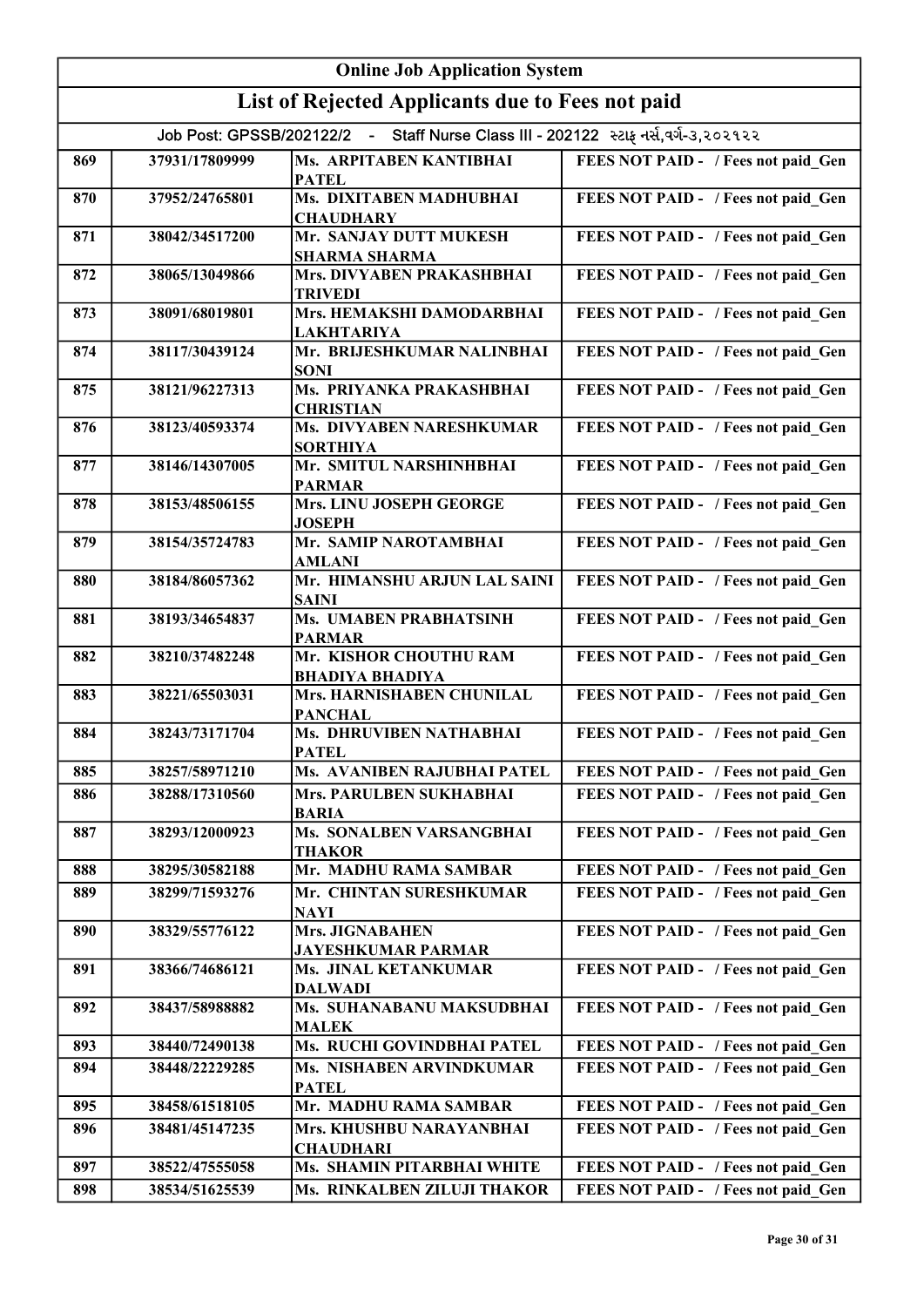# Online Job Application System

## List of Rejected Applicants due to Fees not paid

Job Post: GPSSB/202122/2 - Staff Nurse Class III - 202122 સ્ટાફ નર્સ,વર્ગ-૩,૨૦૨૧૨૨

| | | | |
|---|---|---|---|
| 869 | 37931/17809999 | Ms. ARPITABEN KANTIBHAI PATEL | FEES NOT PAID - / Fees not paid_Gen |
| 870 | 37952/24765801 | Ms. DIXITABEN MADHUBHAI CHAUDHARY | FEES NOT PAID - / Fees not paid_Gen |
| 871 | 38042/34517200 | Mr. SANJAY DUTT MUKESH SHARMA SHARMA | FEES NOT PAID - / Fees not paid_Gen |
| 872 | 38065/13049866 | Mrs. DIVYABEN PRAKASHBHAI TRIVEDI | FEES NOT PAID - / Fees not paid_Gen |
| 873 | 38091/68019801 | Mrs. HEMAKSHI DAMODARBHAI LAKHTARIYA | FEES NOT PAID - / Fees not paid_Gen |
| 874 | 38117/30439124 | Mr. BRIJESHKUMAR NALINBHAI SONI | FEES NOT PAID - / Fees not paid_Gen |
| 875 | 38121/96227313 | Ms. PRIYANKA PRAKASHBHAI CHRISTIAN | FEES NOT PAID - / Fees not paid_Gen |
| 876 | 38123/40593374 | Ms. DIVYABEN NARESHKUMAR SORTHIYA | FEES NOT PAID - / Fees not paid_Gen |
| 877 | 38146/14307005 | Mr. SMITUL NARSHINHBHAI PARMAR | FEES NOT PAID - / Fees not paid_Gen |
| 878 | 38153/48506155 | Mrs. LINU JOSEPH GEORGE JOSEPH | FEES NOT PAID - / Fees not paid_Gen |
| 879 | 38154/35724783 | Mr. SAMIP NAROTAMBHAI AMLANI | FEES NOT PAID - / Fees not paid_Gen |
| 880 | 38184/86057362 | Mr. HIMANSHU ARJUN LAL SAINI SAINI | FEES NOT PAID - / Fees not paid_Gen |
| 881 | 38193/34654837 | Ms. UMABEN PRABHATSINH PARMAR | FEES NOT PAID - / Fees not paid_Gen |
| 882 | 38210/37482248 | Mr. KISHOR CHOUTHU RAM BHADIYA BHADIYA | FEES NOT PAID - / Fees not paid_Gen |
| 883 | 38221/65503031 | Mrs. HARNISHABEN CHUNILAL PANCHAL | FEES NOT PAID - / Fees not paid_Gen |
| 884 | 38243/73171704 | Ms. DHRUVIBEN NATHABHAI PATEL | FEES NOT PAID - / Fees not paid_Gen |
| 885 | 38257/58971210 | Ms. AVANIBEN RAJUBHAI PATEL | FEES NOT PAID - / Fees not paid_Gen |
| 886 | 38288/17310560 | Mrs. PARULBEN SUKHABHAI BARIA | FEES NOT PAID - / Fees not paid_Gen |
| 887 | 38293/12000923 | Ms. SONALBEN VARSANGBHAI THAKOR | FEES NOT PAID - / Fees not paid_Gen |
| 888 | 38295/30582188 | Mr. MADHU RAMA SAMBAR | FEES NOT PAID - / Fees not paid_Gen |
| 889 | 38299/71593276 | Mr. CHINTAN SURESHKUMAR NAYI | FEES NOT PAID - / Fees not paid_Gen |
| 890 | 38329/55776122 | Mrs. JIGNABAHEN JAYESHKUMAR PARMAR | FEES NOT PAID - / Fees not paid_Gen |
| 891 | 38366/74686121 | Ms. JINAL KETANKUMAR DALWADI | FEES NOT PAID - / Fees not paid_Gen |
| 892 | 38437/58988882 | Ms. SUHANABANU MAKSUDBHAI MALEK | FEES NOT PAID - / Fees not paid_Gen |
| 893 | 38440/72490138 | Ms. RUCHI GOVINDBHAI PATEL | FEES NOT PAID - / Fees not paid_Gen |
| 894 | 38448/22229285 | Ms. NISHABEN ARVINDKUMAR PATEL | FEES NOT PAID - / Fees not paid_Gen |
| 895 | 38458/61518105 | Mr. MADHU RAMA SAMBAR | FEES NOT PAID - / Fees not paid_Gen |
| 896 | 38481/45147235 | Mrs. KHUSHBU NARAYANBHAI CHAUDHARI | FEES NOT PAID - / Fees not paid_Gen |
| 897 | 38522/47555058 | Ms. SHAMIN PITARBHAI WHITE | FEES NOT PAID - / Fees not paid_Gen |
| 898 | 38534/51625539 | Ms. RINKALBEN ZILUJI THAKOR | FEES NOT PAID - / Fees not paid_Gen |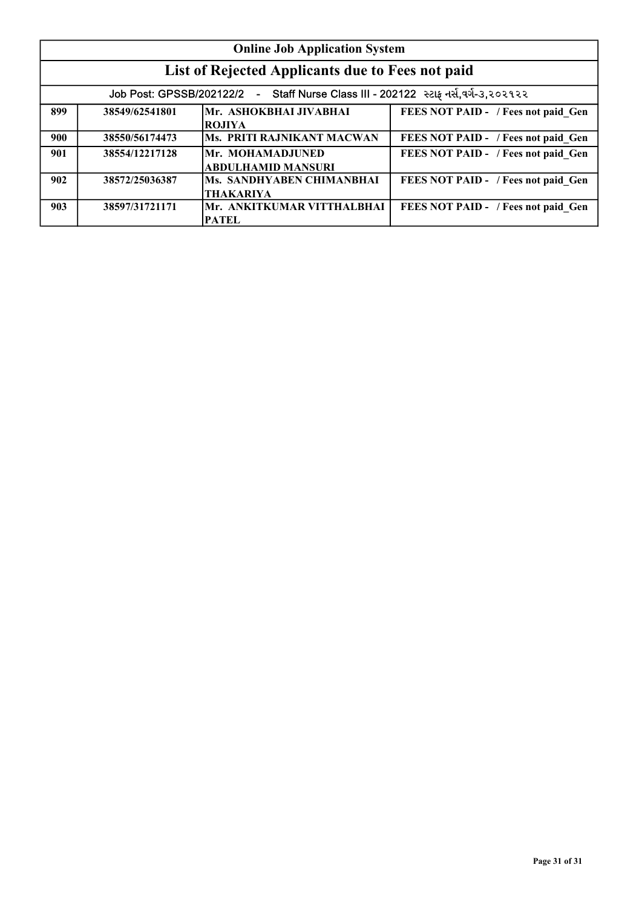# Online Job Application System

## List of Rejected Applicants due to Fees not paid

Job Post: GPSSB/202122/2 - Staff Nurse Class III - 202122 સ્ટાફ નર્સ,વર્ગ-૩,૨૦૨૧૨૨

| | | | |
|---|---|---|---|
| 899 | 38549/62541801 | Mr. ASHOKBHAI JIVABHAI ROJIYA | FEES NOT PAID - / Fees not paid_Gen |
| 900 | 38550/56174473 | Ms. PRITI RAJNIKANT MACWAN | FEES NOT PAID - / Fees not paid_Gen |
| 901 | 38554/12217128 | Mr. MOHAMADJUNED ABDULHAMID MANSURI | FEES NOT PAID - / Fees not paid_Gen |
| 902 | 38572/25036387 | Ms. SANDHYABEN CHIMANBHAI THAKARIYA | FEES NOT PAID - / Fees not paid_Gen |
| 903 | 38597/31721171 | Mr. ANKITKUMAR VITTHALBHAI PATEL | FEES NOT PAID - / Fees not paid_Gen |